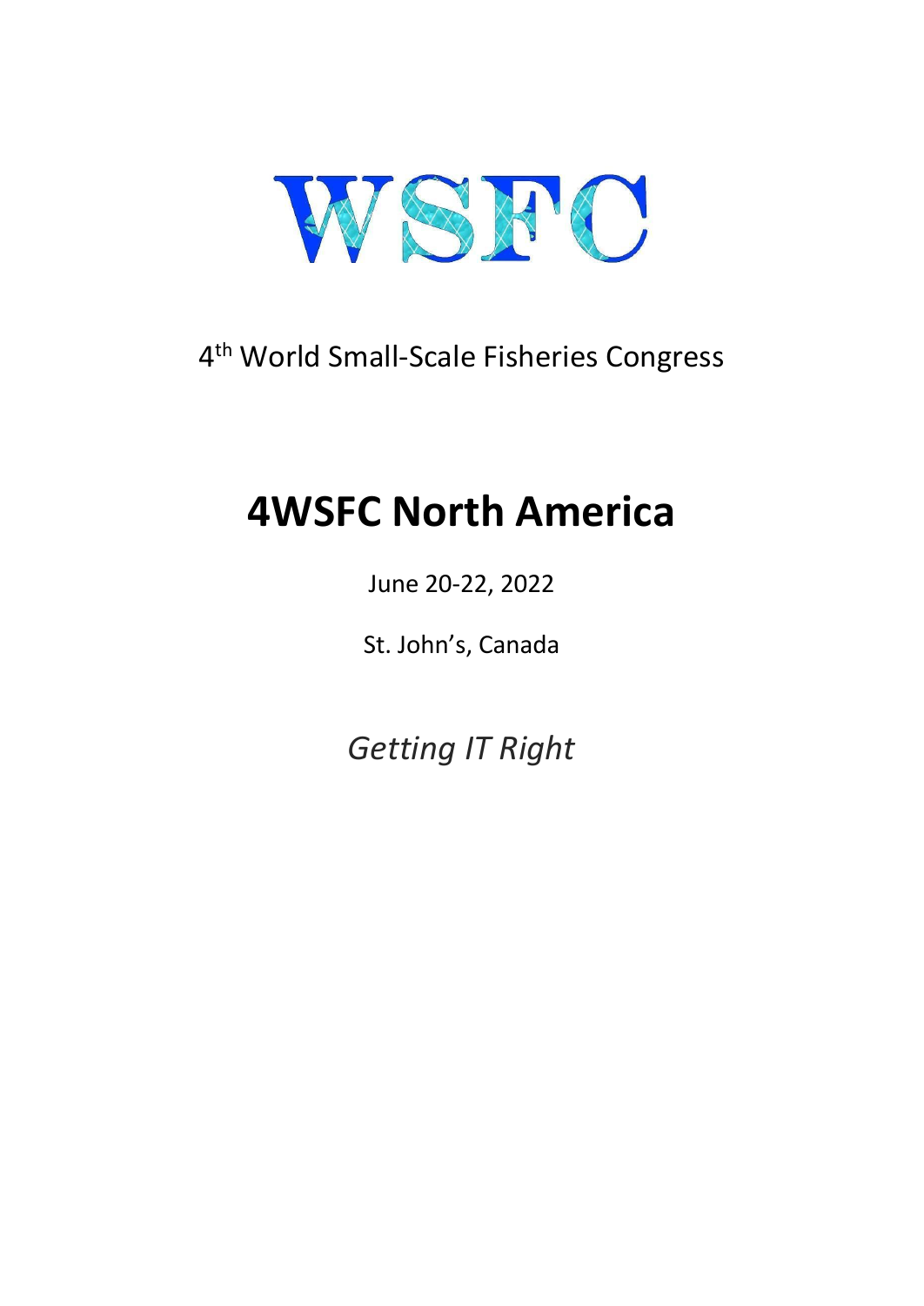WSFC

4th World Small-Scale Fisheries Congress

# 4WSFC North America

June 20-22, 2022

St. John's, Canada

*Getting IT Right*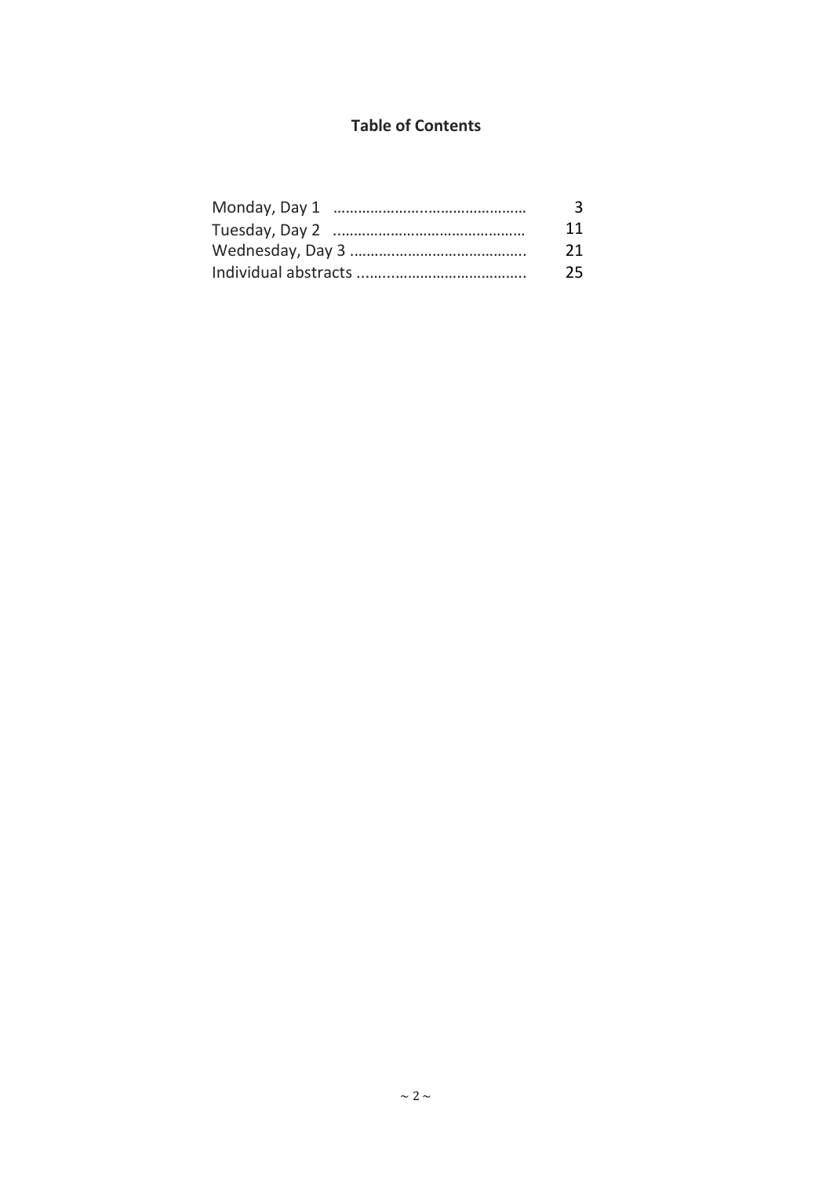## Table of Contents

| | |
|---|---|
| Monday, Day 1 | 3 |
| Tuesday, Day 2 | 11 |
| Wednesday, Day 3 | 21 |
| Individual abstracts | 25 |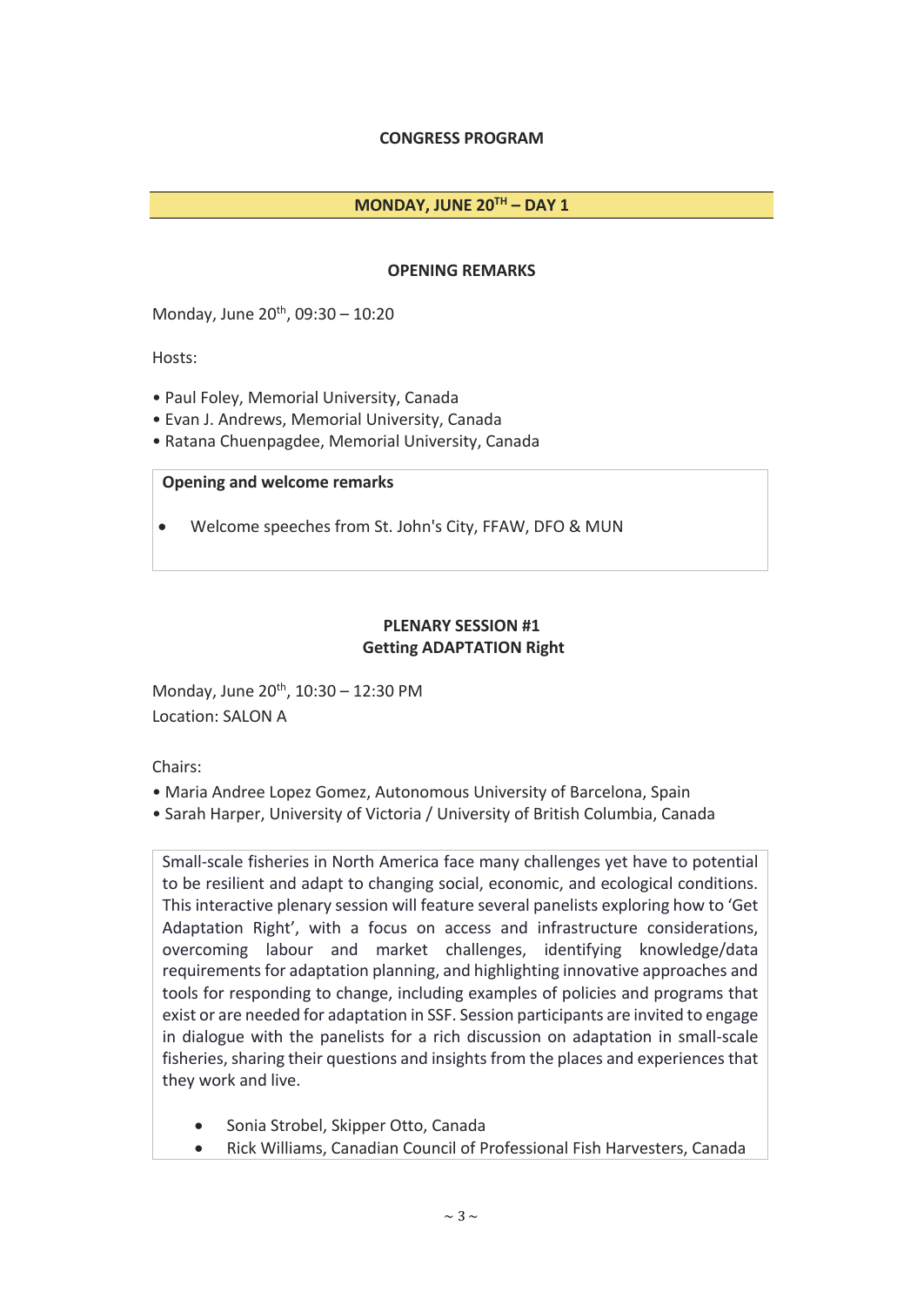# CONGRESS PROGRAM

## MONDAY, JUNE 20TH – DAY 1

### OPENING REMARKS

Monday, June 20th, 09:30 – 10:20

Hosts:

- Paul Foley, Memorial University, Canada
- Evan J. Andrews, Memorial University, Canada
- Ratana Chuenpagdee, Memorial University, Canada

**Opening and welcome remarks**

- Welcome speeches from St. John's City, FFAW, DFO & MUN

### PLENARY SESSION #1
### Getting ADAPTATION Right

Monday, June 20th, 10:30 – 12:30 PM
Location: SALON A

Chairs:

- Maria Andree Lopez Gomez, Autonomous University of Barcelona, Spain
- Sarah Harper, University of Victoria / University of British Columbia, Canada

Small-scale fisheries in North America face many challenges yet have to potential to be resilient and adapt to changing social, economic, and ecological conditions. This interactive plenary session will feature several panelists exploring how to 'Get Adaptation Right', with a focus on access and infrastructure considerations, overcoming labour and market challenges, identifying knowledge/data requirements for adaptation planning, and highlighting innovative approaches and tools for responding to change, including examples of policies and programs that exist or are needed for adaptation in SSF. Session participants are invited to engage in dialogue with the panelists for a rich discussion on adaptation in small-scale fisheries, sharing their questions and insights from the places and experiences that they work and live.

- Sonia Strobel, Skipper Otto, Canada
- Rick Williams, Canadian Council of Professional Fish Harvesters, Canada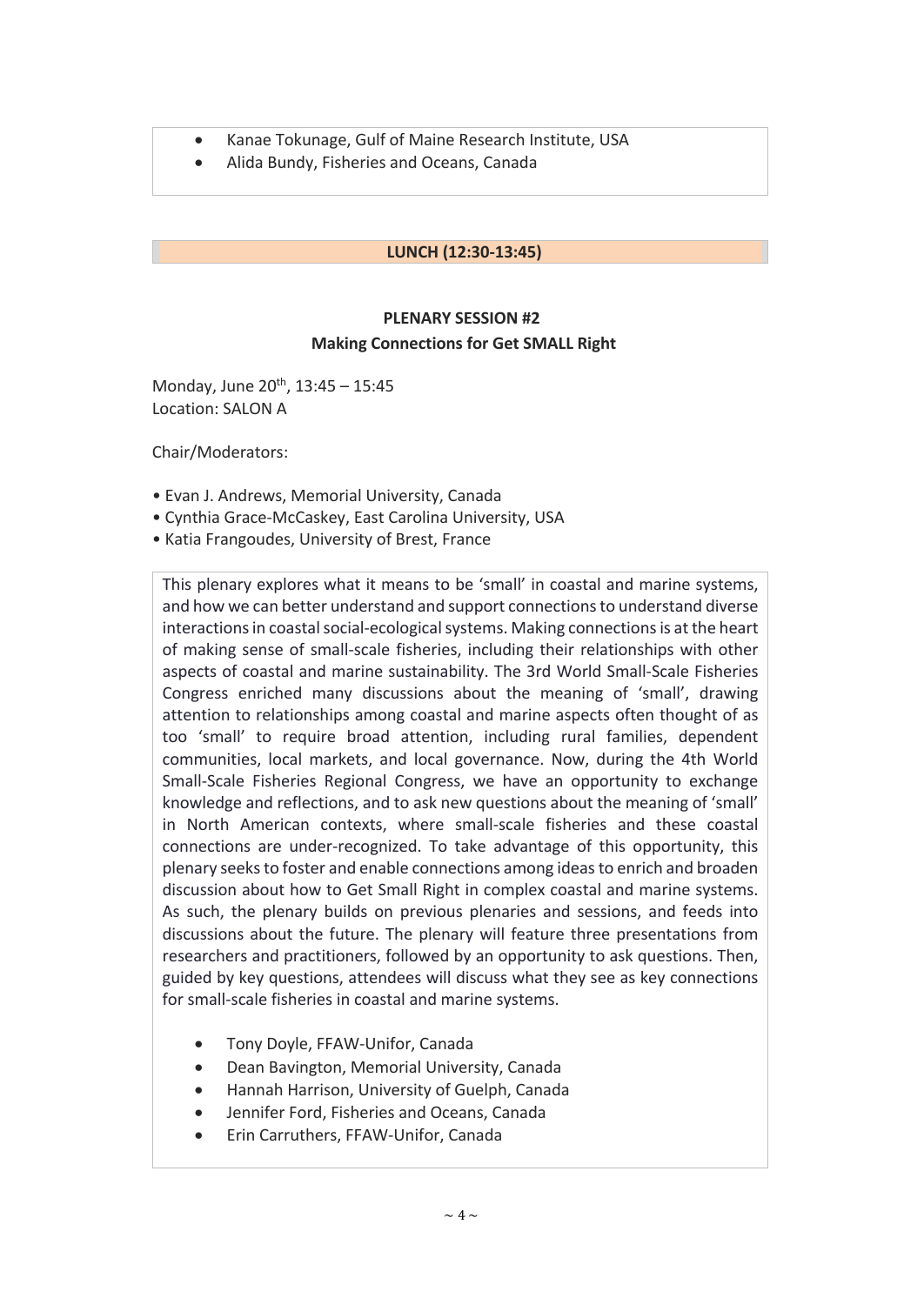- Kanae Tokunage, Gulf of Maine Research Institute, USA
- Alida Bundy, Fisheries and Oceans, Canada

**LUNCH (12:30-13:45)**

## PLENARY SESSION #2
### Making Connections for Get SMALL Right

Monday, June 20th, 13:45 – 15:45
Location: SALON A

Chair/Moderators:

- Evan J. Andrews, Memorial University, Canada
- Cynthia Grace-McCaskey, East Carolina University, USA
- Katia Frangoudes, University of Brest, France

This plenary explores what it means to be 'small' in coastal and marine systems, and how we can better understand and support connections to understand diverse interactions in coastal social-ecological systems. Making connections is at the heart of making sense of small-scale fisheries, including their relationships with other aspects of coastal and marine sustainability. The 3rd World Small-Scale Fisheries Congress enriched many discussions about the meaning of 'small', drawing attention to relationships among coastal and marine aspects often thought of as too 'small' to require broad attention, including rural families, dependent communities, local markets, and local governance. Now, during the 4th World Small-Scale Fisheries Regional Congress, we have an opportunity to exchange knowledge and reflections, and to ask new questions about the meaning of 'small' in North American contexts, where small-scale fisheries and these coastal connections are under-recognized. To take advantage of this opportunity, this plenary seeks to foster and enable connections among ideas to enrich and broaden discussion about how to Get Small Right in complex coastal and marine systems. As such, the plenary builds on previous plenaries and sessions, and feeds into discussions about the future. The plenary will feature three presentations from researchers and practitioners, followed by an opportunity to ask questions. Then, guided by key questions, attendees will discuss what they see as key connections for small-scale fisheries in coastal and marine systems.

- Tony Doyle, FFAW-Unifor, Canada
- Dean Bavington, Memorial University, Canada
- Hannah Harrison, University of Guelph, Canada
- Jennifer Ford, Fisheries and Oceans, Canada
- Erin Carruthers, FFAW-Unifor, Canada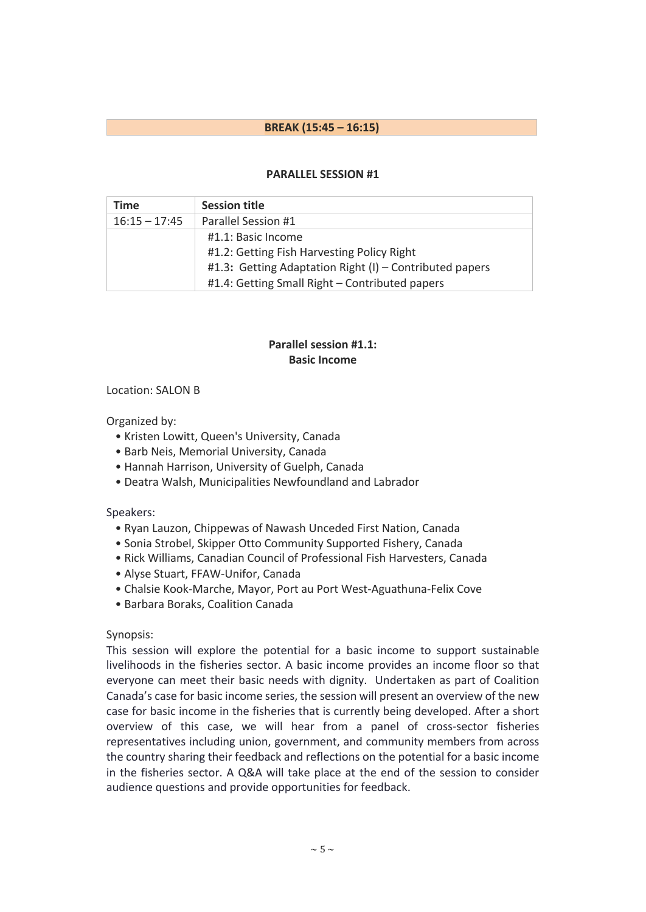**BREAK (15:45 – 16:15)**

## PARALLEL SESSION #1

| Time | Session title |
|---|---|
| 16:15 – 17:45 | Parallel Session #1 |
| | #1.1: Basic Income<br>#1.2: Getting Fish Harvesting Policy Right<br>#1.3: Getting Adaptation Right (I) – Contributed papers<br>#1.4: Getting Small Right – Contributed papers |

### Parallel session #1.1: Basic Income

Location: SALON B

Organized by:

- Kristen Lowitt, Queen's University, Canada
- Barb Neis, Memorial University, Canada
- Hannah Harrison, University of Guelph, Canada
- Deatra Walsh, Municipalities Newfoundland and Labrador

Speakers:

- Ryan Lauzon, Chippewas of Nawash Unceded First Nation, Canada
- Sonia Strobel, Skipper Otto Community Supported Fishery, Canada
- Rick Williams, Canadian Council of Professional Fish Harvesters, Canada
- Alyse Stuart, FFAW-Unifor, Canada
- Chalsie Kook-Marche, Mayor, Port au Port West-Aguathuna-Felix Cove
- Barbara Boraks, Coalition Canada

Synopsis:

This session will explore the potential for a basic income to support sustainable livelihoods in the fisheries sector. A basic income provides an income floor so that everyone can meet their basic needs with dignity. Undertaken as part of Coalition Canada's case for basic income series, the session will present an overview of the new case for basic income in the fisheries that is currently being developed. After a short overview of this case, we will hear from a panel of cross-sector fisheries representatives including union, government, and community members from across the country sharing their feedback and reflections on the potential for a basic income in the fisheries sector. A Q&A will take place at the end of the session to consider audience questions and provide opportunities for feedback.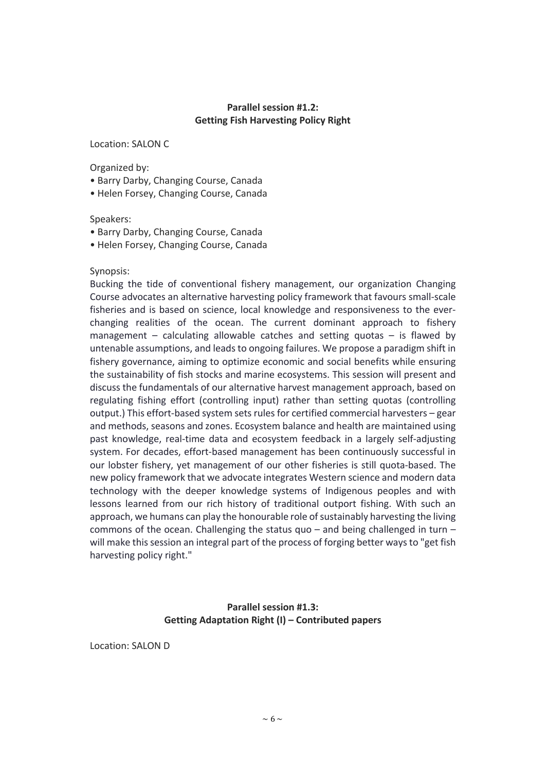## Parallel session #1.2:
## Getting Fish Harvesting Policy Right

Location: SALON C

Organized by:

- Barry Darby, Changing Course, Canada
- Helen Forsey, Changing Course, Canada

Speakers:

- Barry Darby, Changing Course, Canada
- Helen Forsey, Changing Course, Canada

Synopsis:

Bucking the tide of conventional fishery management, our organization Changing Course advocates an alternative harvesting policy framework that favours small-scale fisheries and is based on science, local knowledge and responsiveness to the ever-changing realities of the ocean. The current dominant approach to fishery management – calculating allowable catches and setting quotas – is flawed by untenable assumptions, and leads to ongoing failures. We propose a paradigm shift in fishery governance, aiming to optimize economic and social benefits while ensuring the sustainability of fish stocks and marine ecosystems. This session will present and discuss the fundamentals of our alternative harvest management approach, based on regulating fishing effort (controlling input) rather than setting quotas (controlling output.) This effort-based system sets rules for certified commercial harvesters – gear and methods, seasons and zones. Ecosystem balance and health are maintained using past knowledge, real-time data and ecosystem feedback in a largely self-adjusting system. For decades, effort-based management has been continuously successful in our lobster fishery, yet management of our other fisheries is still quota-based. The new policy framework that we advocate integrates Western science and modern data technology with the deeper knowledge systems of Indigenous peoples and with lessons learned from our rich history of traditional outport fishing. With such an approach, we humans can play the honourable role of sustainably harvesting the living commons of the ocean. Challenging the status quo – and being challenged in turn – will make this session an integral part of the process of forging better ways to "get fish harvesting policy right."

## Parallel session #1.3:
## Getting Adaptation Right (I) – Contributed papers

Location: SALON D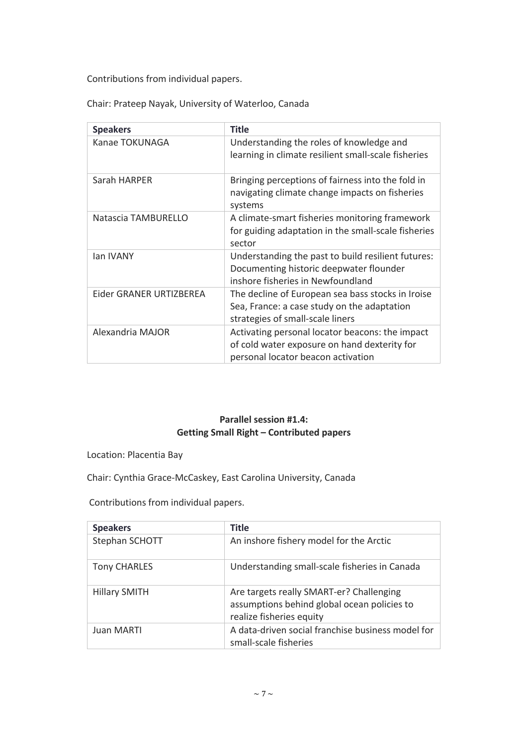Contributions from individual papers.

Chair: Prateep Nayak, University of Waterloo, Canada

| Speakers | Title |
|---|---|
| Kanae TOKUNAGA | Understanding the roles of knowledge and learning in climate resilient small-scale fisheries |
| Sarah HARPER | Bringing perceptions of fairness into the fold in navigating climate change impacts on fisheries systems |
| Natascia TAMBURELLO | A climate-smart fisheries monitoring framework for guiding adaptation in the small-scale fisheries sector |
| Ian IVANY | Understanding the past to build resilient futures: Documenting historic deepwater flounder inshore fisheries in Newfoundland |
| Eider GRANER URTIZBEREA | The decline of European sea bass stocks in Iroise Sea, France: a case study on the adaptation strategies of small-scale liners |
| Alexandria MAJOR | Activating personal locator beacons: the impact of cold water exposure on hand dexterity for personal locator beacon activation |

**Parallel session #1.4:**
**Getting Small Right – Contributed papers**

Location: Placentia Bay

Chair: Cynthia Grace-McCaskey, East Carolina University, Canada

Contributions from individual papers.

| Speakers | Title |
|---|---|
| Stephan SCHOTT | An inshore fishery model for the Arctic |
| Tony CHARLES | Understanding small-scale fisheries in Canada |
| Hillary SMITH | Are targets really SMART-er? Challenging assumptions behind global ocean policies to realize fisheries equity |
| Juan MARTI | A data-driven social franchise business model for small-scale fisheries |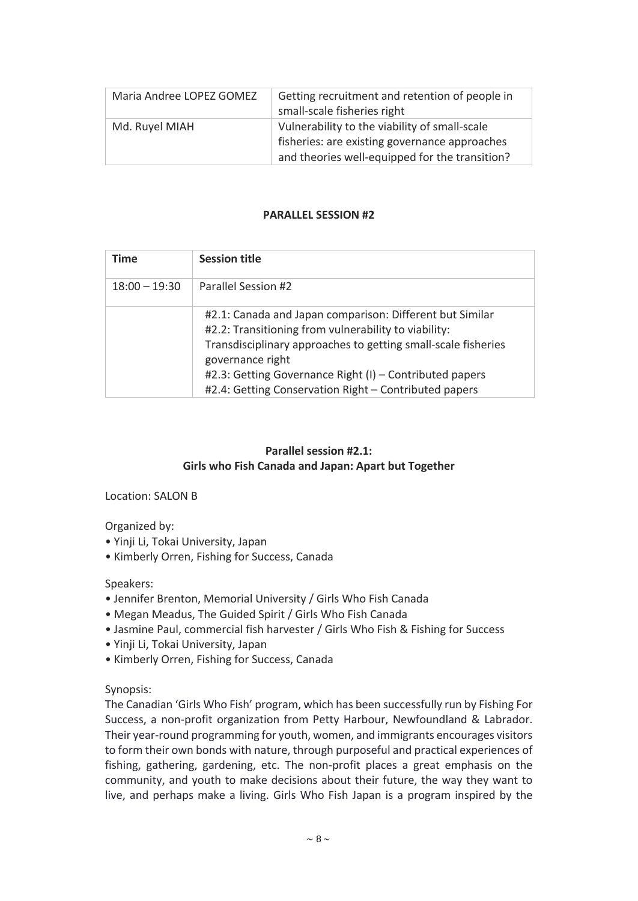| Maria Andree LOPEZ GOMEZ | Getting recruitment and retention of people in small-scale fisheries right |
|---|---|
| Md. Ruyel MIAH | Vulnerability to the viability of small-scale fisheries: are existing governance approaches and theories well-equipped for the transition? |

**PARALLEL SESSION #2**

| Time | Session title |
|---|---|
| 18:00 – 19:30 | Parallel Session #2 |
| | #2.1: Canada and Japan comparison: Different but Similar<br>#2.2: Transitioning from vulnerability to viability: Transdisciplinary approaches to getting small-scale fisheries governance right<br>#2.3: Getting Governance Right (I) – Contributed papers<br>#2.4: Getting Conservation Right – Contributed papers |

**Parallel session #2.1:**
**Girls who Fish Canada and Japan: Apart but Together**

Location: SALON B

Organized by:
- Yinji Li, Tokai University, Japan
- Kimberly Orren, Fishing for Success, Canada

Speakers:
- Jennifer Brenton, Memorial University / Girls Who Fish Canada
- Megan Meadus, The Guided Spirit / Girls Who Fish Canada
- Jasmine Paul, commercial fish harvester / Girls Who Fish & Fishing for Success
- Yinji Li, Tokai University, Japan
- Kimberly Orren, Fishing for Success, Canada

Synopsis:
The Canadian 'Girls Who Fish' program, which has been successfully run by Fishing For Success, a non-profit organization from Petty Harbour, Newfoundland & Labrador. Their year-round programming for youth, women, and immigrants encourages visitors to form their own bonds with nature, through purposeful and practical experiences of fishing, gathering, gardening, etc. The non-profit places a great emphasis on the community, and youth to make decisions about their future, the way they want to live, and perhaps make a living. Girls Who Fish Japan is a program inspired by the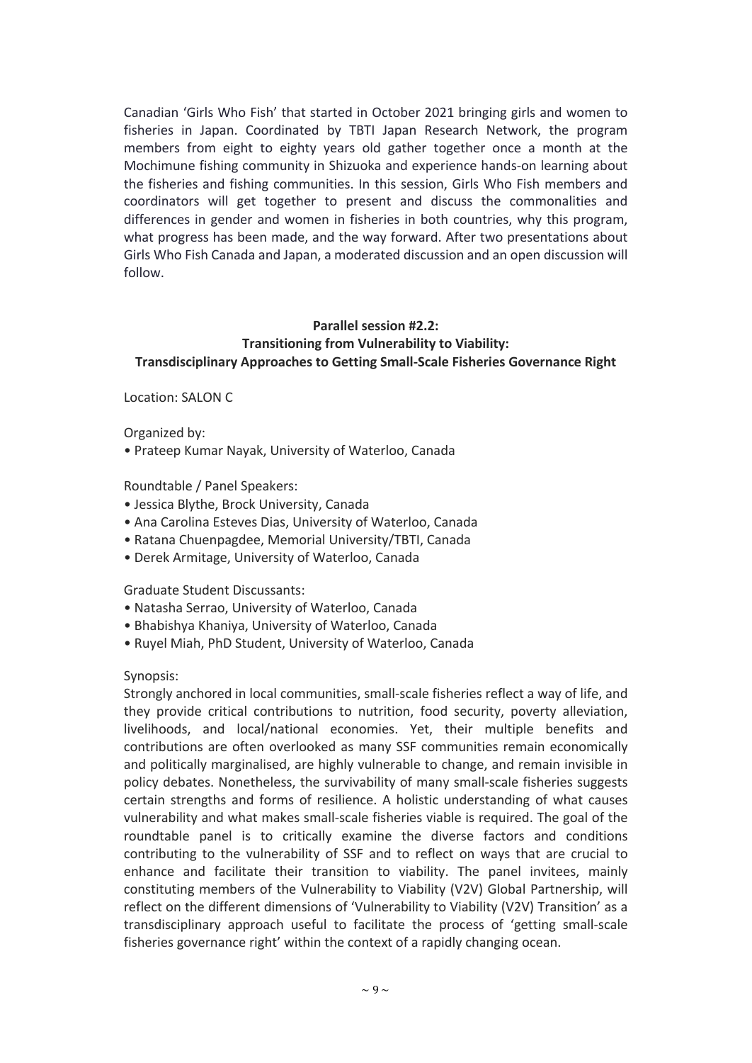Canadian 'Girls Who Fish' that started in October 2021 bringing girls and women to fisheries in Japan. Coordinated by TBTI Japan Research Network, the program members from eight to eighty years old gather together once a month at the Mochimune fishing community in Shizuoka and experience hands-on learning about the fisheries and fishing communities. In this session, Girls Who Fish members and coordinators will get together to present and discuss the commonalities and differences in gender and women in fisheries in both countries, why this program, what progress has been made, and the way forward. After two presentations about Girls Who Fish Canada and Japan, a moderated discussion and an open discussion will follow.

### Parallel session #2.2: Transitioning from Vulnerability to Viability: Transdisciplinary Approaches to Getting Small-Scale Fisheries Governance Right

Location: SALON C

Organized by:
- Prateep Kumar Nayak, University of Waterloo, Canada

Roundtable / Panel Speakers:
- Jessica Blythe, Brock University, Canada
- Ana Carolina Esteves Dias, University of Waterloo, Canada
- Ratana Chuenpagdee, Memorial University/TBTI, Canada
- Derek Armitage, University of Waterloo, Canada

Graduate Student Discussants:
- Natasha Serrao, University of Waterloo, Canada
- Bhabishya Khaniya, University of Waterloo, Canada
- Ruyel Miah, PhD Student, University of Waterloo, Canada

Synopsis:
Strongly anchored in local communities, small-scale fisheries reflect a way of life, and they provide critical contributions to nutrition, food security, poverty alleviation, livelihoods, and local/national economies. Yet, their multiple benefits and contributions are often overlooked as many SSF communities remain economically and politically marginalised, are highly vulnerable to change, and remain invisible in policy debates. Nonetheless, the survivability of many small-scale fisheries suggests certain strengths and forms of resilience. A holistic understanding of what causes vulnerability and what makes small-scale fisheries viable is required. The goal of the roundtable panel is to critically examine the diverse factors and conditions contributing to the vulnerability of SSF and to reflect on ways that are crucial to enhance and facilitate their transition to viability. The panel invitees, mainly constituting members of the Vulnerability to Viability (V2V) Global Partnership, will reflect on the different dimensions of 'Vulnerability to Viability (V2V) Transition' as a transdisciplinary approach useful to facilitate the process of 'getting small-scale fisheries governance right' within the context of a rapidly changing ocean.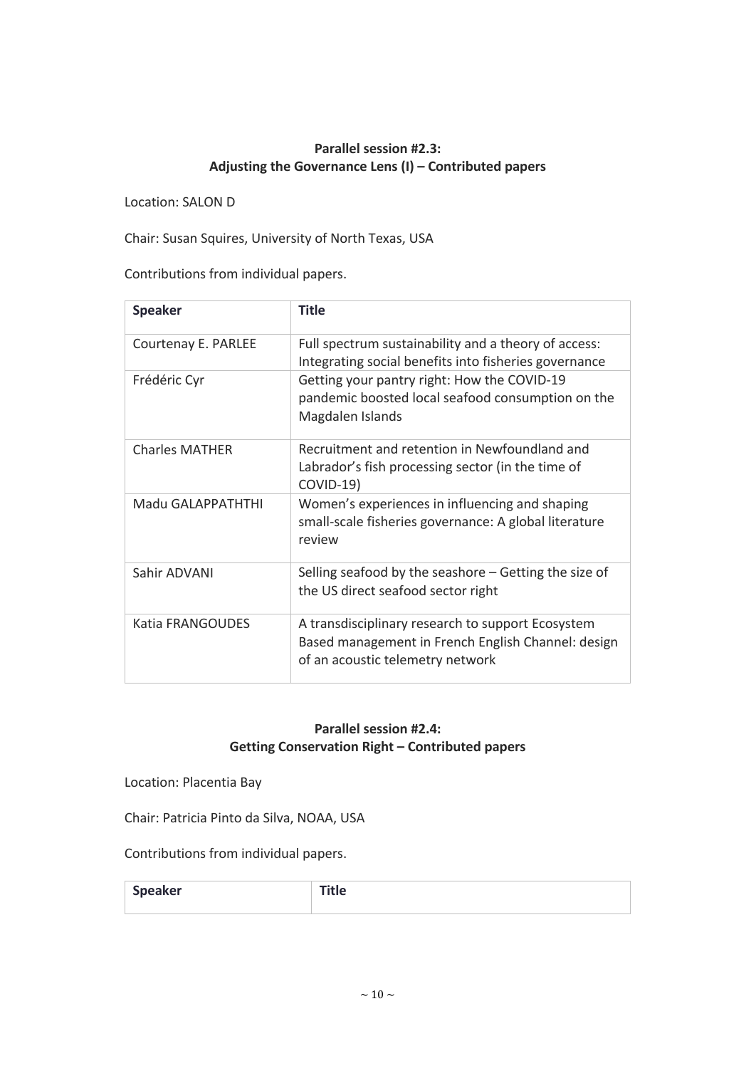## Parallel session #2.3: Adjusting the Governance Lens (I) – Contributed papers

Location: SALON D

Chair: Susan Squires, University of North Texas, USA

Contributions from individual papers.

| Speaker | Title |
| --- | --- |
| Courtenay E. PARLEE | Full spectrum sustainability and a theory of access: Integrating social benefits into fisheries governance |
| Frédéric Cyr | Getting your pantry right: How the COVID-19 pandemic boosted local seafood consumption on the Magdalen Islands |
| Charles MATHER | Recruitment and retention in Newfoundland and Labrador's fish processing sector (in the time of COVID-19) |
| Madu GALAPPATHTHI | Women's experiences in influencing and shaping small-scale fisheries governance: A global literature review |
| Sahir ADVANI | Selling seafood by the seashore – Getting the size of the US direct seafood sector right |
| Katia FRANGOUDES | A transdisciplinary research to support Ecosystem Based management in French English Channel: design of an acoustic telemetry network |

## Parallel session #2.4: Getting Conservation Right – Contributed papers

Location: Placentia Bay

Chair: Patricia Pinto da Silva, NOAA, USA

Contributions from individual papers.

| Speaker | Title |
| --- | --- |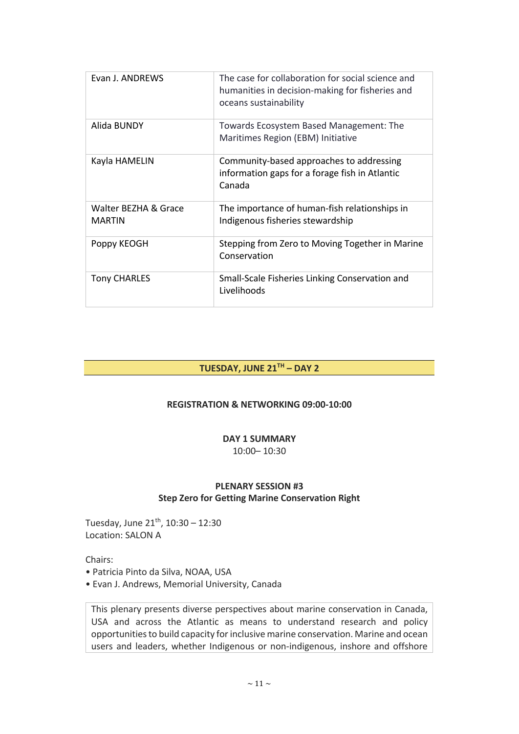| | |
|---|---|
| Evan J. ANDREWS | The case for collaboration for social science and humanities in decision-making for fisheries and oceans sustainability |
| Alida BUNDY | Towards Ecosystem Based Management: The Maritimes Region (EBM) Initiative |
| Kayla HAMELIN | Community-based approaches to addressing information gaps for a forage fish in Atlantic Canada |
| Walter BEZHA & Grace MARTIN | The importance of human-fish relationships in Indigenous fisheries stewardship |
| Poppy KEOGH | Stepping from Zero to Moving Together in Marine Conservation |
| Tony CHARLES | Small-Scale Fisheries Linking Conservation and Livelihoods |

## TUESDAY, JUNE 21TH – DAY 2

**REGISTRATION & NETWORKING 09:00-10:00**

**DAY 1 SUMMARY**
10:00– 10:30

### PLENARY SESSION #3
**Step Zero for Getting Marine Conservation Right**

Tuesday, June 21th, 10:30 – 12:30
Location: SALON A

Chairs:

- Patricia Pinto da Silva, NOAA, USA
- Evan J. Andrews, Memorial University, Canada

This plenary presents diverse perspectives about marine conservation in Canada, USA and across the Atlantic as means to understand research and policy opportunities to build capacity for inclusive marine conservation. Marine and ocean users and leaders, whether Indigenous or non-indigenous, inshore and offshore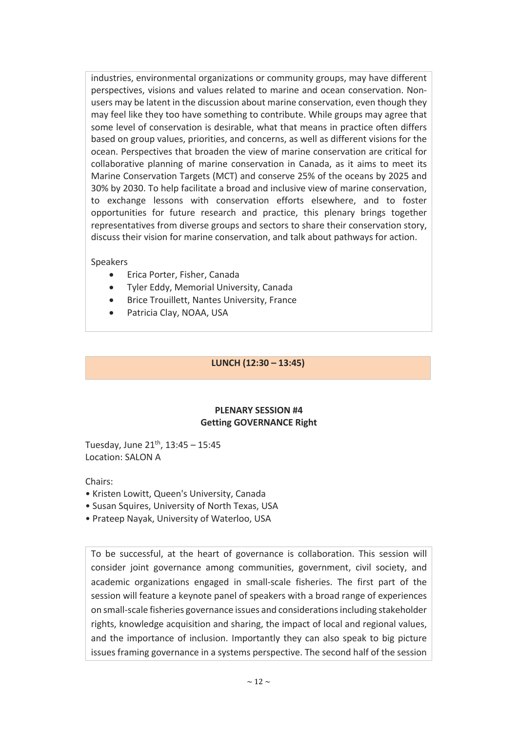industries, environmental organizations or community groups, may have different perspectives, visions and values related to marine and ocean conservation. Non-users may be latent in the discussion about marine conservation, even though they may feel like they too have something to contribute. While groups may agree that some level of conservation is desirable, what that means in practice often differs based on group values, priorities, and concerns, as well as different visions for the ocean. Perspectives that broaden the view of marine conservation are critical for collaborative planning of marine conservation in Canada, as it aims to meet its Marine Conservation Targets (MCT) and conserve 25% of the oceans by 2025 and 30% by 2030. To help facilitate a broad and inclusive view of marine conservation, to exchange lessons with conservation efforts elsewhere, and to foster opportunities for future research and practice, this plenary brings together representatives from diverse groups and sectors to share their conservation story, discuss their vision for marine conservation, and talk about pathways for action.

Speakers

- Erica Porter, Fisher, Canada
- Tyler Eddy, Memorial University, Canada
- Brice Trouillett, Nantes University, France
- Patricia Clay, NOAA, USA

**LUNCH (12:30 – 13:45)**

## PLENARY SESSION #4
## Getting GOVERNANCE Right

Tuesday, June 21st, 13:45 – 15:45
Location: SALON A

Chairs:
- Kristen Lowitt, Queen's University, Canada
- Susan Squires, University of North Texas, USA
- Prateep Nayak, University of Waterloo, USA

To be successful, at the heart of governance is collaboration. This session will consider joint governance among communities, government, civil society, and academic organizations engaged in small-scale fisheries. The first part of the session will feature a keynote panel of speakers with a broad range of experiences on small-scale fisheries governance issues and considerations including stakeholder rights, knowledge acquisition and sharing, the impact of local and regional values, and the importance of inclusion. Importantly they can also speak to big picture issues framing governance in a systems perspective. The second half of the session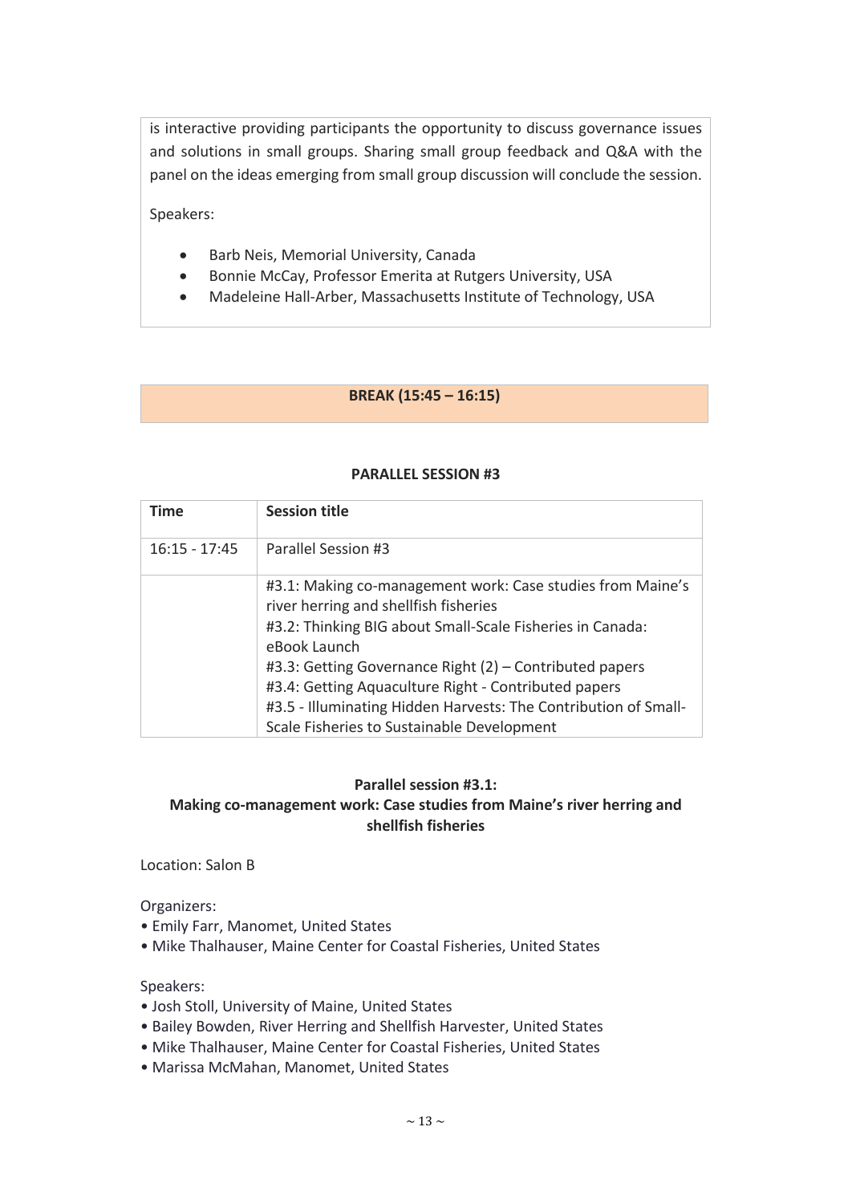is interactive providing participants the opportunity to discuss governance issues and solutions in small groups. Sharing small group feedback and Q&A with the panel on the ideas emerging from small group discussion will conclude the session.

Speakers:

- Barb Neis, Memorial University, Canada
- Bonnie McCay, Professor Emerita at Rutgers University, USA
- Madeleine Hall-Arber, Massachusetts Institute of Technology, USA

**BREAK (15:45 – 16:15)**

**PARALLEL SESSION #3**

| Time | Session title |
|---|---|
| 16:15 - 17:45 | Parallel Session #3 |
| | #3.1: Making co-management work: Case studies from Maine's river herring and shellfish fisheries<br>#3.2: Thinking BIG about Small-Scale Fisheries in Canada: eBook Launch<br>#3.3: Getting Governance Right (2) – Contributed papers<br>#3.4: Getting Aquaculture Right - Contributed papers<br>#3.5 - Illuminating Hidden Harvests: The Contribution of Small-Scale Fisheries to Sustainable Development |

**Parallel session #3.1:**
**Making co-management work: Case studies from Maine's river herring and shellfish fisheries**

Location: Salon B

Organizers:
- Emily Farr, Manomet, United States
- Mike Thalhauser, Maine Center for Coastal Fisheries, United States

Speakers:
- Josh Stoll, University of Maine, United States
- Bailey Bowden, River Herring and Shellfish Harvester, United States
- Mike Thalhauser, Maine Center for Coastal Fisheries, United States
- Marissa McMahan, Manomet, United States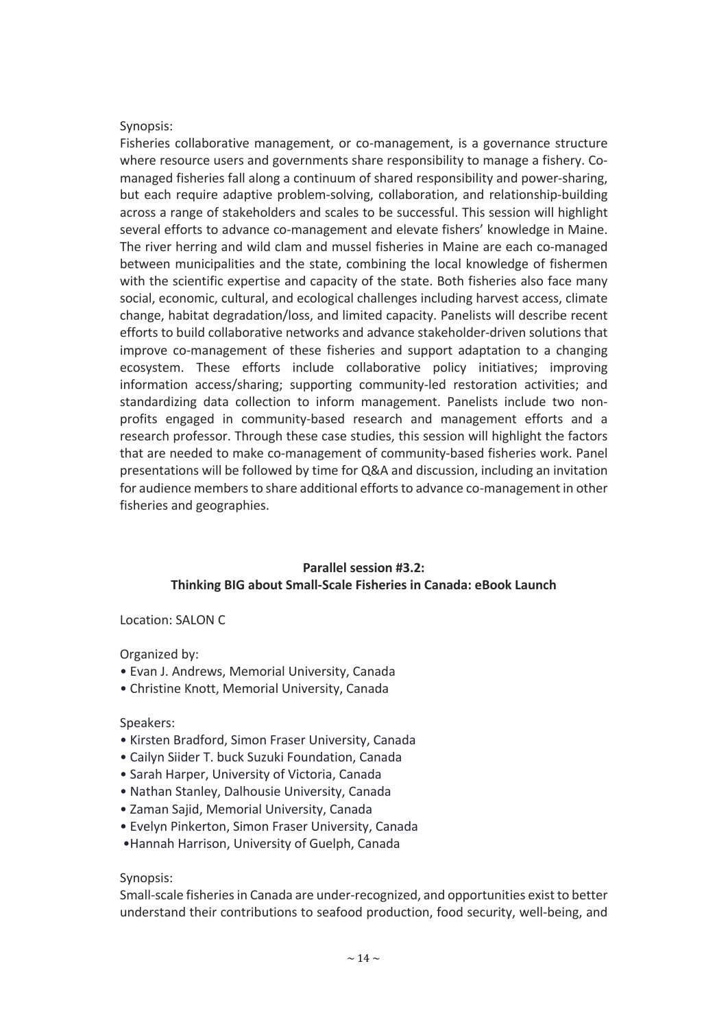Synopsis:

Fisheries collaborative management, or co-management, is a governance structure where resource users and governments share responsibility to manage a fishery. Co-managed fisheries fall along a continuum of shared responsibility and power-sharing, but each require adaptive problem-solving, collaboration, and relationship-building across a range of stakeholders and scales to be successful. This session will highlight several efforts to advance co-management and elevate fishers' knowledge in Maine. The river herring and wild clam and mussel fisheries in Maine are each co-managed between municipalities and the state, combining the local knowledge of fishermen with the scientific expertise and capacity of the state. Both fisheries also face many social, economic, cultural, and ecological challenges including harvest access, climate change, habitat degradation/loss, and limited capacity. Panelists will describe recent efforts to build collaborative networks and advance stakeholder-driven solutions that improve co-management of these fisheries and support adaptation to a changing ecosystem. These efforts include collaborative policy initiatives; improving information access/sharing; supporting community-led restoration activities; and standardizing data collection to inform management. Panelists include two non-profits engaged in community-based research and management efforts and a research professor. Through these case studies, this session will highlight the factors that are needed to make co-management of community-based fisheries work. Panel presentations will be followed by time for Q&A and discussion, including an invitation for audience members to share additional efforts to advance co-management in other fisheries and geographies.

## Parallel session #3.2: Thinking BIG about Small-Scale Fisheries in Canada: eBook Launch

Location: SALON C

Organized by:

- Evan J. Andrews, Memorial University, Canada
- Christine Knott, Memorial University, Canada

Speakers:

- Kirsten Bradford, Simon Fraser University, Canada
- Cailyn Siider T. buck Suzuki Foundation, Canada
- Sarah Harper, University of Victoria, Canada
- Nathan Stanley, Dalhousie University, Canada
- Zaman Sajid, Memorial University, Canada
- Evelyn Pinkerton, Simon Fraser University, Canada
- Hannah Harrison, University of Guelph, Canada

Synopsis:

Small-scale fisheries in Canada are under-recognized, and opportunities exist to better understand their contributions to seafood production, food security, well-being, and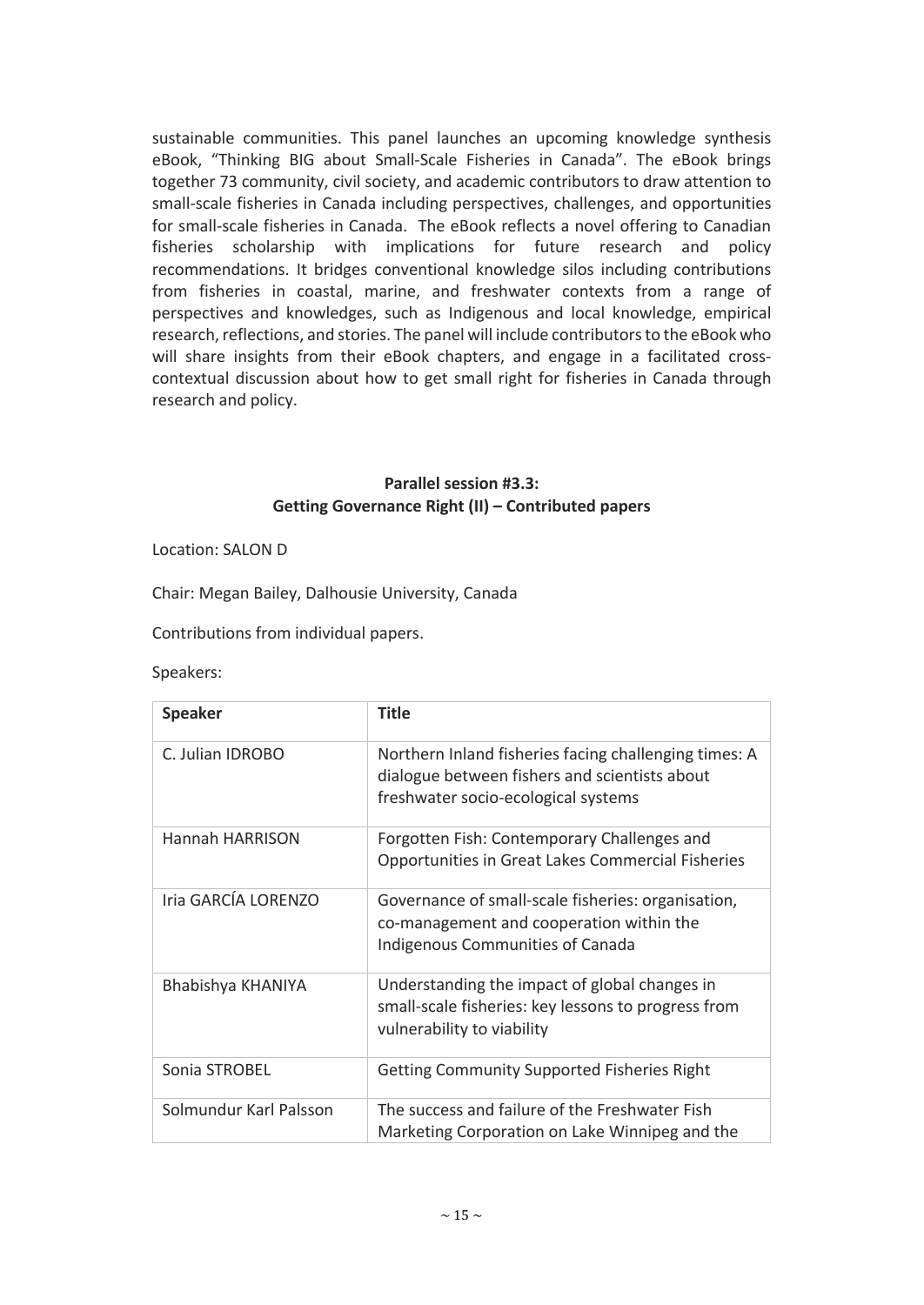sustainable communities. This panel launches an upcoming knowledge synthesis eBook, "Thinking BIG about Small-Scale Fisheries in Canada". The eBook brings together 73 community, civil society, and academic contributors to draw attention to small-scale fisheries in Canada including perspectives, challenges, and opportunities for small-scale fisheries in Canada. The eBook reflects a novel offering to Canadian fisheries scholarship with implications for future research and policy recommendations. It bridges conventional knowledge silos including contributions from fisheries in coastal, marine, and freshwater contexts from a range of perspectives and knowledges, such as Indigenous and local knowledge, empirical research, reflections, and stories. The panel will include contributors to the eBook who will share insights from their eBook chapters, and engage in a facilitated cross-contextual discussion about how to get small right for fisheries in Canada through research and policy.

## Parallel session #3.3: Getting Governance Right (II) – Contributed papers

Location: SALON D

Chair: Megan Bailey, Dalhousie University, Canada

Contributions from individual papers.

Speakers:

| **Speaker** | **Title** |
|---|---|
| C. Julian IDROBO | Northern Inland fisheries facing challenging times: A dialogue between fishers and scientists about freshwater socio-ecological systems |
| Hannah HARRISON | Forgotten Fish: Contemporary Challenges and Opportunities in Great Lakes Commercial Fisheries |
| Iria GARCÍA LORENZO | Governance of small-scale fisheries: organisation, co-management and cooperation within the Indigenous Communities of Canada |
| Bhabishya KHANIYA | Understanding the impact of global changes in small-scale fisheries: key lessons to progress from vulnerability to viability |
| Sonia STROBEL | Getting Community Supported Fisheries Right |
| Solmundur Karl Palsson | The success and failure of the Freshwater Fish Marketing Corporation on Lake Winnipeg and the |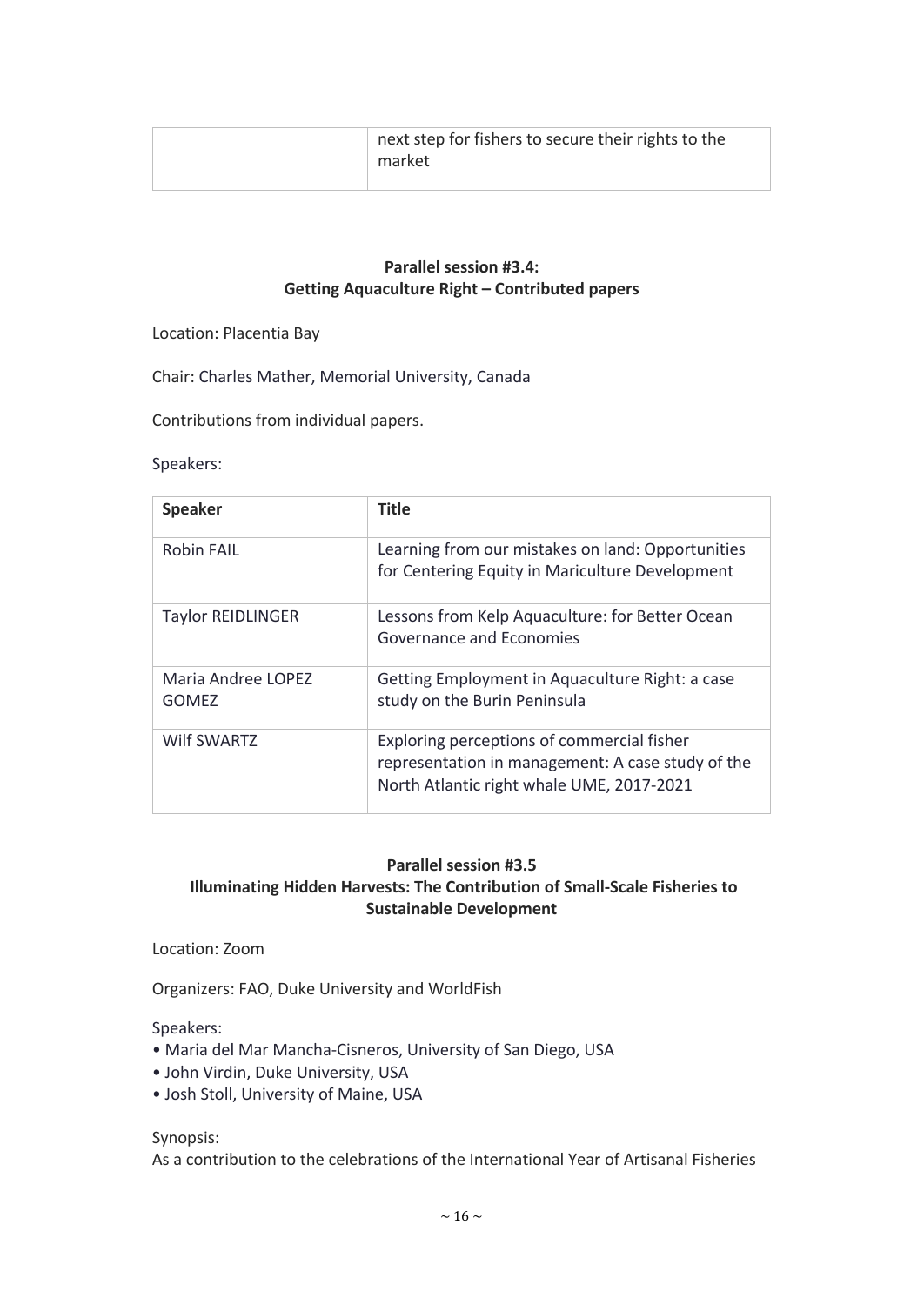| | next step for fishers to secure their rights to the market |
|---|---|

**Parallel session #3.4:**
**Getting Aquaculture Right – Contributed papers**

Location: Placentia Bay

Chair: Charles Mather, Memorial University, Canada

Contributions from individual papers.

Speakers:

| Speaker | Title |
|---|---|
| Robin FAIL | Learning from our mistakes on land: Opportunities for Centering Equity in Mariculture Development |
| Taylor REIDLINGER | Lessons from Kelp Aquaculture: for Better Ocean Governance and Economies |
| Maria Andree LOPEZ GOMEZ | Getting Employment in Aquaculture Right: a case study on the Burin Peninsula |
| Wilf SWARTZ | Exploring perceptions of commercial fisher representation in management: A case study of the North Atlantic right whale UME, 2017-2021 |

**Parallel session #3.5**
**Illuminating Hidden Harvests: The Contribution of Small-Scale Fisheries to Sustainable Development**

Location: Zoom

Organizers: FAO, Duke University and WorldFish

Speakers:

- Maria del Mar Mancha-Cisneros, University of San Diego, USA
- John Virdin, Duke University, USA
- Josh Stoll, University of Maine, USA

Synopsis:
As a contribution to the celebrations of the International Year of Artisanal Fisheries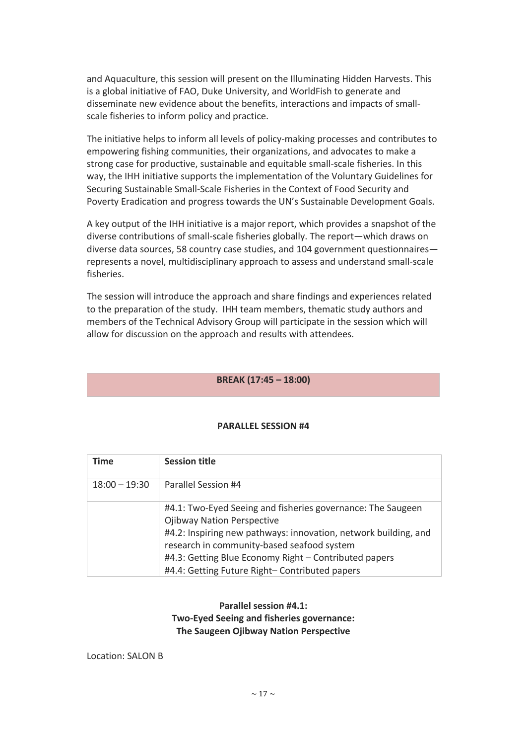and Aquaculture, this session will present on the Illuminating Hidden Harvests. This is a global initiative of FAO, Duke University, and WorldFish to generate and disseminate new evidence about the benefits, interactions and impacts of small-scale fisheries to inform policy and practice.

The initiative helps to inform all levels of policy-making processes and contributes to empowering fishing communities, their organizations, and advocates to make a strong case for productive, sustainable and equitable small-scale fisheries. In this way, the IHH initiative supports the implementation of the Voluntary Guidelines for Securing Sustainable Small-Scale Fisheries in the Context of Food Security and Poverty Eradication and progress towards the UN's Sustainable Development Goals.

A key output of the IHH initiative is a major report, which provides a snapshot of the diverse contributions of small-scale fisheries globally. The report—which draws on diverse data sources, 58 country case studies, and 104 government questionnaires—represents a novel, multidisciplinary approach to assess and understand small-scale fisheries.

The session will introduce the approach and share findings and experiences related to the preparation of the study. IHH team members, thematic study authors and members of the Technical Advisory Group will participate in the session which will allow for discussion on the approach and results with attendees.

**BREAK (17:45 – 18:00)**

**PARALLEL SESSION #4**

| Time | Session title |
|---|---|
| 18:00 – 19:30 | Parallel Session #4 |
| | #4.1: Two-Eyed Seeing and fisheries governance: The Saugeen Ojibway Nation Perspective<br>#4.2: Inspiring new pathways: innovation, network building, and research in community-based seafood system<br>#4.3: Getting Blue Economy Right – Contributed papers<br>#4.4: Getting Future Right– Contributed papers |

**Parallel session #4.1:**
**Two-Eyed Seeing and fisheries governance:**
**The Saugeen Ojibway Nation Perspective**

Location: SALON B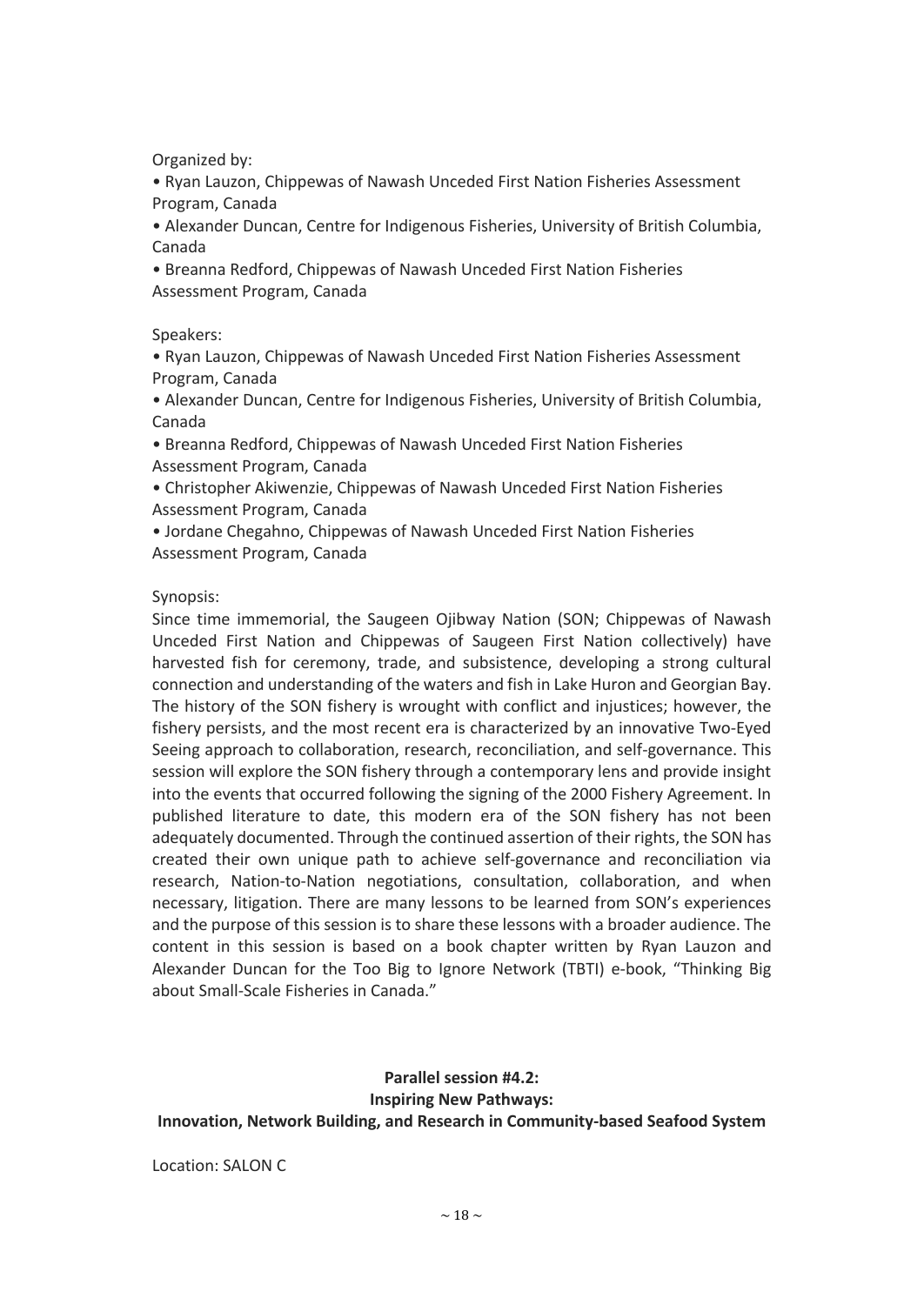Organized by:

- Ryan Lauzon, Chippewas of Nawash Unceded First Nation Fisheries Assessment Program, Canada
- Alexander Duncan, Centre for Indigenous Fisheries, University of British Columbia, Canada
- Breanna Redford, Chippewas of Nawash Unceded First Nation Fisheries Assessment Program, Canada

Speakers:

- Ryan Lauzon, Chippewas of Nawash Unceded First Nation Fisheries Assessment Program, Canada
- Alexander Duncan, Centre for Indigenous Fisheries, University of British Columbia, Canada
- Breanna Redford, Chippewas of Nawash Unceded First Nation Fisheries Assessment Program, Canada
- Christopher Akiwenzie, Chippewas of Nawash Unceded First Nation Fisheries Assessment Program, Canada
- Jordane Chegahno, Chippewas of Nawash Unceded First Nation Fisheries Assessment Program, Canada

Synopsis:

Since time immemorial, the Saugeen Ojibway Nation (SON; Chippewas of Nawash Unceded First Nation and Chippewas of Saugeen First Nation collectively) have harvested fish for ceremony, trade, and subsistence, developing a strong cultural connection and understanding of the waters and fish in Lake Huron and Georgian Bay. The history of the SON fishery is wrought with conflict and injustices; however, the fishery persists, and the most recent era is characterized by an innovative Two-Eyed Seeing approach to collaboration, research, reconciliation, and self-governance. This session will explore the SON fishery through a contemporary lens and provide insight into the events that occurred following the signing of the 2000 Fishery Agreement. In published literature to date, this modern era of the SON fishery has not been adequately documented. Through the continued assertion of their rights, the SON has created their own unique path to achieve self-governance and reconciliation via research, Nation-to-Nation negotiations, consultation, collaboration, and when necessary, litigation. There are many lessons to be learned from SON's experiences and the purpose of this session is to share these lessons with a broader audience. The content in this session is based on a book chapter written by Ryan Lauzon and Alexander Duncan for the Too Big to Ignore Network (TBTI) e-book, "Thinking Big about Small-Scale Fisheries in Canada."

**Parallel session #4.2:**
**Inspiring New Pathways:**
**Innovation, Network Building, and Research in Community-based Seafood System**

Location: SALON C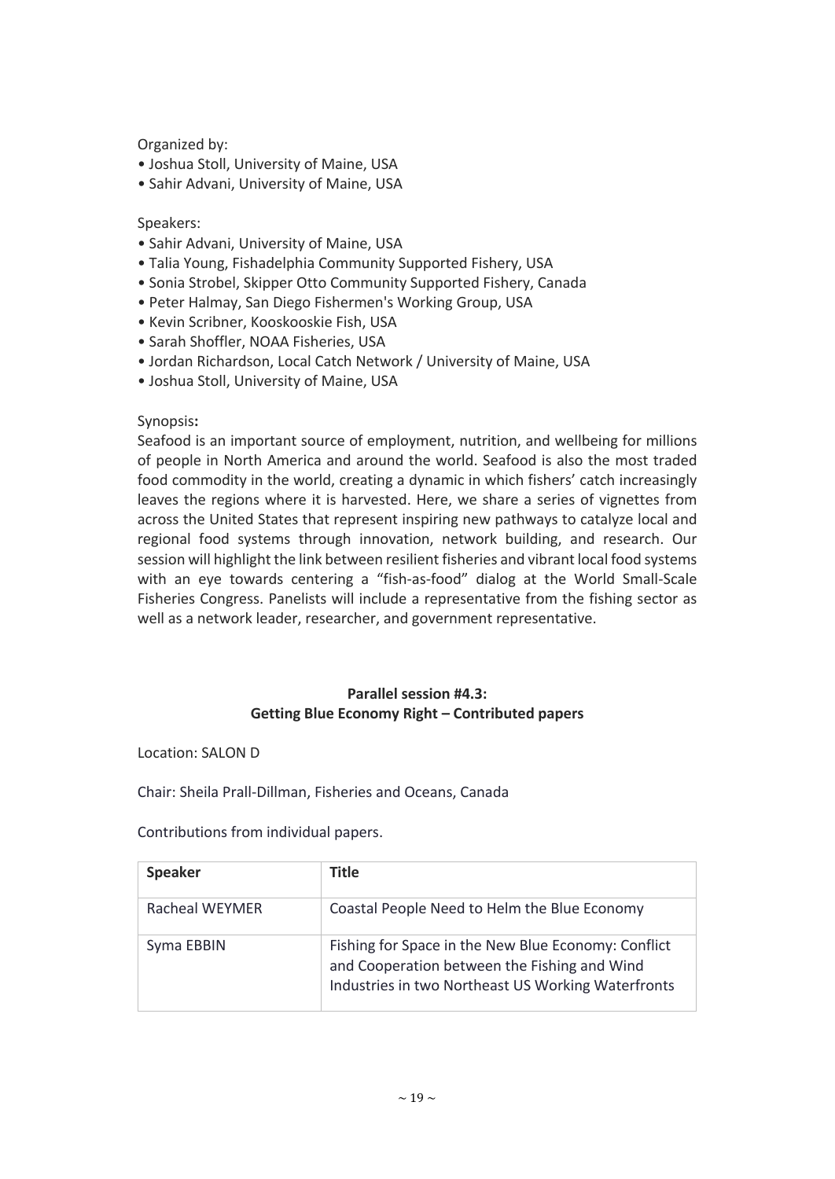Organized by:

- Joshua Stoll, University of Maine, USA
- Sahir Advani, University of Maine, USA

Speakers:

- Sahir Advani, University of Maine, USA
- Talia Young, Fishadelphia Community Supported Fishery, USA
- Sonia Strobel, Skipper Otto Community Supported Fishery, Canada
- Peter Halmay, San Diego Fishermen's Working Group, USA
- Kevin Scribner, Kooskooskie Fish, USA
- Sarah Shoffler, NOAA Fisheries, USA
- Jordan Richardson, Local Catch Network / University of Maine, USA
- Joshua Stoll, University of Maine, USA

Synopsis**:**

Seafood is an important source of employment, nutrition, and wellbeing for millions of people in North America and around the world. Seafood is also the most traded food commodity in the world, creating a dynamic in which fishers' catch increasingly leaves the regions where it is harvested. Here, we share a series of vignettes from across the United States that represent inspiring new pathways to catalyze local and regional food systems through innovation, network building, and research. Our session will highlight the link between resilient fisheries and vibrant local food systems with an eye towards centering a "fish-as-food" dialog at the World Small-Scale Fisheries Congress. Panelists will include a representative from the fishing sector as well as a network leader, researcher, and government representative.

**Parallel session #4.3:**
**Getting Blue Economy Right – Contributed papers**

Location: SALON D

Chair: Sheila Prall-Dillman, Fisheries and Oceans, Canada

Contributions from individual papers.

| Speaker | Title |
|---|---|
| Racheal WEYMER | Coastal People Need to Helm the Blue Economy |
| Syma EBBIN | Fishing for Space in the New Blue Economy: Conflict and Cooperation between the Fishing and Wind Industries in two Northeast US Working Waterfronts |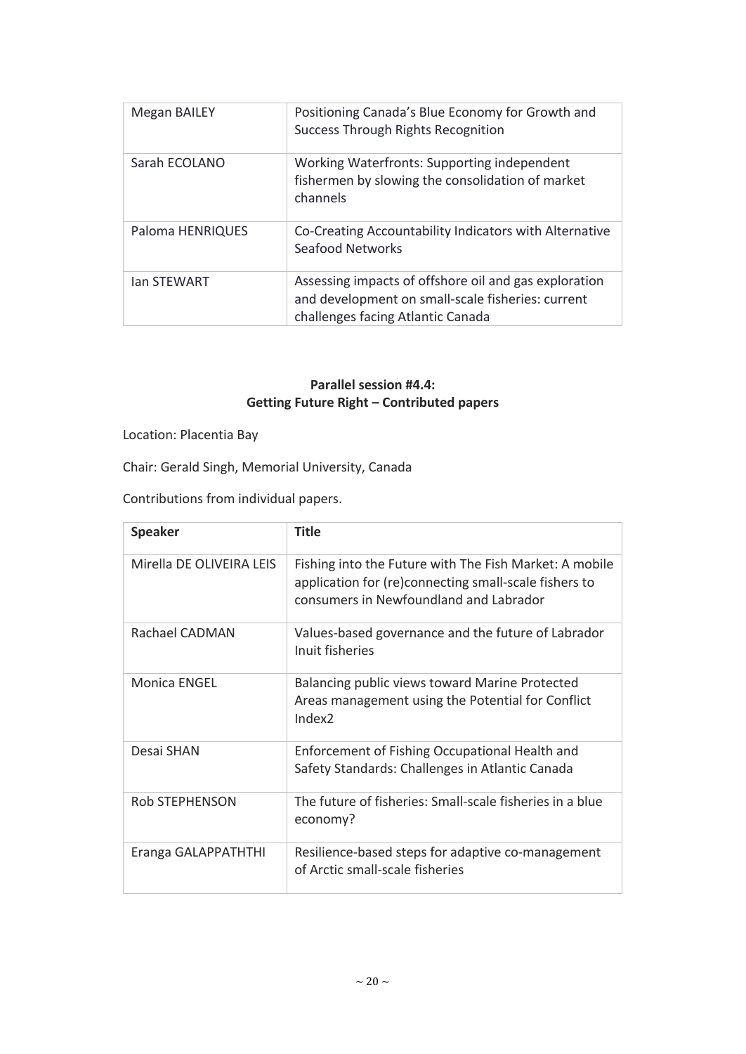| | |
|---|---|
| Megan BAILEY | Positioning Canada's Blue Economy for Growth and Success Through Rights Recognition |
| Sarah ECOLANO | Working Waterfronts: Supporting independent fishermen by slowing the consolidation of market channels |
| Paloma HENRIQUES | Co-Creating Accountability Indicators with Alternative Seafood Networks |
| Ian STEWART | Assessing impacts of offshore oil and gas exploration and development on small-scale fisheries: current challenges facing Atlantic Canada |

**Parallel session #4.4:**
**Getting Future Right – Contributed papers**

Location: Placentia Bay

Chair: Gerald Singh, Memorial University, Canada

Contributions from individual papers.

| Speaker | Title |
|---|---|
| Mirella DE OLIVEIRA LEIS | Fishing into the Future with The Fish Market: A mobile application for (re)connecting small-scale fishers to consumers in Newfoundland and Labrador |
| Rachael CADMAN | Values-based governance and the future of Labrador Inuit fisheries |
| Monica ENGEL | Balancing public views toward Marine Protected Areas management using the Potential for Conflict Index2 |
| Desai SHAN | Enforcement of Fishing Occupational Health and Safety Standards: Challenges in Atlantic Canada |
| Rob STEPHENSON | The future of fisheries: Small-scale fisheries in a blue economy? |
| Eranga GALAPPATHTHI | Resilience-based steps for adaptive co-management of Arctic small-scale fisheries |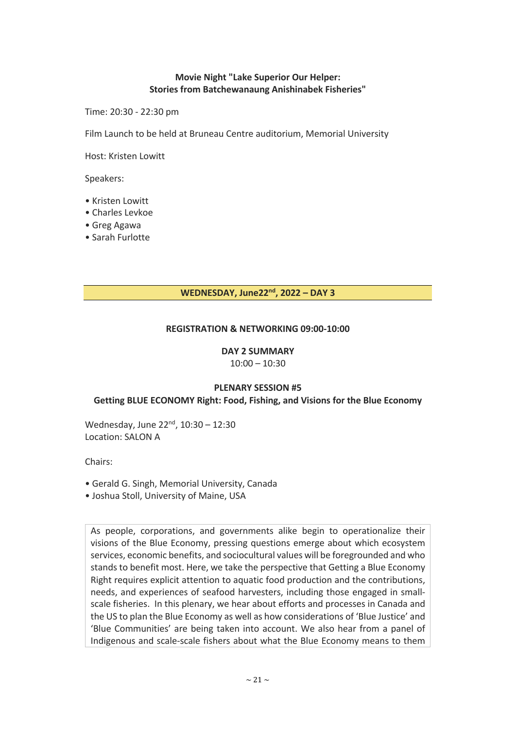### Movie Night "Lake Superior Our Helper: Stories from Batchewanaung Anishinabek Fisheries"

Time: 20:30 - 22:30 pm

Film Launch to be held at Bruneau Centre auditorium, Memorial University

Host: Kristen Lowitt

Speakers:

- Kristen Lowitt
- Charles Levkoe
- Greg Agawa
- Sarah Furlotte

## WEDNESDAY, June22nd, 2022 – DAY 3

### REGISTRATION & NETWORKING 09:00-10:00

### DAY 2 SUMMARY

10:00 – 10:30

### PLENARY SESSION #5

### Getting BLUE ECONOMY Right: Food, Fishing, and Visions for the Blue Economy

Wednesday, June 22nd, 10:30 – 12:30
Location: SALON A

Chairs:

- Gerald G. Singh, Memorial University, Canada
- Joshua Stoll, University of Maine, USA

As people, corporations, and governments alike begin to operationalize their visions of the Blue Economy, pressing questions emerge about which ecosystem services, economic benefits, and sociocultural values will be foregrounded and who stands to benefit most. Here, we take the perspective that Getting a Blue Economy Right requires explicit attention to aquatic food production and the contributions, needs, and experiences of seafood harvesters, including those engaged in small-scale fisheries. In this plenary, we hear about efforts and processes in Canada and the US to plan the Blue Economy as well as how considerations of 'Blue Justice' and 'Blue Communities' are being taken into account. We also hear from a panel of Indigenous and scale-scale fishers about what the Blue Economy means to them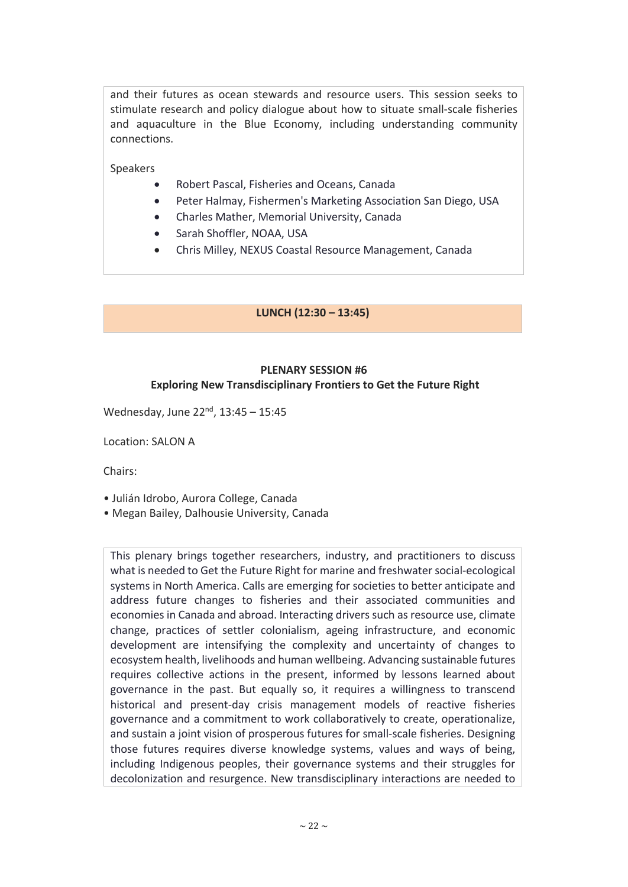and their futures as ocean stewards and resource users. This session seeks to stimulate research and policy dialogue about how to situate small-scale fisheries and aquaculture in the Blue Economy, including understanding community connections.

Speakers

- Robert Pascal, Fisheries and Oceans, Canada
- Peter Halmay, Fishermen's Marketing Association San Diego, USA
- Charles Mather, Memorial University, Canada
- Sarah Shoffler, NOAA, USA
- Chris Milley, NEXUS Coastal Resource Management, Canada

**LUNCH (12:30 – 13:45)**

## PLENARY SESSION #6
## Exploring New Transdisciplinary Frontiers to Get the Future Right

Wednesday, June 22nd, 13:45 – 15:45

Location: SALON A

Chairs:

- Julián Idrobo, Aurora College, Canada
- Megan Bailey, Dalhousie University, Canada

This plenary brings together researchers, industry, and practitioners to discuss what is needed to Get the Future Right for marine and freshwater social-ecological systems in North America. Calls are emerging for societies to better anticipate and address future changes to fisheries and their associated communities and economies in Canada and abroad. Interacting drivers such as resource use, climate change, practices of settler colonialism, ageing infrastructure, and economic development are intensifying the complexity and uncertainty of changes to ecosystem health, livelihoods and human wellbeing. Advancing sustainable futures requires collective actions in the present, informed by lessons learned about governance in the past. But equally so, it requires a willingness to transcend historical and present-day crisis management models of reactive fisheries governance and a commitment to work collaboratively to create, operationalize, and sustain a joint vision of prosperous futures for small-scale fisheries. Designing those futures requires diverse knowledge systems, values and ways of being, including Indigenous peoples, their governance systems and their struggles for decolonization and resurgence. New transdisciplinary interactions are needed to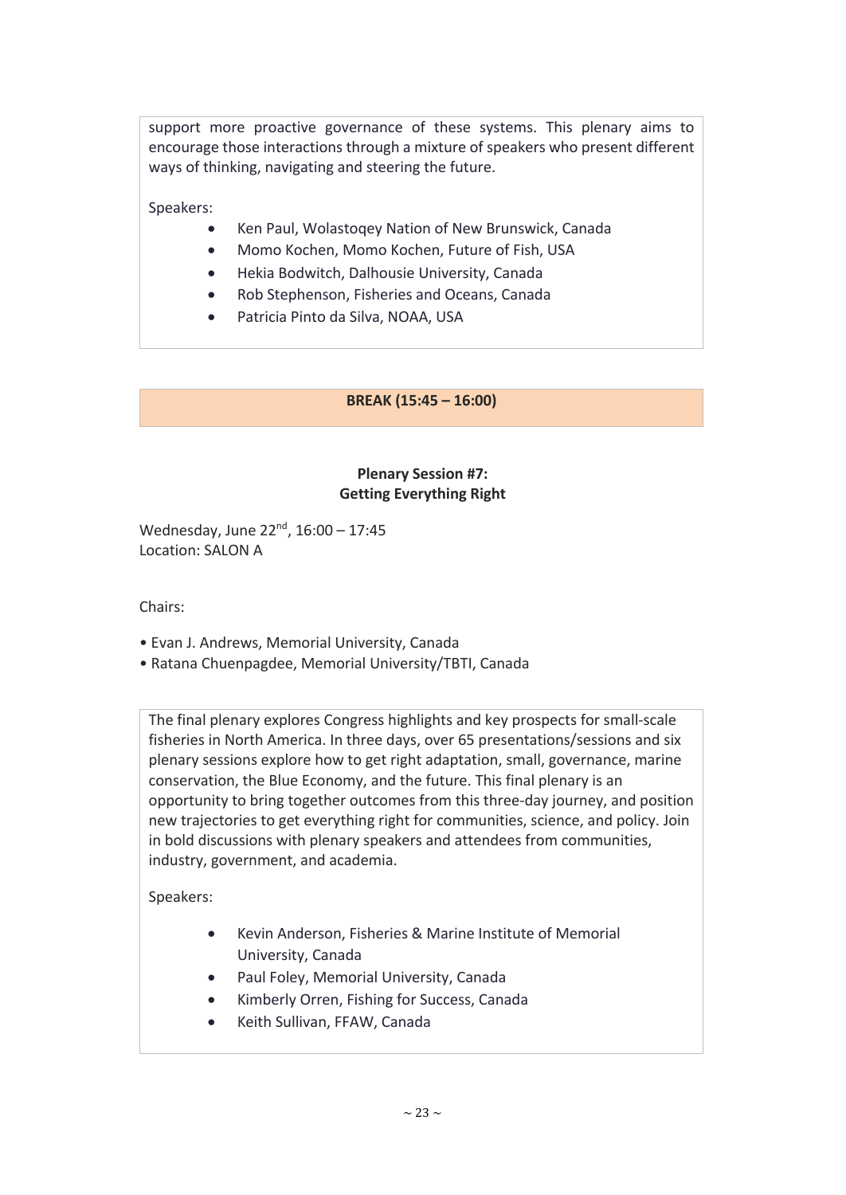support more proactive governance of these systems. This plenary aims to encourage those interactions through a mixture of speakers who present different ways of thinking, navigating and steering the future.

Speakers:

- Ken Paul, Wolastoqey Nation of New Brunswick, Canada
- Momo Kochen, Momo Kochen, Future of Fish, USA
- Hekia Bodwitch, Dalhousie University, Canada
- Rob Stephenson, Fisheries and Oceans, Canada
- Patricia Pinto da Silva, NOAA, USA

**BREAK (15:45 – 16:00)**

## Plenary Session #7: Getting Everything Right

Wednesday, June 22nd, 16:00 – 17:45
Location: SALON A

Chairs:

- Evan J. Andrews, Memorial University, Canada
- Ratana Chuenpagdee, Memorial University/TBTI, Canada

The final plenary explores Congress highlights and key prospects for small-scale fisheries in North America. In three days, over 65 presentations/sessions and six plenary sessions explore how to get right adaptation, small, governance, marine conservation, the Blue Economy, and the future. This final plenary is an opportunity to bring together outcomes from this three-day journey, and position new trajectories to get everything right for communities, science, and policy. Join in bold discussions with plenary speakers and attendees from communities, industry, government, and academia.

Speakers:

- Kevin Anderson, Fisheries & Marine Institute of Memorial University, Canada
- Paul Foley, Memorial University, Canada
- Kimberly Orren, Fishing for Success, Canada
- Keith Sullivan, FFAW, Canada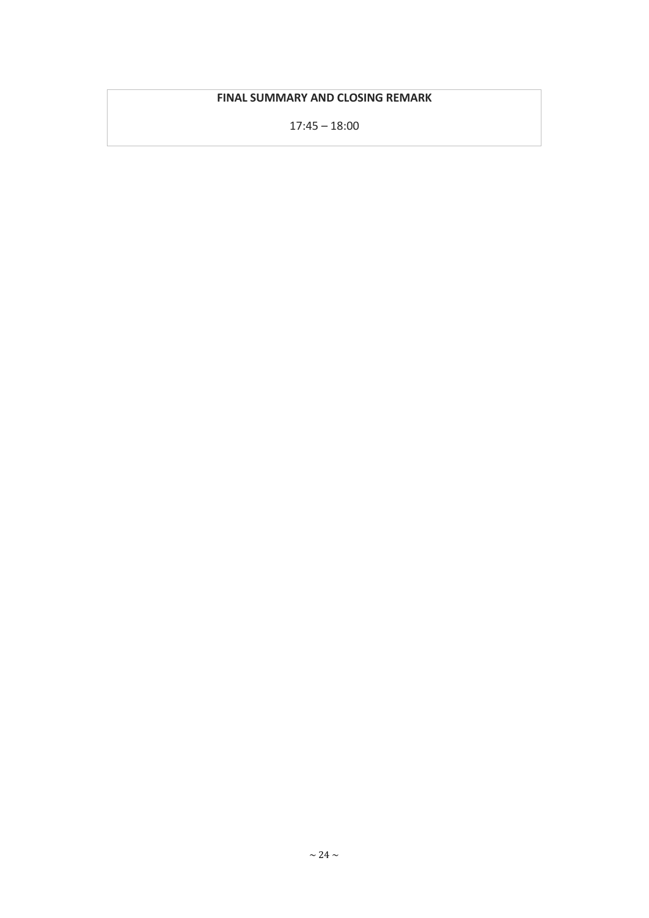**FINAL SUMMARY AND CLOSING REMARK**

17:45 – 18:00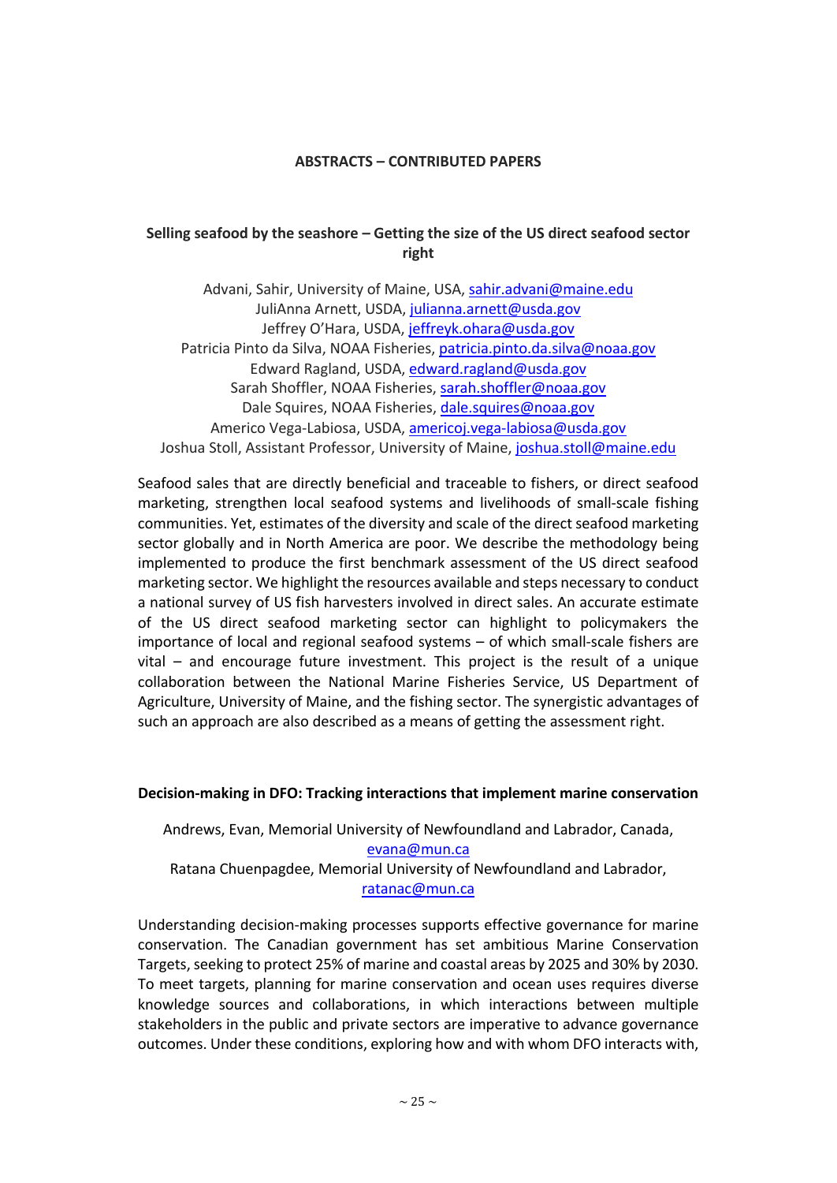**ABSTRACTS – CONTRIBUTED PAPERS**

### Selling seafood by the seashore – Getting the size of the US direct seafood sector right

Advani, Sahir, University of Maine, USA, sahir.advani@maine.edu
JuliAnna Arnett, USDA, julianna.arnett@usda.gov
Jeffrey O'Hara, USDA, jeffreyk.ohara@usda.gov
Patricia Pinto da Silva, NOAA Fisheries, patricia.pinto.da.silva@noaa.gov
Edward Ragland, USDA, edward.ragland@usda.gov
Sarah Shoffler, NOAA Fisheries, sarah.shoffler@noaa.gov
Dale Squires, NOAA Fisheries, dale.squires@noaa.gov
Americo Vega-Labiosa, USDA, americoj.vega-labiosa@usda.gov
Joshua Stoll, Assistant Professor, University of Maine, joshua.stoll@maine.edu

Seafood sales that are directly beneficial and traceable to fishers, or direct seafood marketing, strengthen local seafood systems and livelihoods of small-scale fishing communities. Yet, estimates of the diversity and scale of the direct seafood marketing sector globally and in North America are poor. We describe the methodology being implemented to produce the first benchmark assessment of the US direct seafood marketing sector. We highlight the resources available and steps necessary to conduct a national survey of US fish harvesters involved in direct sales. An accurate estimate of the US direct seafood marketing sector can highlight to policymakers the importance of local and regional seafood systems – of which small-scale fishers are vital – and encourage future investment. This project is the result of a unique collaboration between the National Marine Fisheries Service, US Department of Agriculture, University of Maine, and the fishing sector. The synergistic advantages of such an approach are also described as a means of getting the assessment right.

### Decision-making in DFO: Tracking interactions that implement marine conservation

Andrews, Evan, Memorial University of Newfoundland and Labrador, Canada, evana@mun.ca
Ratana Chuenpagdee, Memorial University of Newfoundland and Labrador, ratanac@mun.ca

Understanding decision-making processes supports effective governance for marine conservation. The Canadian government has set ambitious Marine Conservation Targets, seeking to protect 25% of marine and coastal areas by 2025 and 30% by 2030. To meet targets, planning for marine conservation and ocean uses requires diverse knowledge sources and collaborations, in which interactions between multiple stakeholders in the public and private sectors are imperative to advance governance outcomes. Under these conditions, exploring how and with whom DFO interacts with,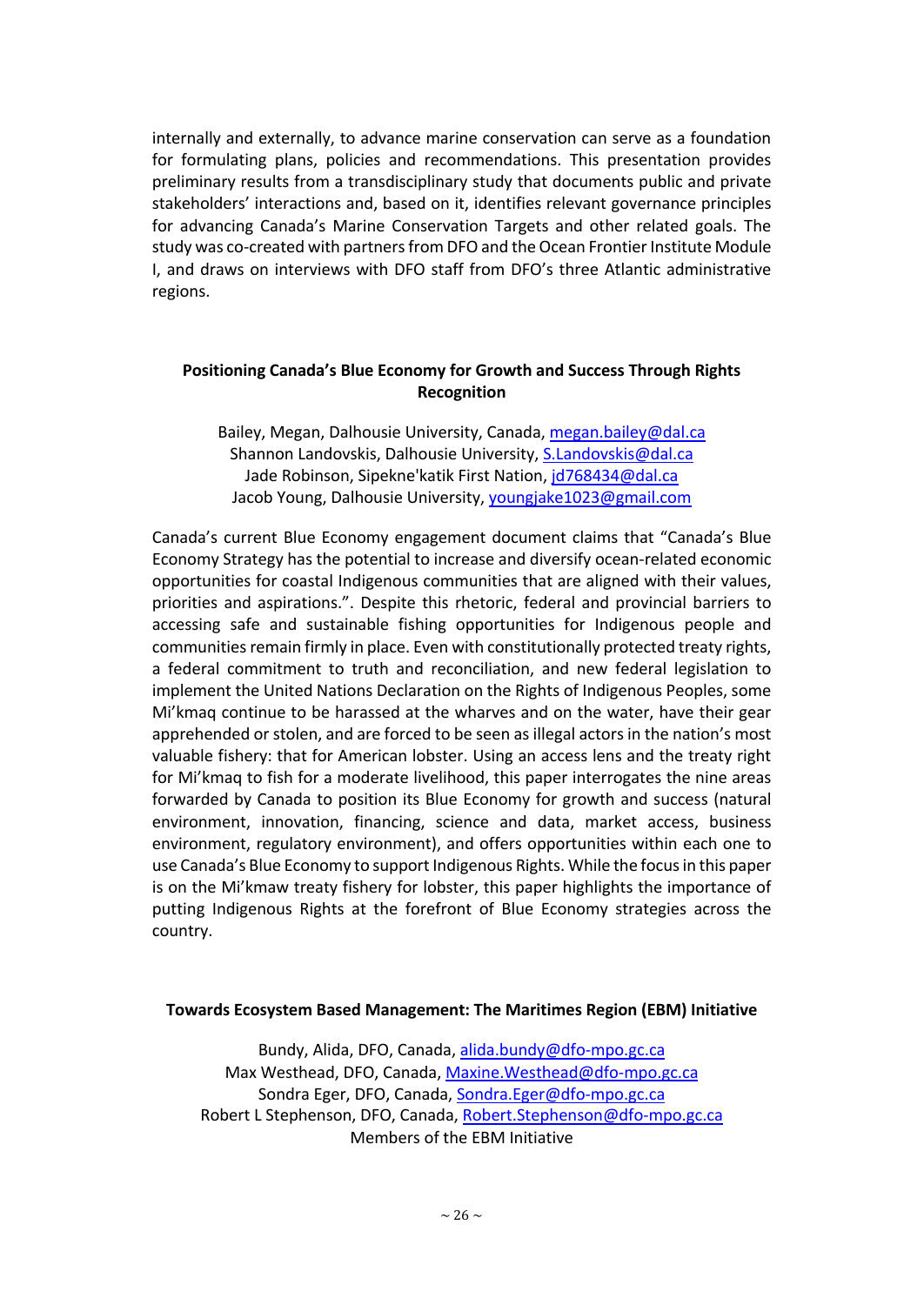internally and externally, to advance marine conservation can serve as a foundation for formulating plans, policies and recommendations. This presentation provides preliminary results from a transdisciplinary study that documents public and private stakeholders' interactions and, based on it, identifies relevant governance principles for advancing Canada's Marine Conservation Targets and other related goals. The study was co-created with partners from DFO and the Ocean Frontier Institute Module I, and draws on interviews with DFO staff from DFO's three Atlantic administrative regions.

**Positioning Canada's Blue Economy for Growth and Success Through Rights Recognition**

Bailey, Megan, Dalhousie University, Canada, megan.bailey@dal.ca
Shannon Landovskis, Dalhousie University, S.Landovskis@dal.ca
Jade Robinson, Sipekne'katik First Nation, jd768434@dal.ca
Jacob Young, Dalhousie University, youngjake1023@gmail.com

Canada's current Blue Economy engagement document claims that "Canada's Blue Economy Strategy has the potential to increase and diversify ocean-related economic opportunities for coastal Indigenous communities that are aligned with their values, priorities and aspirations.". Despite this rhetoric, federal and provincial barriers to accessing safe and sustainable fishing opportunities for Indigenous people and communities remain firmly in place. Even with constitutionally protected treaty rights, a federal commitment to truth and reconciliation, and new federal legislation to implement the United Nations Declaration on the Rights of Indigenous Peoples, some Mi'kmaq continue to be harassed at the wharves and on the water, have their gear apprehended or stolen, and are forced to be seen as illegal actors in the nation's most valuable fishery: that for American lobster. Using an access lens and the treaty right for Mi'kmaq to fish for a moderate livelihood, this paper interrogates the nine areas forwarded by Canada to position its Blue Economy for growth and success (natural environment, innovation, financing, science and data, market access, business environment, regulatory environment), and offers opportunities within each one to use Canada's Blue Economy to support Indigenous Rights. While the focus in this paper is on the Mi'kmaw treaty fishery for lobster, this paper highlights the importance of putting Indigenous Rights at the forefront of Blue Economy strategies across the country.

**Towards Ecosystem Based Management: The Maritimes Region (EBM) Initiative**

Bundy, Alida, DFO, Canada, alida.bundy@dfo-mpo.gc.ca
Max Westhead, DFO, Canada, Maxine.Westhead@dfo-mpo.gc.ca
Sondra Eger, DFO, Canada, Sondra.Eger@dfo-mpo.gc.ca
Robert L Stephenson, DFO, Canada, Robert.Stephenson@dfo-mpo.gc.ca
Members of the EBM Initiative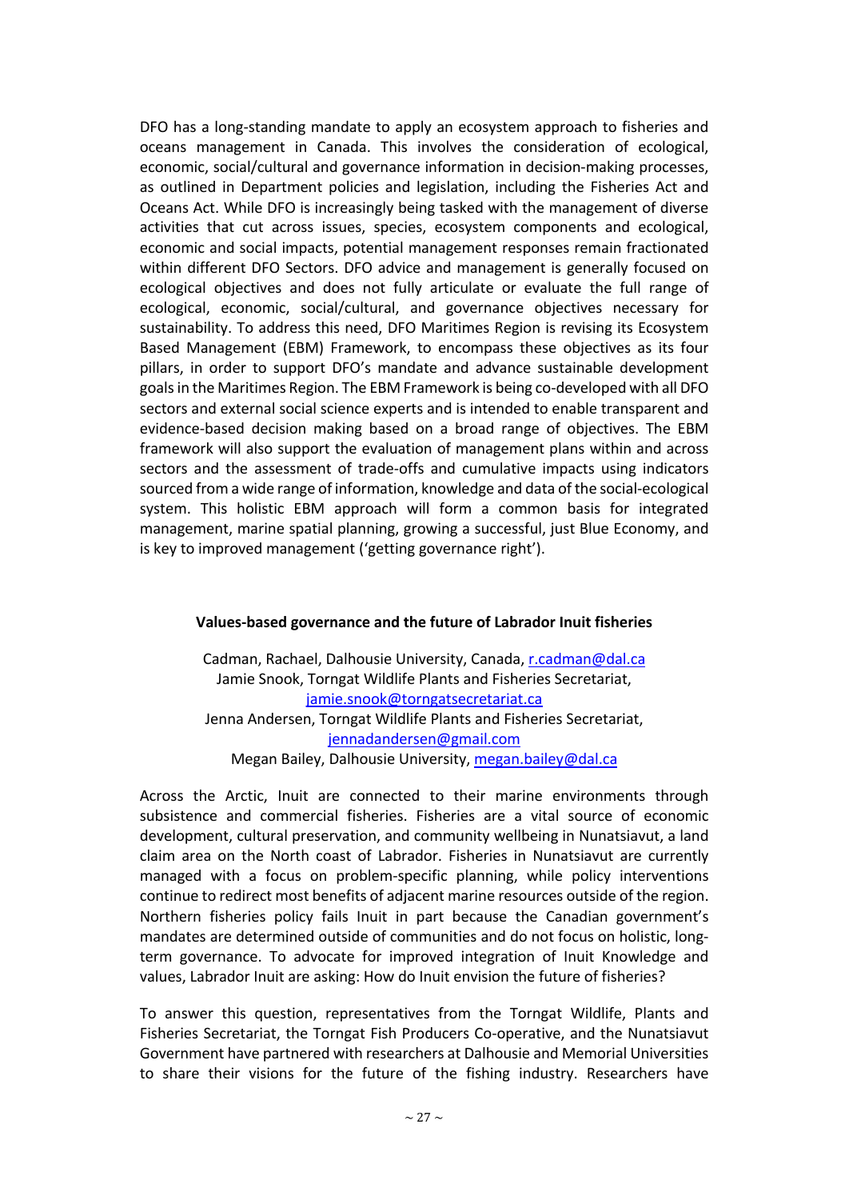DFO has a long-standing mandate to apply an ecosystem approach to fisheries and oceans management in Canada. This involves the consideration of ecological, economic, social/cultural and governance information in decision-making processes, as outlined in Department policies and legislation, including the Fisheries Act and Oceans Act. While DFO is increasingly being tasked with the management of diverse activities that cut across issues, species, ecosystem components and ecological, economic and social impacts, potential management responses remain fractionated within different DFO Sectors. DFO advice and management is generally focused on ecological objectives and does not fully articulate or evaluate the full range of ecological, economic, social/cultural, and governance objectives necessary for sustainability. To address this need, DFO Maritimes Region is revising its Ecosystem Based Management (EBM) Framework, to encompass these objectives as its four pillars, in order to support DFO's mandate and advance sustainable development goals in the Maritimes Region. The EBM Framework is being co-developed with all DFO sectors and external social science experts and is intended to enable transparent and evidence-based decision making based on a broad range of objectives. The EBM framework will also support the evaluation of management plans within and across sectors and the assessment of trade-offs and cumulative impacts using indicators sourced from a wide range of information, knowledge and data of the social-ecological system. This holistic EBM approach will form a common basis for integrated management, marine spatial planning, growing a successful, just Blue Economy, and is key to improved management ('getting governance right').

### Values-based governance and the future of Labrador Inuit fisheries

Cadman, Rachael, Dalhousie University, Canada, r.cadman@dal.ca
Jamie Snook, Torngat Wildlife Plants and Fisheries Secretariat, jamie.snook@torngatsecretariat.ca
Jenna Andersen, Torngat Wildlife Plants and Fisheries Secretariat, jennadandersen@gmail.com
Megan Bailey, Dalhousie University, megan.bailey@dal.ca

Across the Arctic, Inuit are connected to their marine environments through subsistence and commercial fisheries. Fisheries are a vital source of economic development, cultural preservation, and community wellbeing in Nunatsiavut, a land claim area on the North coast of Labrador. Fisheries in Nunatsiavut are currently managed with a focus on problem-specific planning, while policy interventions continue to redirect most benefits of adjacent marine resources outside of the region. Northern fisheries policy fails Inuit in part because the Canadian government's mandates are determined outside of communities and do not focus on holistic, long-term governance. To advocate for improved integration of Inuit Knowledge and values, Labrador Inuit are asking: How do Inuit envision the future of fisheries?

To answer this question, representatives from the Torngat Wildlife, Plants and Fisheries Secretariat, the Torngat Fish Producers Co-operative, and the Nunatsiavut Government have partnered with researchers at Dalhousie and Memorial Universities to share their visions for the future of the fishing industry. Researchers have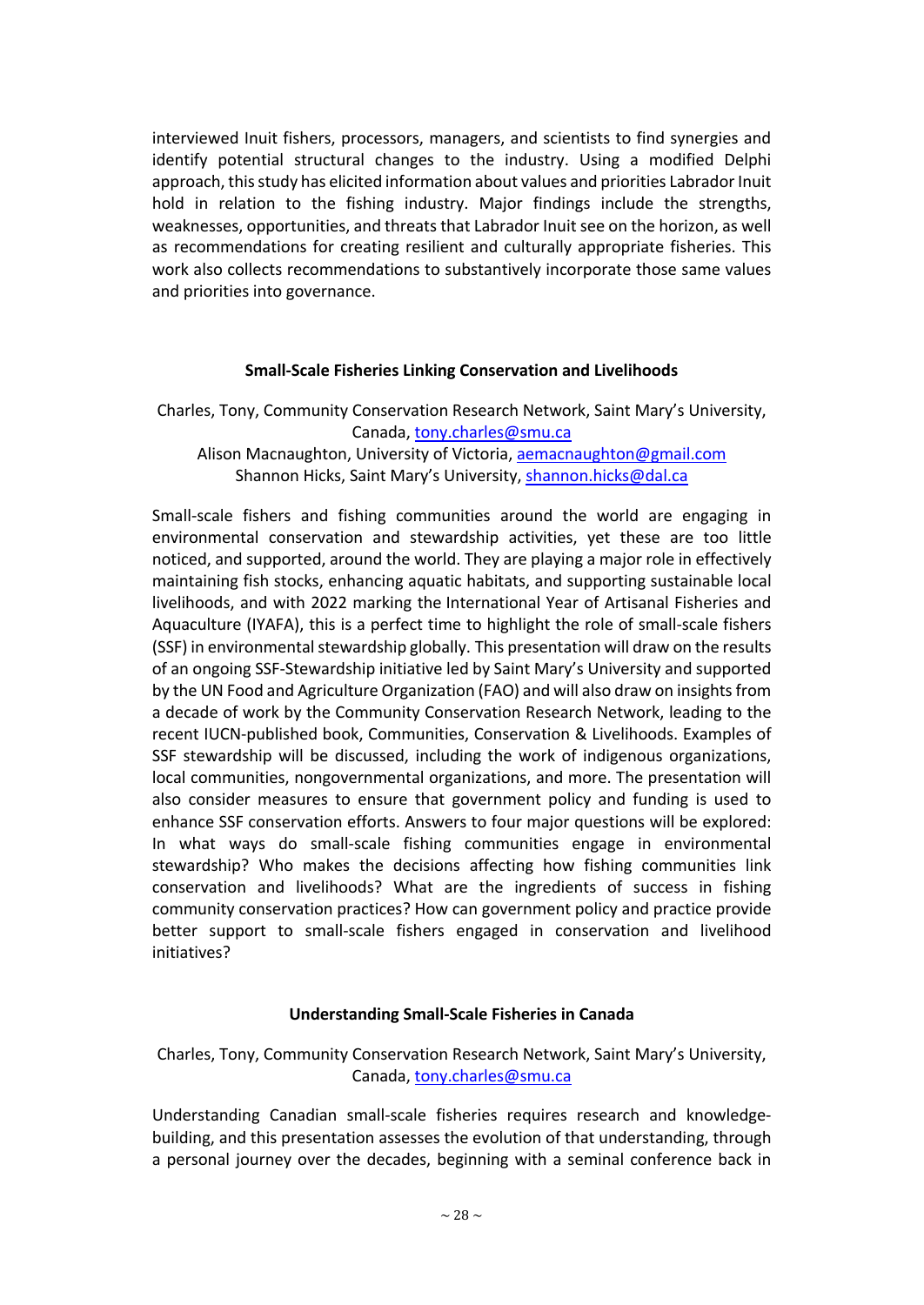interviewed Inuit fishers, processors, managers, and scientists to find synergies and identify potential structural changes to the industry. Using a modified Delphi approach, this study has elicited information about values and priorities Labrador Inuit hold in relation to the fishing industry. Major findings include the strengths, weaknesses, opportunities, and threats that Labrador Inuit see on the horizon, as well as recommendations for creating resilient and culturally appropriate fisheries. This work also collects recommendations to substantively incorporate those same values and priorities into governance.

### Small-Scale Fisheries Linking Conservation and Livelihoods

Charles, Tony, Community Conservation Research Network, Saint Mary's University, Canada, tony.charles@smu.ca
Alison Macnaughton, University of Victoria, aemacnaughton@gmail.com
Shannon Hicks, Saint Mary's University, shannon.hicks@dal.ca

Small-scale fishers and fishing communities around the world are engaging in environmental conservation and stewardship activities, yet these are too little noticed, and supported, around the world. They are playing a major role in effectively maintaining fish stocks, enhancing aquatic habitats, and supporting sustainable local livelihoods, and with 2022 marking the International Year of Artisanal Fisheries and Aquaculture (IYAFA), this is a perfect time to highlight the role of small-scale fishers (SSF) in environmental stewardship globally. This presentation will draw on the results of an ongoing SSF-Stewardship initiative led by Saint Mary's University and supported by the UN Food and Agriculture Organization (FAO) and will also draw on insights from a decade of work by the Community Conservation Research Network, leading to the recent IUCN-published book, Communities, Conservation & Livelihoods. Examples of SSF stewardship will be discussed, including the work of indigenous organizations, local communities, nongovernmental organizations, and more. The presentation will also consider measures to ensure that government policy and funding is used to enhance SSF conservation efforts. Answers to four major questions will be explored: In what ways do small-scale fishing communities engage in environmental stewardship? Who makes the decisions affecting how fishing communities link conservation and livelihoods? What are the ingredients of success in fishing community conservation practices? How can government policy and practice provide better support to small-scale fishers engaged in conservation and livelihood initiatives?

### Understanding Small-Scale Fisheries in Canada

Charles, Tony, Community Conservation Research Network, Saint Mary's University, Canada, tony.charles@smu.ca

Understanding Canadian small-scale fisheries requires research and knowledge-building, and this presentation assesses the evolution of that understanding, through a personal journey over the decades, beginning with a seminal conference back in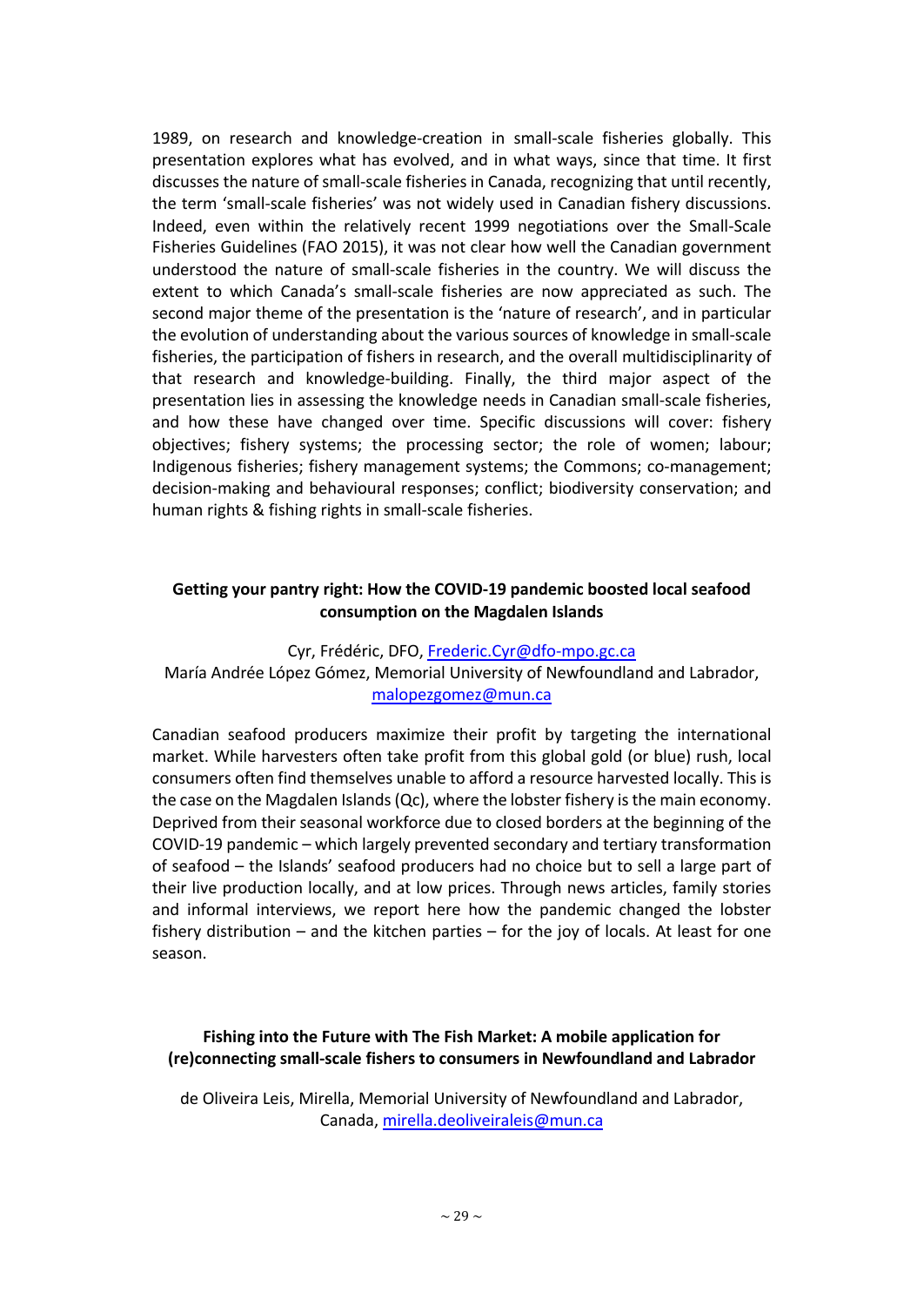1989, on research and knowledge-creation in small-scale fisheries globally. This presentation explores what has evolved, and in what ways, since that time. It first discusses the nature of small-scale fisheries in Canada, recognizing that until recently, the term 'small-scale fisheries' was not widely used in Canadian fishery discussions. Indeed, even within the relatively recent 1999 negotiations over the Small-Scale Fisheries Guidelines (FAO 2015), it was not clear how well the Canadian government understood the nature of small-scale fisheries in the country. We will discuss the extent to which Canada's small-scale fisheries are now appreciated as such. The second major theme of the presentation is the 'nature of research', and in particular the evolution of understanding about the various sources of knowledge in small-scale fisheries, the participation of fishers in research, and the overall multidisciplinarity of that research and knowledge-building. Finally, the third major aspect of the presentation lies in assessing the knowledge needs in Canadian small-scale fisheries, and how these have changed over time. Specific discussions will cover: fishery objectives; fishery systems; the processing sector; the role of women; labour; Indigenous fisheries; fishery management systems; the Commons; co-management; decision-making and behavioural responses; conflict; biodiversity conservation; and human rights & fishing rights in small-scale fisheries.

**Getting your pantry right: How the COVID-19 pandemic boosted local seafood consumption on the Magdalen Islands**

Cyr, Frédéric, DFO, Frederic.Cyr@dfo-mpo.gc.ca
María Andrée López Gómez, Memorial University of Newfoundland and Labrador, malopezgomez@mun.ca

Canadian seafood producers maximize their profit by targeting the international market. While harvesters often take profit from this global gold (or blue) rush, local consumers often find themselves unable to afford a resource harvested locally. This is the case on the Magdalen Islands (Qc), where the lobster fishery is the main economy. Deprived from their seasonal workforce due to closed borders at the beginning of the COVID-19 pandemic – which largely prevented secondary and tertiary transformation of seafood – the Islands' seafood producers had no choice but to sell a large part of their live production locally, and at low prices. Through news articles, family stories and informal interviews, we report here how the pandemic changed the lobster fishery distribution – and the kitchen parties – for the joy of locals. At least for one season.

**Fishing into the Future with The Fish Market: A mobile application for (re)connecting small-scale fishers to consumers in Newfoundland and Labrador**

de Oliveira Leis, Mirella, Memorial University of Newfoundland and Labrador, Canada, mirella.deoliveiraleis@mun.ca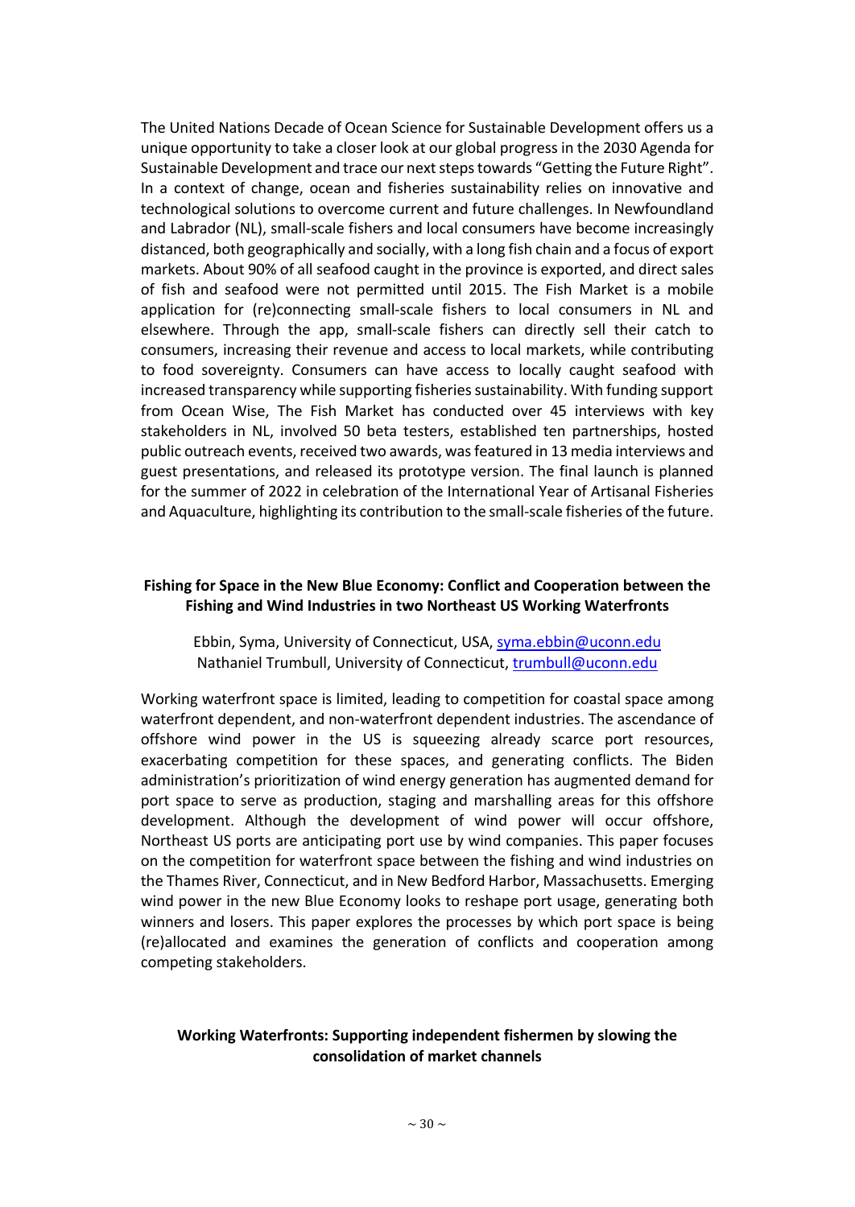The United Nations Decade of Ocean Science for Sustainable Development offers us a unique opportunity to take a closer look at our global progress in the 2030 Agenda for Sustainable Development and trace our next steps towards "Getting the Future Right". In a context of change, ocean and fisheries sustainability relies on innovative and technological solutions to overcome current and future challenges. In Newfoundland and Labrador (NL), small-scale fishers and local consumers have become increasingly distanced, both geographically and socially, with a long fish chain and a focus of export markets. About 90% of all seafood caught in the province is exported, and direct sales of fish and seafood were not permitted until 2015. The Fish Market is a mobile application for (re)connecting small-scale fishers to local consumers in NL and elsewhere. Through the app, small-scale fishers can directly sell their catch to consumers, increasing their revenue and access to local markets, while contributing to food sovereignty. Consumers can have access to locally caught seafood with increased transparency while supporting fisheries sustainability. With funding support from Ocean Wise, The Fish Market has conducted over 45 interviews with key stakeholders in NL, involved 50 beta testers, established ten partnerships, hosted public outreach events, received two awards, was featured in 13 media interviews and guest presentations, and released its prototype version. The final launch is planned for the summer of 2022 in celebration of the International Year of Artisanal Fisheries and Aquaculture, highlighting its contribution to the small-scale fisheries of the future.

### Fishing for Space in the New Blue Economy: Conflict and Cooperation between the Fishing and Wind Industries in two Northeast US Working Waterfronts

Ebbin, Syma, University of Connecticut, USA, syma.ebbin@uconn.edu
Nathaniel Trumbull, University of Connecticut, trumbull@uconn.edu

Working waterfront space is limited, leading to competition for coastal space among waterfront dependent, and non-waterfront dependent industries. The ascendance of offshore wind power in the US is squeezing already scarce port resources, exacerbating competition for these spaces, and generating conflicts. The Biden administration's prioritization of wind energy generation has augmented demand for port space to serve as production, staging and marshalling areas for this offshore development. Although the development of wind power will occur offshore, Northeast US ports are anticipating port use by wind companies. This paper focuses on the competition for waterfront space between the fishing and wind industries on the Thames River, Connecticut, and in New Bedford Harbor, Massachusetts. Emerging wind power in the new Blue Economy looks to reshape port usage, generating both winners and losers. This paper explores the processes by which port space is being (re)allocated and examines the generation of conflicts and cooperation among competing stakeholders.

### Working Waterfronts: Supporting independent fishermen by slowing the consolidation of market channels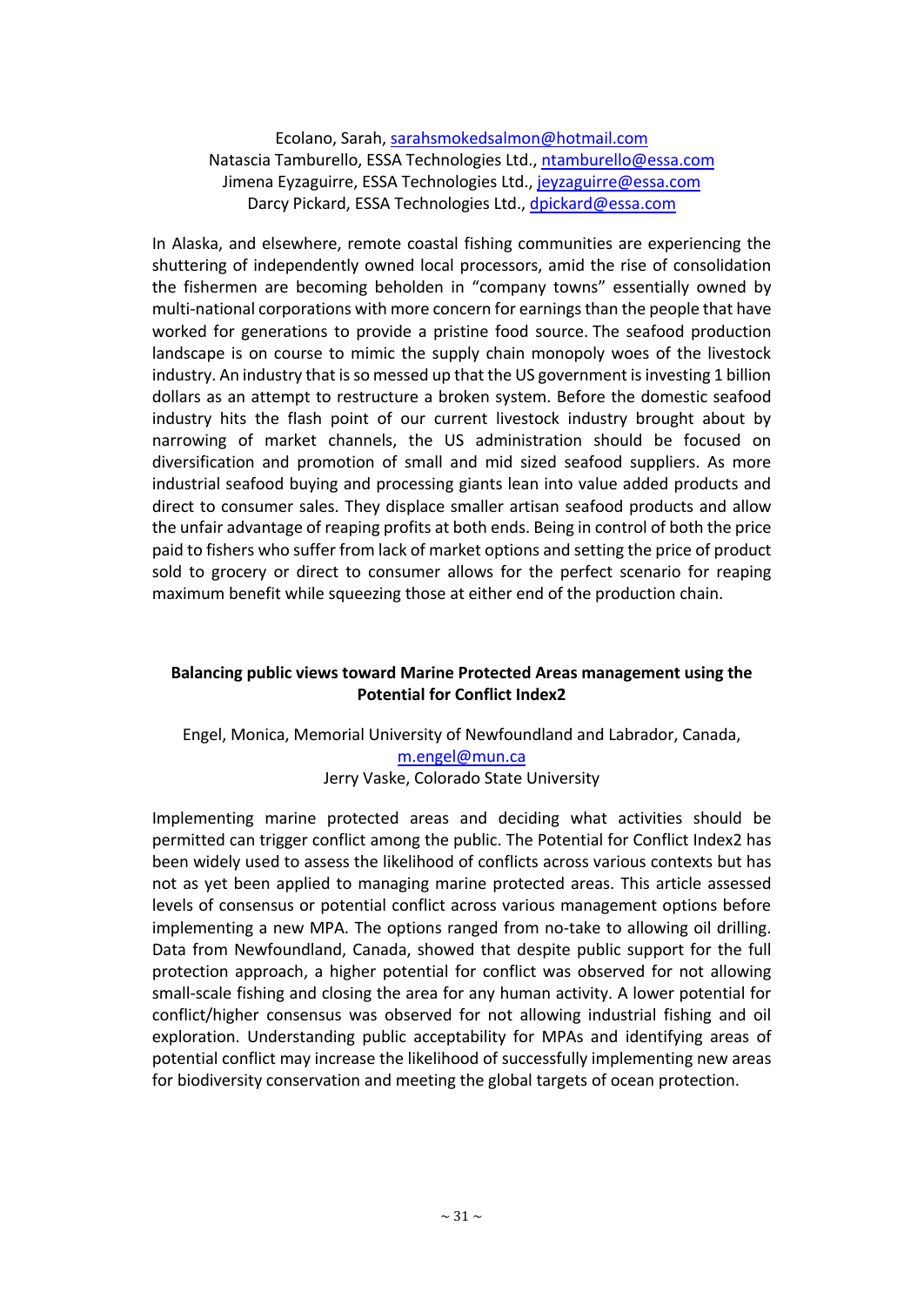Ecolano, Sarah, sarahsmokedsalmon@hotmail.com
Natascia Tamburello, ESSA Technologies Ltd., ntamburello@essa.com
Jimena Eyzaguirre, ESSA Technologies Ltd., jeyzaguirre@essa.com
Darcy Pickard, ESSA Technologies Ltd., dpickard@essa.com

In Alaska, and elsewhere, remote coastal fishing communities are experiencing the shuttering of independently owned local processors, amid the rise of consolidation the fishermen are becoming beholden in "company towns" essentially owned by multi-national corporations with more concern for earnings than the people that have worked for generations to provide a pristine food source. The seafood production landscape is on course to mimic the supply chain monopoly woes of the livestock industry. An industry that is so messed up that the US government is investing 1 billion dollars as an attempt to restructure a broken system. Before the domestic seafood industry hits the flash point of our current livestock industry brought about by narrowing of market channels, the US administration should be focused on diversification and promotion of small and mid sized seafood suppliers. As more industrial seafood buying and processing giants lean into value added products and direct to consumer sales. They displace smaller artisan seafood products and allow the unfair advantage of reaping profits at both ends. Being in control of both the price paid to fishers who suffer from lack of market options and setting the price of product sold to grocery or direct to consumer allows for the perfect scenario for reaping maximum benefit while squeezing those at either end of the production chain.

**Balancing public views toward Marine Protected Areas management using the Potential for Conflict Index2**

Engel, Monica, Memorial University of Newfoundland and Labrador, Canada, m.engel@mun.ca
Jerry Vaske, Colorado State University

Implementing marine protected areas and deciding what activities should be permitted can trigger conflict among the public. The Potential for Conflict Index2 has been widely used to assess the likelihood of conflicts across various contexts but has not as yet been applied to managing marine protected areas. This article assessed levels of consensus or potential conflict across various management options before implementing a new MPA. The options ranged from no-take to allowing oil drilling. Data from Newfoundland, Canada, showed that despite public support for the full protection approach, a higher potential for conflict was observed for not allowing small-scale fishing and closing the area for any human activity. A lower potential for conflict/higher consensus was observed for not allowing industrial fishing and oil exploration. Understanding public acceptability for MPAs and identifying areas of potential conflict may increase the likelihood of successfully implementing new areas for biodiversity conservation and meeting the global targets of ocean protection.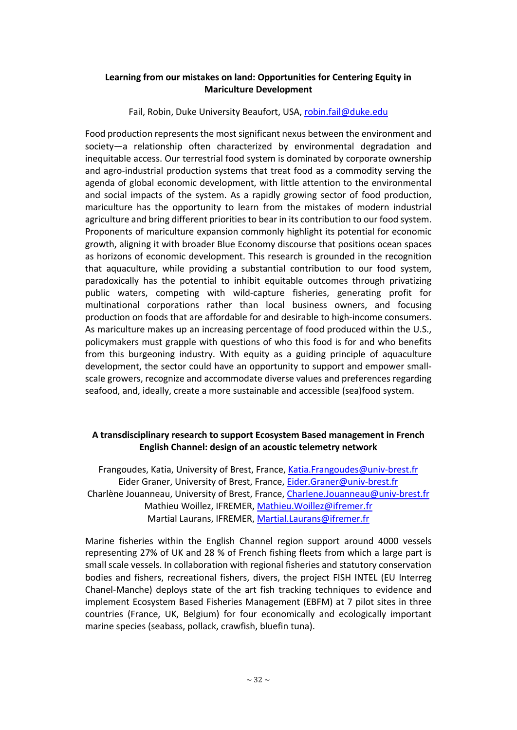**Learning from our mistakes on land: Opportunities for Centering Equity in Mariculture Development**

Fail, Robin, Duke University Beaufort, USA, robin.fail@duke.edu

Food production represents the most significant nexus between the environment and society—a relationship often characterized by environmental degradation and inequitable access. Our terrestrial food system is dominated by corporate ownership and agro-industrial production systems that treat food as a commodity serving the agenda of global economic development, with little attention to the environmental and social impacts of the system. As a rapidly growing sector of food production, mariculture has the opportunity to learn from the mistakes of modern industrial agriculture and bring different priorities to bear in its contribution to our food system. Proponents of mariculture expansion commonly highlight its potential for economic growth, aligning it with broader Blue Economy discourse that positions ocean spaces as horizons of economic development. This research is grounded in the recognition that aquaculture, while providing a substantial contribution to our food system, paradoxically has the potential to inhibit equitable outcomes through privatizing public waters, competing with wild-capture fisheries, generating profit for multinational corporations rather than local business owners, and focusing production on foods that are affordable for and desirable to high-income consumers. As mariculture makes up an increasing percentage of food produced within the U.S., policymakers must grapple with questions of who this food is for and who benefits from this burgeoning industry. With equity as a guiding principle of aquaculture development, the sector could have an opportunity to support and empower small-scale growers, recognize and accommodate diverse values and preferences regarding seafood, and, ideally, create a more sustainable and accessible (sea)food system.

**A transdisciplinary research to support Ecosystem Based management in French English Channel: design of an acoustic telemetry network**

Frangoudes, Katia, University of Brest, France, Katia.Frangoudes@univ-brest.fr
Eider Graner, University of Brest, France, Eider.Graner@univ-brest.fr
Charlène Jouanneau, University of Brest, France, Charlene.Jouanneau@univ-brest.fr
Mathieu Woillez, IFREMER, Mathieu.Woillez@ifremer.fr
Martial Laurans, IFREMER, Martial.Laurans@ifremer.fr

Marine fisheries within the English Channel region support around 4000 vessels representing 27% of UK and 28 % of French fishing fleets from which a large part is small scale vessels. In collaboration with regional fisheries and statutory conservation bodies and fishers, recreational fishers, divers, the project FISH INTEL (EU Interreg Chanel-Manche) deploys state of the art fish tracking techniques to evidence and implement Ecosystem Based Fisheries Management (EBFM) at 7 pilot sites in three countries (France, UK, Belgium) for four economically and ecologically important marine species (seabass, pollack, crawfish, bluefin tuna).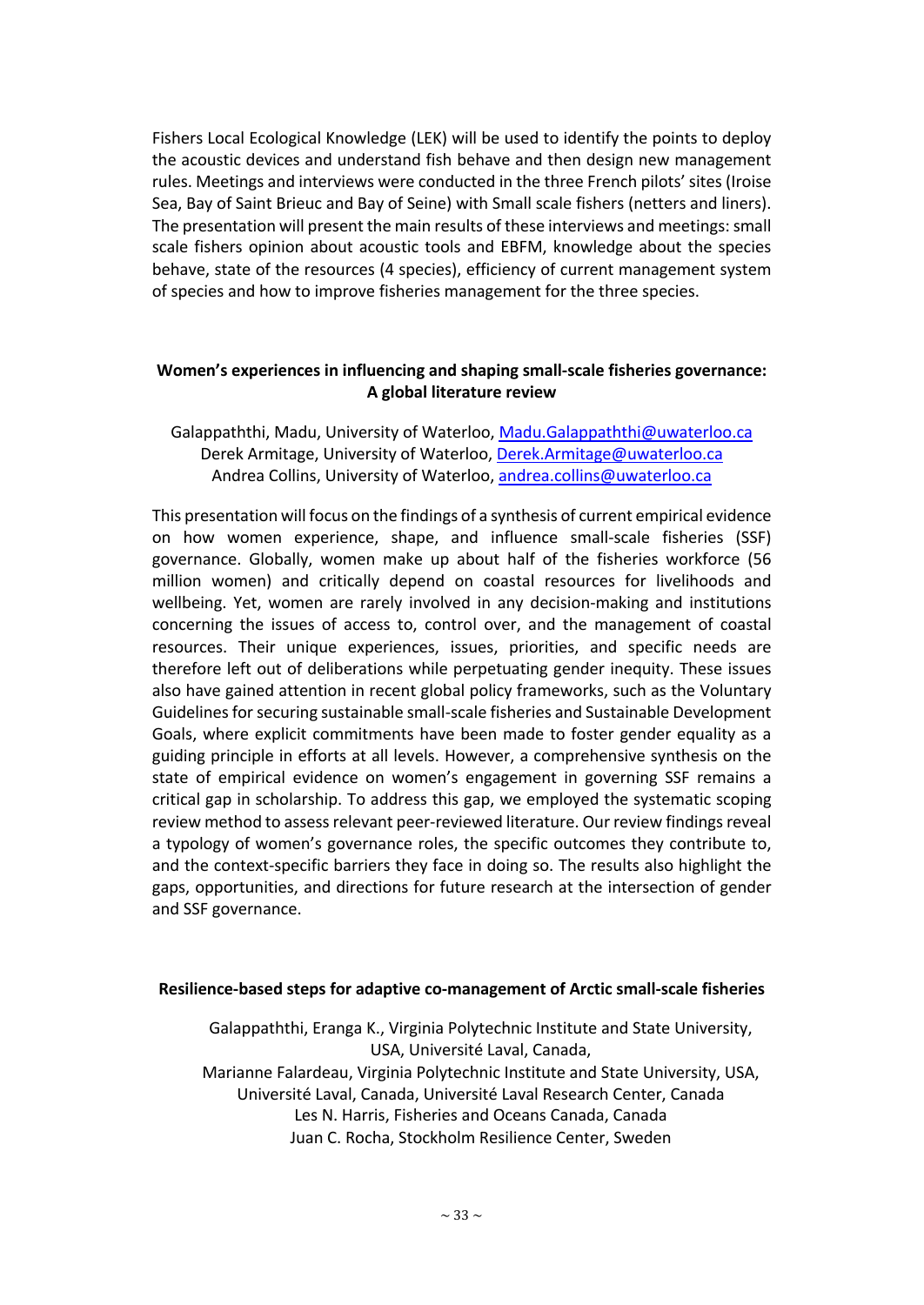Fishers Local Ecological Knowledge (LEK) will be used to identify the points to deploy the acoustic devices and understand fish behave and then design new management rules. Meetings and interviews were conducted in the three French pilots' sites (Iroise Sea, Bay of Saint Brieuc and Bay of Seine) with Small scale fishers (netters and liners). The presentation will present the main results of these interviews and meetings: small scale fishers opinion about acoustic tools and EBFM, knowledge about the species behave, state of the resources (4 species), efficiency of current management system of species and how to improve fisheries management for the three species.

### Women's experiences in influencing and shaping small-scale fisheries governance: A global literature review

Galappaththi, Madu, University of Waterloo, Madu.Galappaththi@uwaterloo.ca
Derek Armitage, University of Waterloo, Derek.Armitage@uwaterloo.ca
Andrea Collins, University of Waterloo, andrea.collins@uwaterloo.ca

This presentation will focus on the findings of a synthesis of current empirical evidence on how women experience, shape, and influence small-scale fisheries (SSF) governance. Globally, women make up about half of the fisheries workforce (56 million women) and critically depend on coastal resources for livelihoods and wellbeing. Yet, women are rarely involved in any decision-making and institutions concerning the issues of access to, control over, and the management of coastal resources. Their unique experiences, issues, priorities, and specific needs are therefore left out of deliberations while perpetuating gender inequity. These issues also have gained attention in recent global policy frameworks, such as the Voluntary Guidelines for securing sustainable small-scale fisheries and Sustainable Development Goals, where explicit commitments have been made to foster gender equality as a guiding principle in efforts at all levels. However, a comprehensive synthesis on the state of empirical evidence on women's engagement in governing SSF remains a critical gap in scholarship. To address this gap, we employed the systematic scoping review method to assess relevant peer-reviewed literature. Our review findings reveal a typology of women's governance roles, the specific outcomes they contribute to, and the context-specific barriers they face in doing so. The results also highlight the gaps, opportunities, and directions for future research at the intersection of gender and SSF governance.

### Resilience-based steps for adaptive co-management of Arctic small-scale fisheries

Galappaththi, Eranga K., Virginia Polytechnic Institute and State University, USA, Université Laval, Canada,
Marianne Falardeau, Virginia Polytechnic Institute and State University, USA, Université Laval, Canada, Université Laval Research Center, Canada
Les N. Harris, Fisheries and Oceans Canada, Canada
Juan C. Rocha, Stockholm Resilience Center, Sweden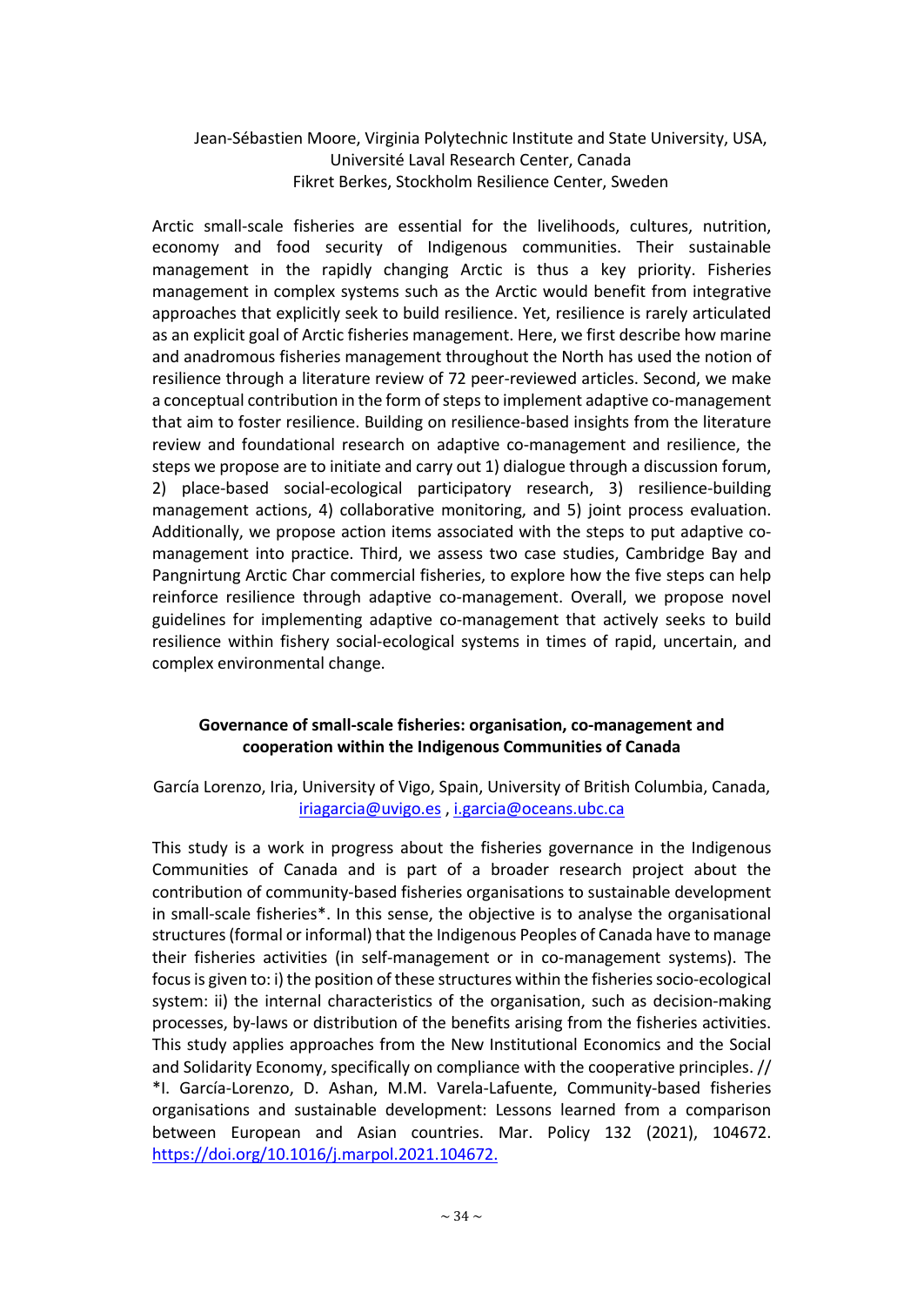Jean-Sébastien Moore, Virginia Polytechnic Institute and State University, USA, Université Laval Research Center, Canada
Fikret Berkes, Stockholm Resilience Center, Sweden

Arctic small-scale fisheries are essential for the livelihoods, cultures, nutrition, economy and food security of Indigenous communities. Their sustainable management in the rapidly changing Arctic is thus a key priority. Fisheries management in complex systems such as the Arctic would benefit from integrative approaches that explicitly seek to build resilience. Yet, resilience is rarely articulated as an explicit goal of Arctic fisheries management. Here, we first describe how marine and anadromous fisheries management throughout the North has used the notion of resilience through a literature review of 72 peer-reviewed articles. Second, we make a conceptual contribution in the form of steps to implement adaptive co-management that aim to foster resilience. Building on resilience-based insights from the literature review and foundational research on adaptive co-management and resilience, the steps we propose are to initiate and carry out 1) dialogue through a discussion forum, 2) place-based social-ecological participatory research, 3) resilience-building management actions, 4) collaborative monitoring, and 5) joint process evaluation. Additionally, we propose action items associated with the steps to put adaptive co-management into practice. Third, we assess two case studies, Cambridge Bay and Pangnirtung Arctic Char commercial fisheries, to explore how the five steps can help reinforce resilience through adaptive co-management. Overall, we propose novel guidelines for implementing adaptive co-management that actively seeks to build resilience within fishery social-ecological systems in times of rapid, uncertain, and complex environmental change.

## Governance of small-scale fisheries: organisation, co-management and cooperation within the Indigenous Communities of Canada

García Lorenzo, Iria, University of Vigo, Spain, University of British Columbia, Canada, iriagarcia@uvigo.es , i.garcia@oceans.ubc.ca

This study is a work in progress about the fisheries governance in the Indigenous Communities of Canada and is part of a broader research project about the contribution of community-based fisheries organisations to sustainable development in small-scale fisheries*. In this sense, the objective is to analyse the organisational structures (formal or informal) that the Indigenous Peoples of Canada have to manage their fisheries activities (in self-management or in co-management systems). The focus is given to: i) the position of these structures within the fisheries socio-ecological system: ii) the internal characteristics of the organisation, such as decision-making processes, by-laws or distribution of the benefits arising from the fisheries activities. This study applies approaches from the New Institutional Economics and the Social and Solidarity Economy, specifically on compliance with the cooperative principles. // *I. García-Lorenzo, D. Ashan, M.M. Varela-Lafuente, Community-based fisheries organisations and sustainable development: Lessons learned from a comparison between European and Asian countries. Mar. Policy 132 (2021), 104672. https://doi.org/10.1016/j.marpol.2021.104672.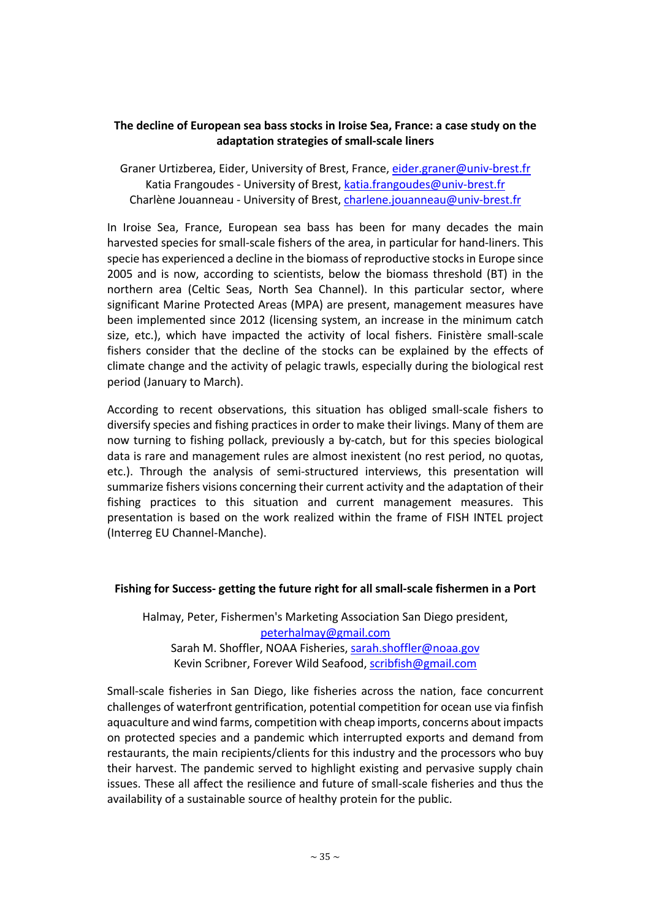**The decline of European sea bass stocks in Iroise Sea, France: a case study on the adaptation strategies of small-scale liners**

Graner Urtizberea, Eider, University of Brest, France, eider.graner@univ-brest.fr
Katia Frangoudes - University of Brest, katia.frangoudes@univ-brest.fr
Charlène Jouanneau - University of Brest, charlene.jouanneau@univ-brest.fr

In Iroise Sea, France, European sea bass has been for many decades the main harvested species for small-scale fishers of the area, in particular for hand-liners. This specie has experienced a decline in the biomass of reproductive stocks in Europe since 2005 and is now, according to scientists, below the biomass threshold (BT) in the northern area (Celtic Seas, North Sea Channel). In this particular sector, where significant Marine Protected Areas (MPA) are present, management measures have been implemented since 2012 (licensing system, an increase in the minimum catch size, etc.), which have impacted the activity of local fishers. Finistère small-scale fishers consider that the decline of the stocks can be explained by the effects of climate change and the activity of pelagic trawls, especially during the biological rest period (January to March).

According to recent observations, this situation has obliged small-scale fishers to diversify species and fishing practices in order to make their livings. Many of them are now turning to fishing pollack, previously a by-catch, but for this species biological data is rare and management rules are almost inexistent (no rest period, no quotas, etc.). Through the analysis of semi-structured interviews, this presentation will summarize fishers visions concerning their current activity and the adaptation of their fishing practices to this situation and current management measures. This presentation is based on the work realized within the frame of FISH INTEL project (Interreg EU Channel-Manche).

**Fishing for Success- getting the future right for all small-scale fishermen in a Port**

Halmay, Peter, Fishermen's Marketing Association San Diego president, peterhalmay@gmail.com
Sarah M. Shoffler, NOAA Fisheries, sarah.shoffler@noaa.gov
Kevin Scribner, Forever Wild Seafood, scribfish@gmail.com

Small-scale fisheries in San Diego, like fisheries across the nation, face concurrent challenges of waterfront gentrification, potential competition for ocean use via finfish aquaculture and wind farms, competition with cheap imports, concerns about impacts on protected species and a pandemic which interrupted exports and demand from restaurants, the main recipients/clients for this industry and the processors who buy their harvest. The pandemic served to highlight existing and pervasive supply chain issues. These all affect the resilience and future of small-scale fisheries and thus the availability of a sustainable source of healthy protein for the public.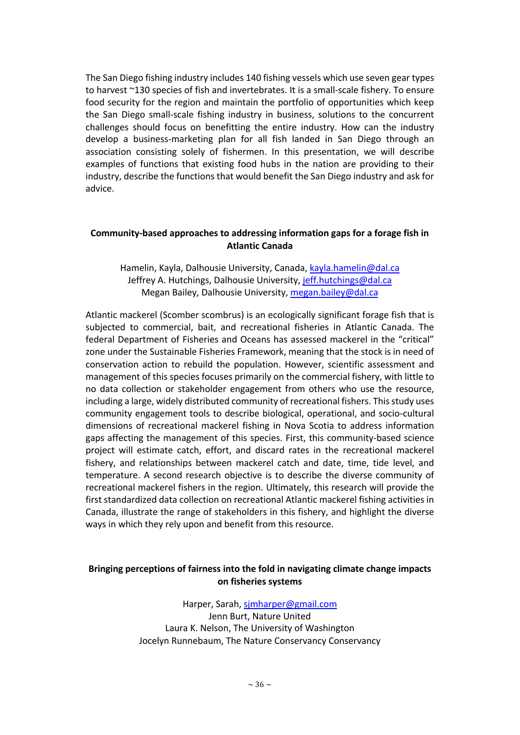The San Diego fishing industry includes 140 fishing vessels which use seven gear types to harvest ~130 species of fish and invertebrates. It is a small-scale fishery. To ensure food security for the region and maintain the portfolio of opportunities which keep the San Diego small-scale fishing industry in business, solutions to the concurrent challenges should focus on benefitting the entire industry. How can the industry develop a business-marketing plan for all fish landed in San Diego through an association consisting solely of fishermen. In this presentation, we will describe examples of functions that existing food hubs in the nation are providing to their industry, describe the functions that would benefit the San Diego industry and ask for advice.

**Community-based approaches to addressing information gaps for a forage fish in Atlantic Canada**

Hamelin, Kayla, Dalhousie University, Canada, kayla.hamelin@dal.ca
Jeffrey A. Hutchings, Dalhousie University, jeff.hutchings@dal.ca
Megan Bailey, Dalhousie University, megan.bailey@dal.ca

Atlantic mackerel (Scomber scombrus) is an ecologically significant forage fish that is subjected to commercial, bait, and recreational fisheries in Atlantic Canada. The federal Department of Fisheries and Oceans has assessed mackerel in the "critical" zone under the Sustainable Fisheries Framework, meaning that the stock is in need of conservation action to rebuild the population. However, scientific assessment and management of this species focuses primarily on the commercial fishery, with little to no data collection or stakeholder engagement from others who use the resource, including a large, widely distributed community of recreational fishers. This study uses community engagement tools to describe biological, operational, and socio-cultural dimensions of recreational mackerel fishing in Nova Scotia to address information gaps affecting the management of this species. First, this community-based science project will estimate catch, effort, and discard rates in the recreational mackerel fishery, and relationships between mackerel catch and date, time, tide level, and temperature. A second research objective is to describe the diverse community of recreational mackerel fishers in the region. Ultimately, this research will provide the first standardized data collection on recreational Atlantic mackerel fishing activities in Canada, illustrate the range of stakeholders in this fishery, and highlight the diverse ways in which they rely upon and benefit from this resource.

**Bringing perceptions of fairness into the fold in navigating climate change impacts on fisheries systems**

Harper, Sarah, sjmharper@gmail.com
Jenn Burt, Nature United
Laura K. Nelson, The University of Washington
Jocelyn Runnebaum, The Nature Conservancy Conservancy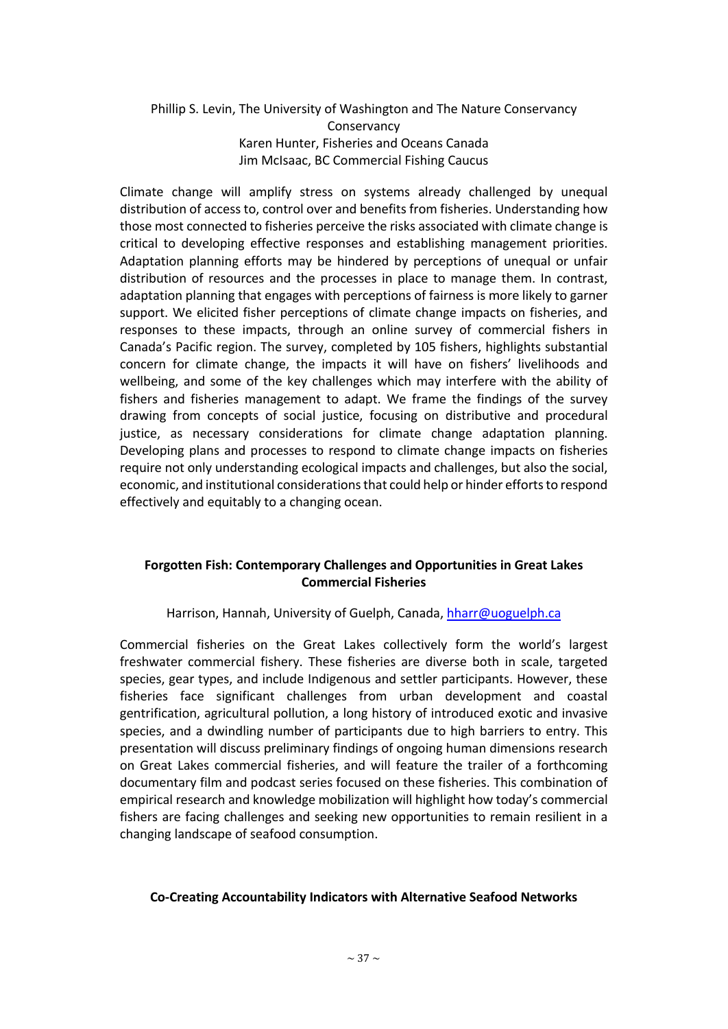Phillip S. Levin, The University of Washington and The Nature Conservancy Conservancy
Karen Hunter, Fisheries and Oceans Canada
Jim McIsaac, BC Commercial Fishing Caucus

Climate change will amplify stress on systems already challenged by unequal distribution of access to, control over and benefits from fisheries. Understanding how those most connected to fisheries perceive the risks associated with climate change is critical to developing effective responses and establishing management priorities. Adaptation planning efforts may be hindered by perceptions of unequal or unfair distribution of resources and the processes in place to manage them. In contrast, adaptation planning that engages with perceptions of fairness is more likely to garner support. We elicited fisher perceptions of climate change impacts on fisheries, and responses to these impacts, through an online survey of commercial fishers in Canada's Pacific region. The survey, completed by 105 fishers, highlights substantial concern for climate change, the impacts it will have on fishers' livelihoods and wellbeing, and some of the key challenges which may interfere with the ability of fishers and fisheries management to adapt. We frame the findings of the survey drawing from concepts of social justice, focusing on distributive and procedural justice, as necessary considerations for climate change adaptation planning. Developing plans and processes to respond to climate change impacts on fisheries require not only understanding ecological impacts and challenges, but also the social, economic, and institutional considerations that could help or hinder efforts to respond effectively and equitably to a changing ocean.

**Forgotten Fish: Contemporary Challenges and Opportunities in Great Lakes Commercial Fisheries**

Harrison, Hannah, University of Guelph, Canada, hharr@uoguelph.ca

Commercial fisheries on the Great Lakes collectively form the world's largest freshwater commercial fishery. These fisheries are diverse both in scale, targeted species, gear types, and include Indigenous and settler participants. However, these fisheries face significant challenges from urban development and coastal gentrification, agricultural pollution, a long history of introduced exotic and invasive species, and a dwindling number of participants due to high barriers to entry. This presentation will discuss preliminary findings of ongoing human dimensions research on Great Lakes commercial fisheries, and will feature the trailer of a forthcoming documentary film and podcast series focused on these fisheries. This combination of empirical research and knowledge mobilization will highlight how today's commercial fishers are facing challenges and seeking new opportunities to remain resilient in a changing landscape of seafood consumption.

**Co-Creating Accountability Indicators with Alternative Seafood Networks**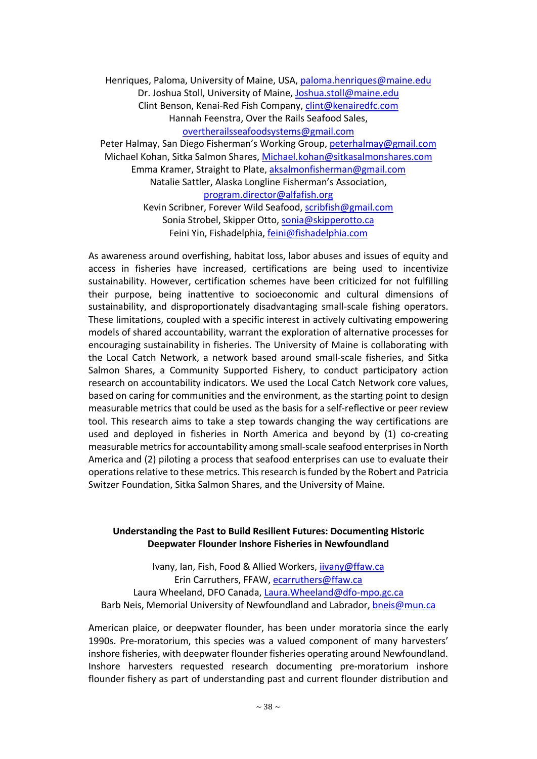Henriques, Paloma, University of Maine, USA, paloma.henriques@maine.edu
Dr. Joshua Stoll, University of Maine, Joshua.stoll@maine.edu
Clint Benson, Kenai-Red Fish Company, clint@kenairedfc.com
Hannah Feenstra, Over the Rails Seafood Sales, overtherailsseafoodsystems@gmail.com
Peter Halmay, San Diego Fisherman's Working Group, peterhalmay@gmail.com
Michael Kohan, Sitka Salmon Shares, Michael.kohan@sitkasalmonshares.com
Emma Kramer, Straight to Plate, aksalmonfisherman@gmail.com
Natalie Sattler, Alaska Longline Fisherman's Association, program.director@alfafish.org
Kevin Scribner, Forever Wild Seafood, scribfish@gmail.com
Sonia Strobel, Skipper Otto, sonia@skipperotto.ca
Feini Yin, Fishadelphia, feini@fishadelphia.com

As awareness around overfishing, habitat loss, labor abuses and issues of equity and access in fisheries have increased, certifications are being used to incentivize sustainability. However, certification schemes have been criticized for not fulfilling their purpose, being inattentive to socioeconomic and cultural dimensions of sustainability, and disproportionately disadvantaging small-scale fishing operators. These limitations, coupled with a specific interest in actively cultivating empowering models of shared accountability, warrant the exploration of alternative processes for encouraging sustainability in fisheries. The University of Maine is collaborating with the Local Catch Network, a network based around small-scale fisheries, and Sitka Salmon Shares, a Community Supported Fishery, to conduct participatory action research on accountability indicators. We used the Local Catch Network core values, based on caring for communities and the environment, as the starting point to design measurable metrics that could be used as the basis for a self-reflective or peer review tool. This research aims to take a step towards changing the way certifications are used and deployed in fisheries in North America and beyond by (1) co-creating measurable metrics for accountability among small-scale seafood enterprises in North America and (2) piloting a process that seafood enterprises can use to evaluate their operations relative to these metrics. This research is funded by the Robert and Patricia Switzer Foundation, Sitka Salmon Shares, and the University of Maine.

**Understanding the Past to Build Resilient Futures: Documenting Historic Deepwater Flounder Inshore Fisheries in Newfoundland**

Ivany, Ian, Fish, Food & Allied Workers, iivany@ffaw.ca
Erin Carruthers, FFAW, ecarruthers@ffaw.ca
Laura Wheeland, DFO Canada, Laura.Wheeland@dfo-mpo.gc.ca
Barb Neis, Memorial University of Newfoundland and Labrador, bneis@mun.ca

American plaice, or deepwater flounder, has been under moratoria since the early 1990s. Pre-moratorium, this species was a valued component of many harvesters' inshore fisheries, with deepwater flounder fisheries operating around Newfoundland. Inshore harvesters requested research documenting pre-moratorium inshore flounder fishery as part of understanding past and current flounder distribution and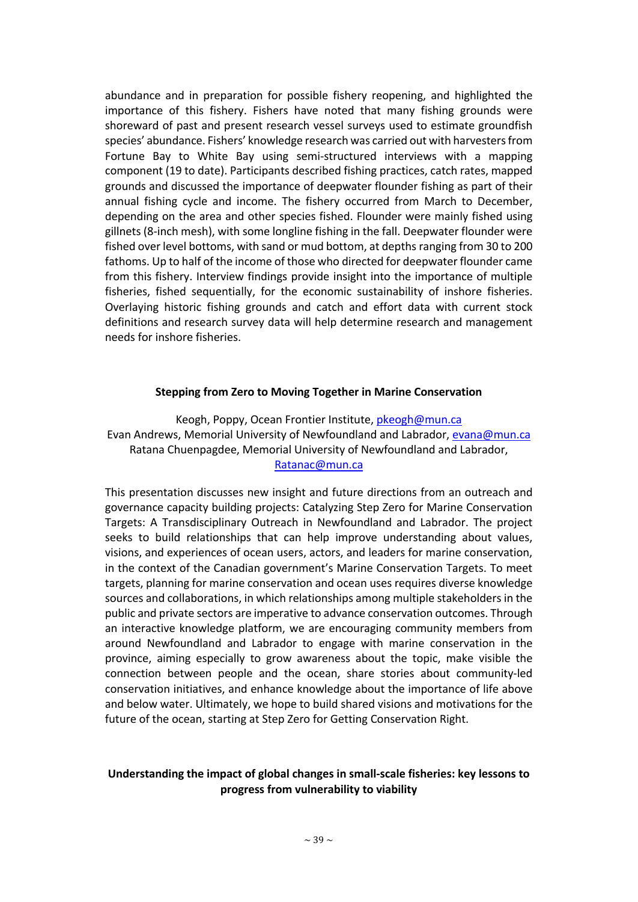abundance and in preparation for possible fishery reopening, and highlighted the importance of this fishery. Fishers have noted that many fishing grounds were shoreward of past and present research vessel surveys used to estimate groundfish species' abundance. Fishers' knowledge research was carried out with harvesters from Fortune Bay to White Bay using semi-structured interviews with a mapping component (19 to date). Participants described fishing practices, catch rates, mapped grounds and discussed the importance of deepwater flounder fishing as part of their annual fishing cycle and income. The fishery occurred from March to December, depending on the area and other species fished. Flounder were mainly fished using gillnets (8-inch mesh), with some longline fishing in the fall. Deepwater flounder were fished over level bottoms, with sand or mud bottom, at depths ranging from 30 to 200 fathoms. Up to half of the income of those who directed for deepwater flounder came from this fishery. Interview findings provide insight into the importance of multiple fisheries, fished sequentially, for the economic sustainability of inshore fisheries. Overlaying historic fishing grounds and catch and effort data with current stock definitions and research survey data will help determine research and management needs for inshore fisheries.

## Stepping from Zero to Moving Together in Marine Conservation

Keogh, Poppy, Ocean Frontier Institute, pkeogh@mun.ca
Evan Andrews, Memorial University of Newfoundland and Labrador, evana@mun.ca
Ratana Chuenpagdee, Memorial University of Newfoundland and Labrador, Ratanac@mun.ca

This presentation discusses new insight and future directions from an outreach and governance capacity building projects: Catalyzing Step Zero for Marine Conservation Targets: A Transdisciplinary Outreach in Newfoundland and Labrador. The project seeks to build relationships that can help improve understanding about values, visions, and experiences of ocean users, actors, and leaders for marine conservation, in the context of the Canadian government's Marine Conservation Targets. To meet targets, planning for marine conservation and ocean uses requires diverse knowledge sources and collaborations, in which relationships among multiple stakeholders in the public and private sectors are imperative to advance conservation outcomes. Through an interactive knowledge platform, we are encouraging community members from around Newfoundland and Labrador to engage with marine conservation in the province, aiming especially to grow awareness about the topic, make visible the connection between people and the ocean, share stories about community-led conservation initiatives, and enhance knowledge about the importance of life above and below water. Ultimately, we hope to build shared visions and motivations for the future of the ocean, starting at Step Zero for Getting Conservation Right.

## Understanding the impact of global changes in small-scale fisheries: key lessons to progress from vulnerability to viability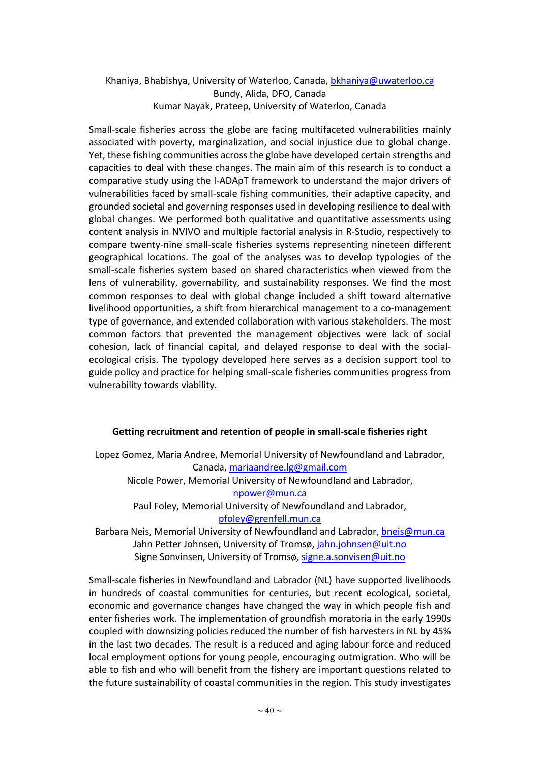Khaniya, Bhabishya, University of Waterloo, Canada, bkhaniya@uwaterloo.ca
Bundy, Alida, DFO, Canada
Kumar Nayak, Prateep, University of Waterloo, Canada

Small-scale fisheries across the globe are facing multifaceted vulnerabilities mainly associated with poverty, marginalization, and social injustice due to global change. Yet, these fishing communities across the globe have developed certain strengths and capacities to deal with these changes. The main aim of this research is to conduct a comparative study using the I-ADApT framework to understand the major drivers of vulnerabilities faced by small-scale fishing communities, their adaptive capacity, and grounded societal and governing responses used in developing resilience to deal with global changes. We performed both qualitative and quantitative assessments using content analysis in NVIVO and multiple factorial analysis in R-Studio, respectively to compare twenty-nine small-scale fisheries systems representing nineteen different geographical locations. The goal of the analyses was to develop typologies of the small-scale fisheries system based on shared characteristics when viewed from the lens of vulnerability, governability, and sustainability responses. We find the most common responses to deal with global change included a shift toward alternative livelihood opportunities, a shift from hierarchical management to a co-management type of governance, and extended collaboration with various stakeholders. The most common factors that prevented the management objectives were lack of social cohesion, lack of financial capital, and delayed response to deal with the social-ecological crisis. The typology developed here serves as a decision support tool to guide policy and practice for helping small-scale fisheries communities progress from vulnerability towards viability.

**Getting recruitment and retention of people in small-scale fisheries right**

Lopez Gomez, Maria Andree, Memorial University of Newfoundland and Labrador, Canada, mariaandree.lg@gmail.com
Nicole Power, Memorial University of Newfoundland and Labrador, npower@mun.ca
Paul Foley, Memorial University of Newfoundland and Labrador, pfoley@grenfell.mun.ca
Barbara Neis, Memorial University of Newfoundland and Labrador, bneis@mun.ca
Jahn Petter Johnsen, University of Tromsø, jahn.johnsen@uit.no
Signe Sonvinsen, University of Tromsø, signe.a.sonvisen@uit.no

Small-scale fisheries in Newfoundland and Labrador (NL) have supported livelihoods in hundreds of coastal communities for centuries, but recent ecological, societal, economic and governance changes have changed the way in which people fish and enter fisheries work. The implementation of groundfish moratoria in the early 1990s coupled with downsizing policies reduced the number of fish harvesters in NL by 45% in the last two decades. The result is a reduced and aging labour force and reduced local employment options for young people, encouraging outmigration. Who will be able to fish and who will benefit from the fishery are important questions related to the future sustainability of coastal communities in the region. This study investigates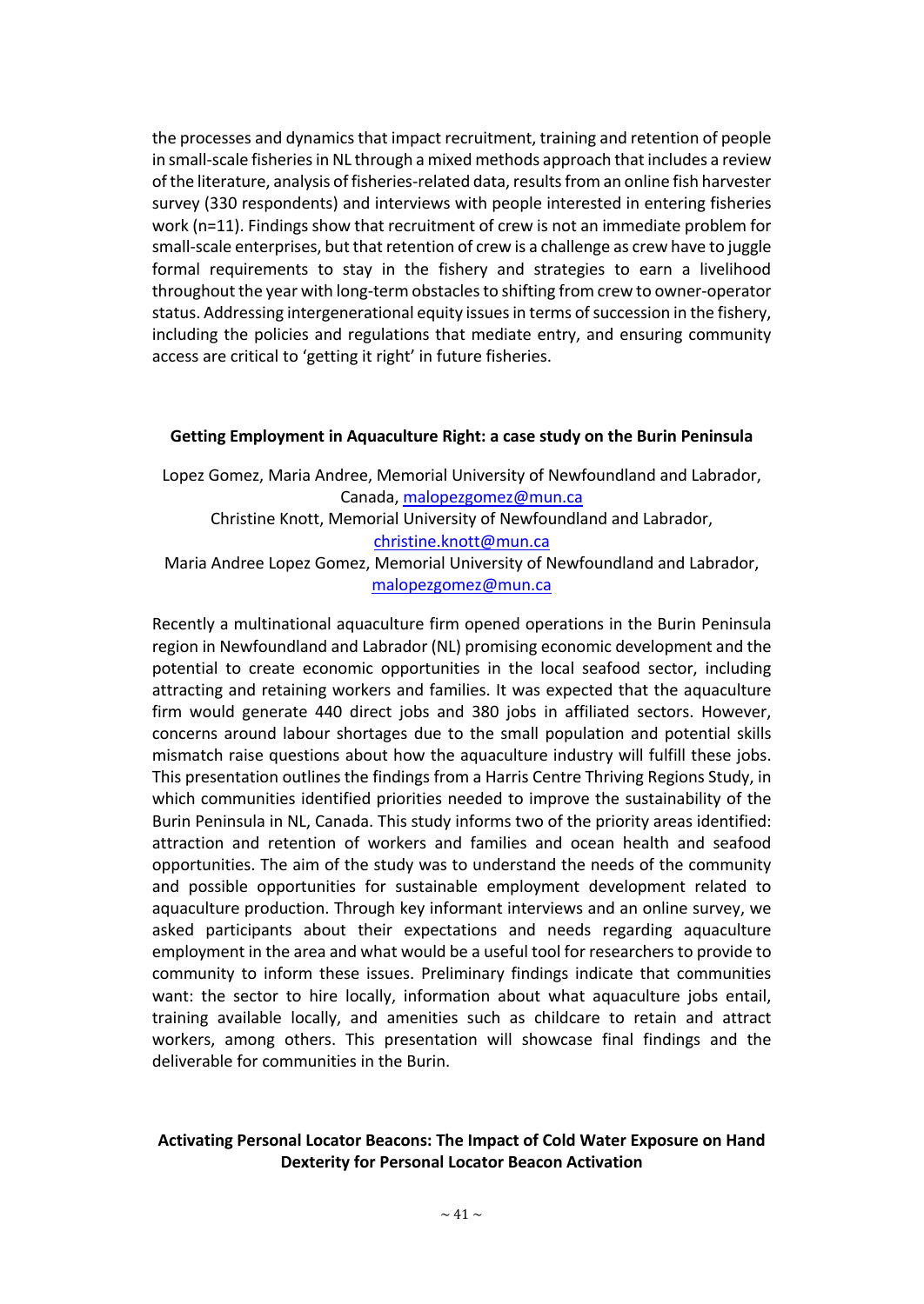the processes and dynamics that impact recruitment, training and retention of people in small-scale fisheries in NL through a mixed methods approach that includes a review of the literature, analysis of fisheries-related data, results from an online fish harvester survey (330 respondents) and interviews with people interested in entering fisheries work (n=11). Findings show that recruitment of crew is not an immediate problem for small-scale enterprises, but that retention of crew is a challenge as crew have to juggle formal requirements to stay in the fishery and strategies to earn a livelihood throughout the year with long-term obstacles to shifting from crew to owner-operator status. Addressing intergenerational equity issues in terms of succession in the fishery, including the policies and regulations that mediate entry, and ensuring community access are critical to 'getting it right' in future fisheries.

**Getting Employment in Aquaculture Right: a case study on the Burin Peninsula**

Lopez Gomez, Maria Andree, Memorial University of Newfoundland and Labrador, Canada, malopezgomez@mun.ca

Christine Knott, Memorial University of Newfoundland and Labrador, christine.knott@mun.ca

Maria Andree Lopez Gomez, Memorial University of Newfoundland and Labrador, malopezgomez@mun.ca

Recently a multinational aquaculture firm opened operations in the Burin Peninsula region in Newfoundland and Labrador (NL) promising economic development and the potential to create economic opportunities in the local seafood sector, including attracting and retaining workers and families. It was expected that the aquaculture firm would generate 440 direct jobs and 380 jobs in affiliated sectors. However, concerns around labour shortages due to the small population and potential skills mismatch raise questions about how the aquaculture industry will fulfill these jobs. This presentation outlines the findings from a Harris Centre Thriving Regions Study, in which communities identified priorities needed to improve the sustainability of the Burin Peninsula in NL, Canada. This study informs two of the priority areas identified: attraction and retention of workers and families and ocean health and seafood opportunities. The aim of the study was to understand the needs of the community and possible opportunities for sustainable employment development related to aquaculture production. Through key informant interviews and an online survey, we asked participants about their expectations and needs regarding aquaculture employment in the area and what would be a useful tool for researchers to provide to community to inform these issues. Preliminary findings indicate that communities want: the sector to hire locally, information about what aquaculture jobs entail, training available locally, and amenities such as childcare to retain and attract workers, among others. This presentation will showcase final findings and the deliverable for communities in the Burin.

**Activating Personal Locator Beacons: The Impact of Cold Water Exposure on Hand Dexterity for Personal Locator Beacon Activation**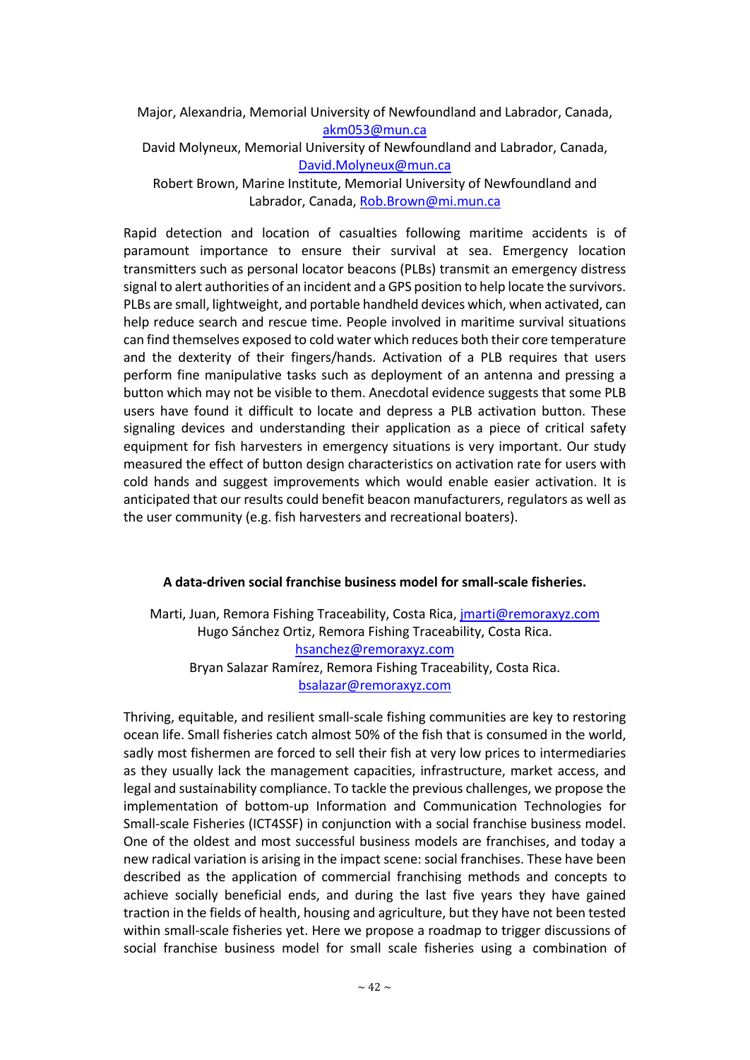Major, Alexandria, Memorial University of Newfoundland and Labrador, Canada, akm053@mun.ca
David Molyneux, Memorial University of Newfoundland and Labrador, Canada, David.Molyneux@mun.ca
Robert Brown, Marine Institute, Memorial University of Newfoundland and Labrador, Canada, Rob.Brown@mi.mun.ca

Rapid detection and location of casualties following maritime accidents is of paramount importance to ensure their survival at sea. Emergency location transmitters such as personal locator beacons (PLBs) transmit an emergency distress signal to alert authorities of an incident and a GPS position to help locate the survivors. PLBs are small, lightweight, and portable handheld devices which, when activated, can help reduce search and rescue time. People involved in maritime survival situations can find themselves exposed to cold water which reduces both their core temperature and the dexterity of their fingers/hands. Activation of a PLB requires that users perform fine manipulative tasks such as deployment of an antenna and pressing a button which may not be visible to them. Anecdotal evidence suggests that some PLB users have found it difficult to locate and depress a PLB activation button. These signaling devices and understanding their application as a piece of critical safety equipment for fish harvesters in emergency situations is very important. Our study measured the effect of button design characteristics on activation rate for users with cold hands and suggest improvements which would enable easier activation. It is anticipated that our results could benefit beacon manufacturers, regulators as well as the user community (e.g. fish harvesters and recreational boaters).

**A data-driven social franchise business model for small-scale fisheries.**

Marti, Juan, Remora Fishing Traceability, Costa Rica, jmarti@remoraxyz.com
Hugo Sánchez Ortiz, Remora Fishing Traceability, Costa Rica. hsanchez@remoraxyz.com
Bryan Salazar Ramírez, Remora Fishing Traceability, Costa Rica. bsalazar@remoraxyz.com

Thriving, equitable, and resilient small-scale fishing communities are key to restoring ocean life. Small fisheries catch almost 50% of the fish that is consumed in the world, sadly most fishermen are forced to sell their fish at very low prices to intermediaries as they usually lack the management capacities, infrastructure, market access, and legal and sustainability compliance. To tackle the previous challenges, we propose the implementation of bottom-up Information and Communication Technologies for Small-scale Fisheries (ICT4SSF) in conjunction with a social franchise business model. One of the oldest and most successful business models are franchises, and today a new radical variation is arising in the impact scene: social franchises. These have been described as the application of commercial franchising methods and concepts to achieve socially beneficial ends, and during the last five years they have gained traction in the fields of health, housing and agriculture, but they have not been tested within small-scale fisheries yet. Here we propose a roadmap to trigger discussions of social franchise business model for small scale fisheries using a combination of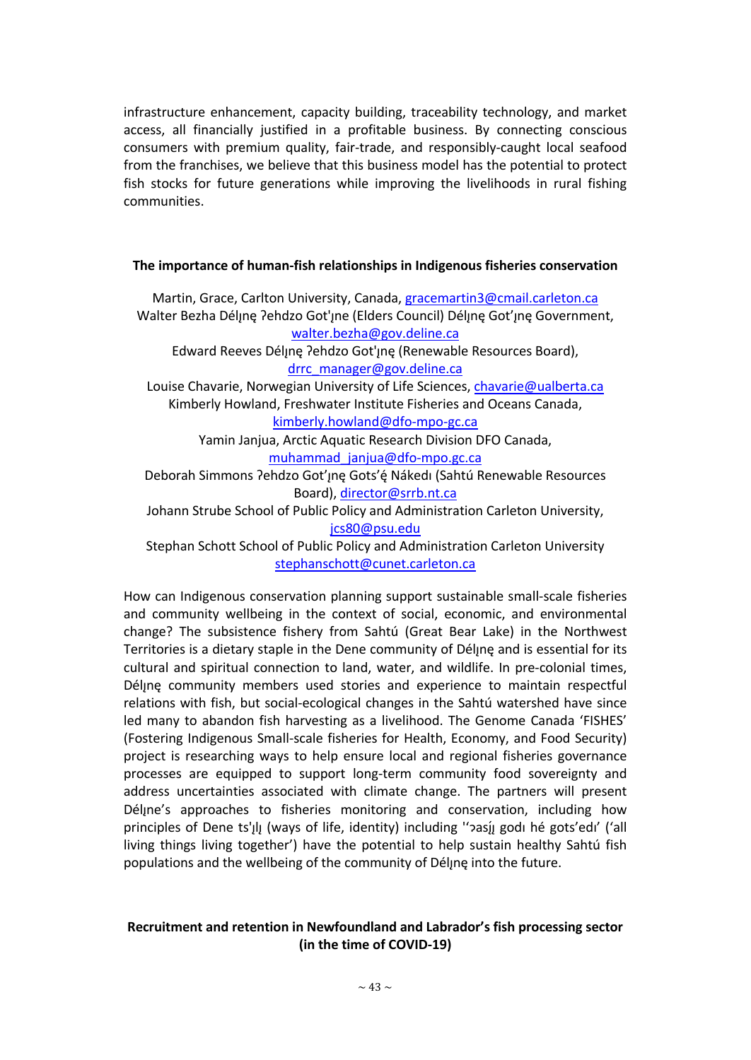infrastructure enhancement, capacity building, traceability technology, and market access, all financially justified in a profitable business. By connecting conscious consumers with premium quality, fair-trade, and responsibly-caught local seafood from the franchises, we believe that this business model has the potential to protect fish stocks for future generations while improving the livelihoods in rural fishing communities.

### The importance of human-fish relationships in Indigenous fisheries conservation

Martin, Grace, Carlton University, Canada, gracemartin3@cmail.carleton.ca
Walter Bezha Délı̨nę ʔehdzo Got'ı̨ne (Elders Council) Délı̨nę Got'ı̨nę Government, walter.bezha@gov.deline.ca
Edward Reeves Délı̨nę ʔehdzo Got'ı̨nę (Renewable Resources Board), drrc_manager@gov.deline.ca
Louise Chavarie, Norwegian University of Life Sciences, chavarie@ualberta.ca
Kimberly Howland, Freshwater Institute Fisheries and Oceans Canada, kimberly.howland@dfo-mpo-gc.ca
Yamin Janjua, Arctic Aquatic Research Division DFO Canada, muhammad_janjua@dfo-mpo.gc.ca
Deborah Simmons ʔehdzo Got'ı̨nę Gots'ę́ Nákedı (Sahtú Renewable Resources Board), director@srrb.nt.ca
Johann Strube School of Public Policy and Administration Carleton University, jcs80@psu.edu
Stephan Schott School of Public Policy and Administration Carleton University stephanschott@cunet.carleton.ca

How can Indigenous conservation planning support sustainable small-scale fisheries and community wellbeing in the context of social, economic, and environmental change? The subsistence fishery from Sahtú (Great Bear Lake) in the Northwest Territories is a dietary staple in the Dene community of Délı̨nę and is essential for its cultural and spiritual connection to land, water, and wildlife. In pre-colonial times, Délı̨nę community members used stories and experience to maintain respectful relations with fish, but social-ecological changes in the Sahtú watershed have since led many to abandon fish harvesting as a livelihood. The Genome Canada 'FISHES' (Fostering Indigenous Small-scale fisheries for Health, Economy, and Food Security) project is researching ways to help ensure local and regional fisheries governance processes are equipped to support long-term community food sovereignty and address uncertainties associated with climate change. The partners will present Délı̨ne's approaches to fisheries monitoring and conservation, including how principles of Dene ts'ı̨lı̨ (ways of life, identity) including ''ɔası̨́ı̨ godı hé gots'edı' ('all living things living together') have the potential to help sustain healthy Sahtú fish populations and the wellbeing of the community of Délı̨nę into the future.

### Recruitment and retention in Newfoundland and Labrador's fish processing sector (in the time of COVID-19)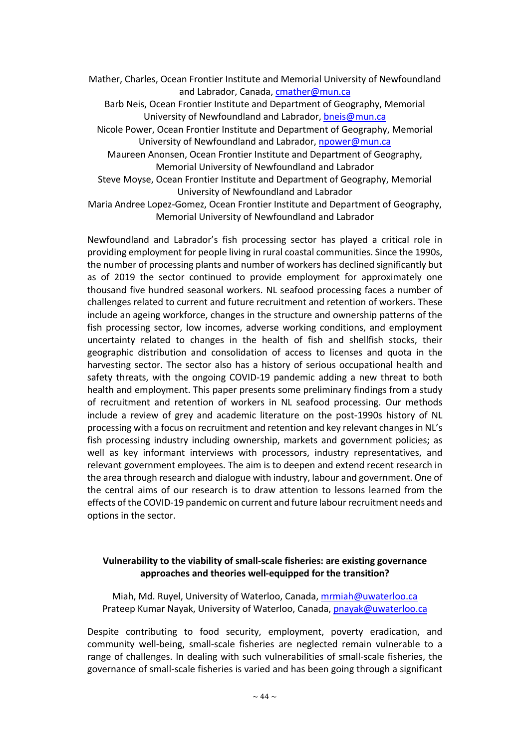Mather, Charles, Ocean Frontier Institute and Memorial University of Newfoundland and Labrador, Canada, cmather@mun.ca
Barb Neis, Ocean Frontier Institute and Department of Geography, Memorial University of Newfoundland and Labrador, bneis@mun.ca
Nicole Power, Ocean Frontier Institute and Department of Geography, Memorial University of Newfoundland and Labrador, npower@mun.ca
Maureen Anonsen, Ocean Frontier Institute and Department of Geography, Memorial University of Newfoundland and Labrador
Steve Moyse, Ocean Frontier Institute and Department of Geography, Memorial University of Newfoundland and Labrador
Maria Andree Lopez-Gomez, Ocean Frontier Institute and Department of Geography, Memorial University of Newfoundland and Labrador

Newfoundland and Labrador's fish processing sector has played a critical role in providing employment for people living in rural coastal communities. Since the 1990s, the number of processing plants and number of workers has declined significantly but as of 2019 the sector continued to provide employment for approximately one thousand five hundred seasonal workers. NL seafood processing faces a number of challenges related to current and future recruitment and retention of workers. These include an ageing workforce, changes in the structure and ownership patterns of the fish processing sector, low incomes, adverse working conditions, and employment uncertainty related to changes in the health of fish and shellfish stocks, their geographic distribution and consolidation of access to licenses and quota in the harvesting sector. The sector also has a history of serious occupational health and safety threats, with the ongoing COVID-19 pandemic adding a new threat to both health and employment. This paper presents some preliminary findings from a study of recruitment and retention of workers in NL seafood processing. Our methods include a review of grey and academic literature on the post-1990s history of NL processing with a focus on recruitment and retention and key relevant changes in NL's fish processing industry including ownership, markets and government policies; as well as key informant interviews with processors, industry representatives, and relevant government employees. The aim is to deepen and extend recent research in the area through research and dialogue with industry, labour and government. One of the central aims of our research is to draw attention to lessons learned from the effects of the COVID-19 pandemic on current and future labour recruitment needs and options in the sector.

**Vulnerability to the viability of small-scale fisheries: are existing governance approaches and theories well-equipped for the transition?**

Miah, Md. Ruyel, University of Waterloo, Canada, mrmiah@uwaterloo.ca
Prateep Kumar Nayak, University of Waterloo, Canada, pnayak@uwaterloo.ca

Despite contributing to food security, employment, poverty eradication, and community well-being, small-scale fisheries are neglected remain vulnerable to a range of challenges. In dealing with such vulnerabilities of small-scale fisheries, the governance of small-scale fisheries is varied and has been going through a significant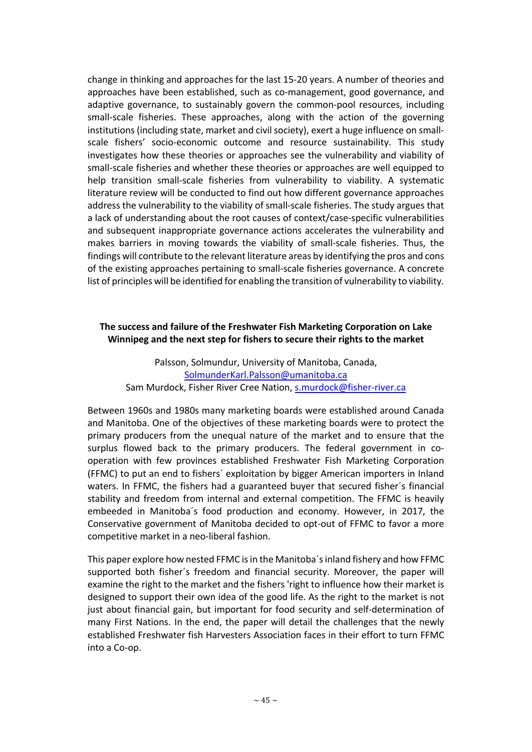change in thinking and approaches for the last 15-20 years. A number of theories and approaches have been established, such as co-management, good governance, and adaptive governance, to sustainably govern the common-pool resources, including small-scale fisheries. These approaches, along with the action of the governing institutions (including state, market and civil society), exert a huge influence on small-scale fishers' socio-economic outcome and resource sustainability. This study investigates how these theories or approaches see the vulnerability and viability of small-scale fisheries and whether these theories or approaches are well equipped to help transition small-scale fisheries from vulnerability to viability. A systematic literature review will be conducted to find out how different governance approaches address the vulnerability to the viability of small-scale fisheries. The study argues that a lack of understanding about the root causes of context/case-specific vulnerabilities and subsequent inappropriate governance actions accelerates the vulnerability and makes barriers in moving towards the viability of small-scale fisheries. Thus, the findings will contribute to the relevant literature areas by identifying the pros and cons of the existing approaches pertaining to small-scale fisheries governance. A concrete list of principles will be identified for enabling the transition of vulnerability to viability.

**The success and failure of the Freshwater Fish Marketing Corporation on Lake Winnipeg and the next step for fishers to secure their rights to the market**

Palsson, Solmundur, University of Manitoba, Canada, SolmunderKarl.Palsson@umanitoba.ca
Sam Murdock, Fisher River Cree Nation, s.murdock@fisher-river.ca

Between 1960s and 1980s many marketing boards were established around Canada and Manitoba. One of the objectives of these marketing boards were to protect the primary producers from the unequal nature of the market and to ensure that the surplus flowed back to the primary producers. The federal government in co-operation with few provinces established Freshwater Fish Marketing Corporation (FFMC) to put an end to fishers´ exploitation by bigger American importers in Inland waters. In FFMC, the fishers had a guaranteed buyer that secured fisher´s financial stability and freedom from internal and external competition. The FFMC is heavily embeeded in Manitoba´s food production and economy. However, in 2017, the Conservative government of Manitoba decided to opt-out of FFMC to favor a more competitive market in a neo-liberal fashion.

This paper explore how nested FFMC is in the Manitoba´s inland fishery and how FFMC supported both fisher´s freedom and financial security. Moreover, the paper will examine the right to the market and the fishers 'right to influence how their market is designed to support their own idea of the good life. As the right to the market is not just about financial gain, but important for food security and self-determination of many First Nations. In the end, the paper will detail the challenges that the newly established Freshwater fish Harvesters Association faces in their effort to turn FFMC into a Co-op.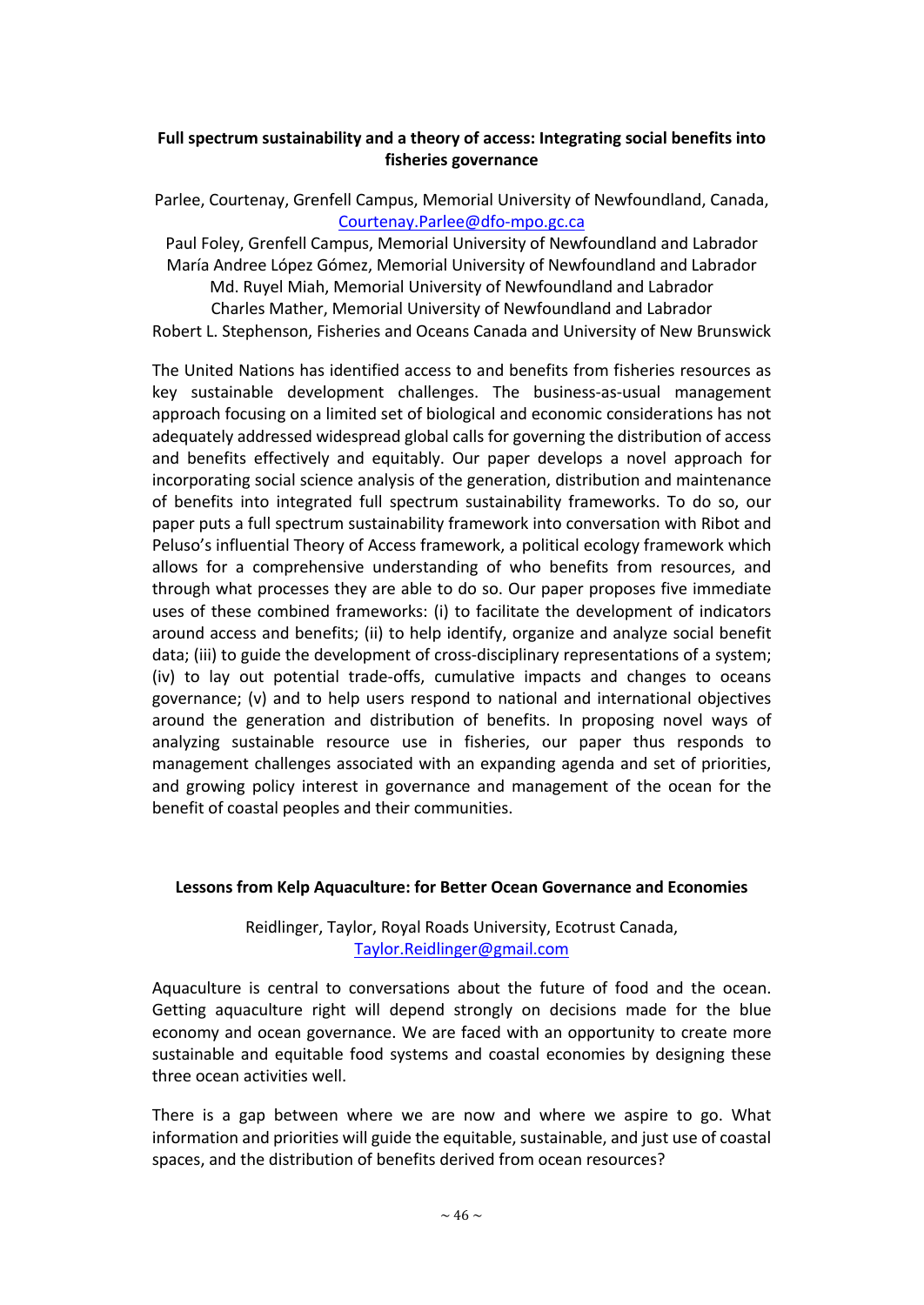### Full spectrum sustainability and a theory of access: Integrating social benefits into fisheries governance

Parlee, Courtenay, Grenfell Campus, Memorial University of Newfoundland, Canada, Courtenay.Parlee@dfo-mpo.gc.ca
Paul Foley, Grenfell Campus, Memorial University of Newfoundland and Labrador
María Andree López Gómez, Memorial University of Newfoundland and Labrador
Md. Ruyel Miah, Memorial University of Newfoundland and Labrador
Charles Mather, Memorial University of Newfoundland and Labrador
Robert L. Stephenson, Fisheries and Oceans Canada and University of New Brunswick

The United Nations has identified access to and benefits from fisheries resources as key sustainable development challenges. The business-as-usual management approach focusing on a limited set of biological and economic considerations has not adequately addressed widespread global calls for governing the distribution of access and benefits effectively and equitably. Our paper develops a novel approach for incorporating social science analysis of the generation, distribution and maintenance of benefits into integrated full spectrum sustainability frameworks. To do so, our paper puts a full spectrum sustainability framework into conversation with Ribot and Peluso's influential Theory of Access framework, a political ecology framework which allows for a comprehensive understanding of who benefits from resources, and through what processes they are able to do so. Our paper proposes five immediate uses of these combined frameworks: (i) to facilitate the development of indicators around access and benefits; (ii) to help identify, organize and analyze social benefit data; (iii) to guide the development of cross-disciplinary representations of a system; (iv) to lay out potential trade-offs, cumulative impacts and changes to oceans governance; (v) and to help users respond to national and international objectives around the generation and distribution of benefits. In proposing novel ways of analyzing sustainable resource use in fisheries, our paper thus responds to management challenges associated with an expanding agenda and set of priorities, and growing policy interest in governance and management of the ocean for the benefit of coastal peoples and their communities.

### Lessons from Kelp Aquaculture: for Better Ocean Governance and Economies

Reidlinger, Taylor, Royal Roads University, Ecotrust Canada, Taylor.Reidlinger@gmail.com

Aquaculture is central to conversations about the future of food and the ocean. Getting aquaculture right will depend strongly on decisions made for the blue economy and ocean governance. We are faced with an opportunity to create more sustainable and equitable food systems and coastal economies by designing these three ocean activities well.

There is a gap between where we are now and where we aspire to go. What information and priorities will guide the equitable, sustainable, and just use of coastal spaces, and the distribution of benefits derived from ocean resources?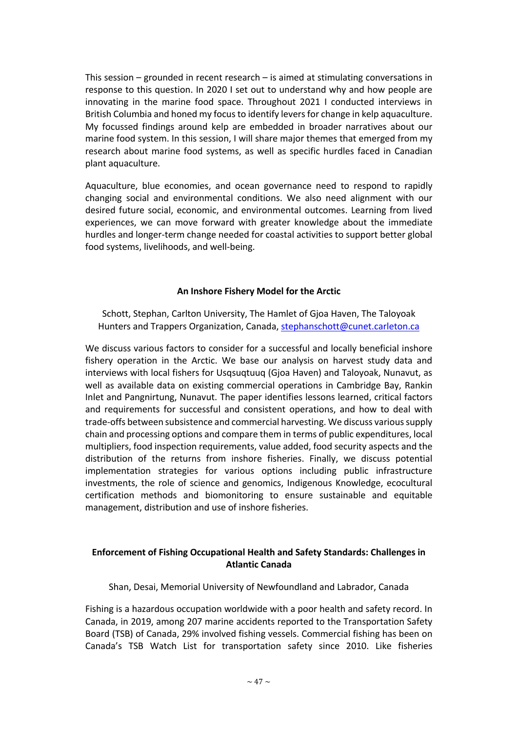This session – grounded in recent research – is aimed at stimulating conversations in response to this question. In 2020 I set out to understand why and how people are innovating in the marine food space. Throughout 2021 I conducted interviews in British Columbia and honed my focus to identify levers for change in kelp aquaculture. My focussed findings around kelp are embedded in broader narratives about our marine food system. In this session, I will share major themes that emerged from my research about marine food systems, as well as specific hurdles faced in Canadian plant aquaculture.

Aquaculture, blue economies, and ocean governance need to respond to rapidly changing social and environmental conditions. We also need alignment with our desired future social, economic, and environmental outcomes. Learning from lived experiences, we can move forward with greater knowledge about the immediate hurdles and longer-term change needed for coastal activities to support better global food systems, livelihoods, and well-being.

### An Inshore Fishery Model for the Arctic

Schott, Stephan, Carlton University, The Hamlet of Gjoa Haven, The Taloyoak Hunters and Trappers Organization, Canada, stephanschott@cunet.carleton.ca

We discuss various factors to consider for a successful and locally beneficial inshore fishery operation in the Arctic. We base our analysis on harvest study data and interviews with local fishers for Usqsuqtuuq (Gjoa Haven) and Taloyoak, Nunavut, as well as available data on existing commercial operations in Cambridge Bay, Rankin Inlet and Pangnirtung, Nunavut. The paper identifies lessons learned, critical factors and requirements for successful and consistent operations, and how to deal with trade-offs between subsistence and commercial harvesting. We discuss various supply chain and processing options and compare them in terms of public expenditures, local multipliers, food inspection requirements, value added, food security aspects and the distribution of the returns from inshore fisheries. Finally, we discuss potential implementation strategies for various options including public infrastructure investments, the role of science and genomics, Indigenous Knowledge, ecocultural certification methods and biomonitoring to ensure sustainable and equitable management, distribution and use of inshore fisheries.

### Enforcement of Fishing Occupational Health and Safety Standards: Challenges in Atlantic Canada

Shan, Desai, Memorial University of Newfoundland and Labrador, Canada

Fishing is a hazardous occupation worldwide with a poor health and safety record. In Canada, in 2019, among 207 marine accidents reported to the Transportation Safety Board (TSB) of Canada, 29% involved fishing vessels. Commercial fishing has been on Canada's TSB Watch List for transportation safety since 2010. Like fisheries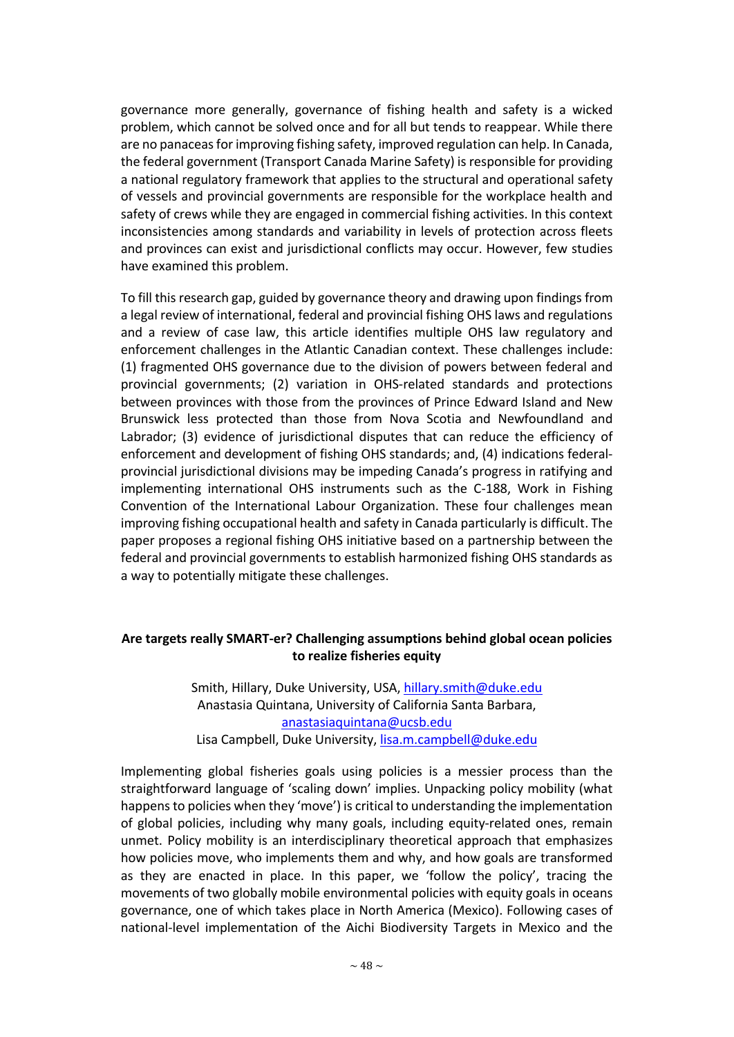governance more generally, governance of fishing health and safety is a wicked problem, which cannot be solved once and for all but tends to reappear. While there are no panaceas for improving fishing safety, improved regulation can help. In Canada, the federal government (Transport Canada Marine Safety) is responsible for providing a national regulatory framework that applies to the structural and operational safety of vessels and provincial governments are responsible for the workplace health and safety of crews while they are engaged in commercial fishing activities. In this context inconsistencies among standards and variability in levels of protection across fleets and provinces can exist and jurisdictional conflicts may occur. However, few studies have examined this problem.

To fill this research gap, guided by governance theory and drawing upon findings from a legal review of international, federal and provincial fishing OHS laws and regulations and a review of case law, this article identifies multiple OHS law regulatory and enforcement challenges in the Atlantic Canadian context. These challenges include: (1) fragmented OHS governance due to the division of powers between federal and provincial governments; (2) variation in OHS-related standards and protections between provinces with those from the provinces of Prince Edward Island and New Brunswick less protected than those from Nova Scotia and Newfoundland and Labrador; (3) evidence of jurisdictional disputes that can reduce the efficiency of enforcement and development of fishing OHS standards; and, (4) indications federal-provincial jurisdictional divisions may be impeding Canada's progress in ratifying and implementing international OHS instruments such as the C-188, Work in Fishing Convention of the International Labour Organization. These four challenges mean improving fishing occupational health and safety in Canada particularly is difficult. The paper proposes a regional fishing OHS initiative based on a partnership between the federal and provincial governments to establish harmonized fishing OHS standards as a way to potentially mitigate these challenges.

**Are targets really SMART-er? Challenging assumptions behind global ocean policies to realize fisheries equity**

Smith, Hillary, Duke University, USA, hillary.smith@duke.edu
Anastasia Quintana, University of California Santa Barbara, anastasiaquintana@ucsb.edu
Lisa Campbell, Duke University, lisa.m.campbell@duke.edu

Implementing global fisheries goals using policies is a messier process than the straightforward language of 'scaling down' implies. Unpacking policy mobility (what happens to policies when they 'move') is critical to understanding the implementation of global policies, including why many goals, including equity-related ones, remain unmet. Policy mobility is an interdisciplinary theoretical approach that emphasizes how policies move, who implements them and why, and how goals are transformed as they are enacted in place. In this paper, we 'follow the policy', tracing the movements of two globally mobile environmental policies with equity goals in oceans governance, one of which takes place in North America (Mexico). Following cases of national-level implementation of the Aichi Biodiversity Targets in Mexico and the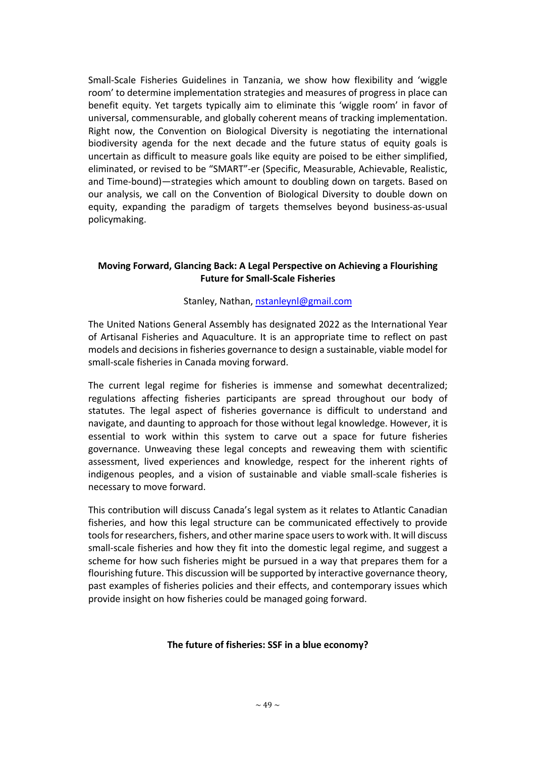Small-Scale Fisheries Guidelines in Tanzania, we show how flexibility and 'wiggle room' to determine implementation strategies and measures of progress in place can benefit equity. Yet targets typically aim to eliminate this 'wiggle room' in favor of universal, commensurable, and globally coherent means of tracking implementation. Right now, the Convention on Biological Diversity is negotiating the international biodiversity agenda for the next decade and the future status of equity goals is uncertain as difficult to measure goals like equity are poised to be either simplified, eliminated, or revised to be "SMART"-er (Specific, Measurable, Achievable, Realistic, and Time-bound)—strategies which amount to doubling down on targets. Based on our analysis, we call on the Convention of Biological Diversity to double down on equity, expanding the paradigm of targets themselves beyond business-as-usual policymaking.

**Moving Forward, Glancing Back: A Legal Perspective on Achieving a Flourishing Future for Small-Scale Fisheries**

Stanley, Nathan, nstanleynl@gmail.com

The United Nations General Assembly has designated 2022 as the International Year of Artisanal Fisheries and Aquaculture. It is an appropriate time to reflect on past models and decisions in fisheries governance to design a sustainable, viable model for small-scale fisheries in Canada moving forward.

The current legal regime for fisheries is immense and somewhat decentralized; regulations affecting fisheries participants are spread throughout our body of statutes. The legal aspect of fisheries governance is difficult to understand and navigate, and daunting to approach for those without legal knowledge. However, it is essential to work within this system to carve out a space for future fisheries governance. Unweaving these legal concepts and reweaving them with scientific assessment, lived experiences and knowledge, respect for the inherent rights of indigenous peoples, and a vision of sustainable and viable small-scale fisheries is necessary to move forward.

This contribution will discuss Canada's legal system as it relates to Atlantic Canadian fisheries, and how this legal structure can be communicated effectively to provide tools for researchers, fishers, and other marine space users to work with. It will discuss small-scale fisheries and how they fit into the domestic legal regime, and suggest a scheme for how such fisheries might be pursued in a way that prepares them for a flourishing future. This discussion will be supported by interactive governance theory, past examples of fisheries policies and their effects, and contemporary issues which provide insight on how fisheries could be managed going forward.

**The future of fisheries: SSF in a blue economy?**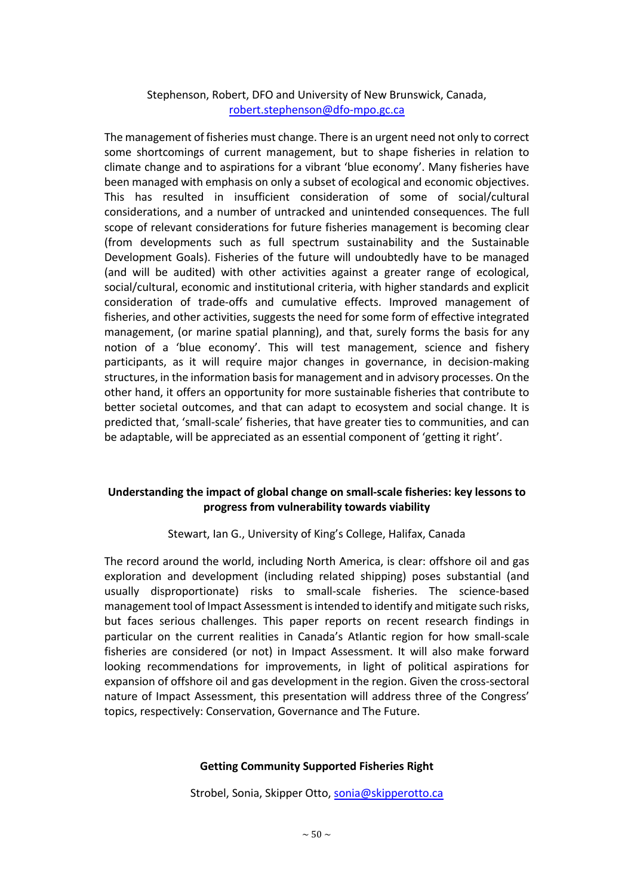Stephenson, Robert, DFO and University of New Brunswick, Canada, robert.stephenson@dfo-mpo.gc.ca

The management of fisheries must change. There is an urgent need not only to correct some shortcomings of current management, but to shape fisheries in relation to climate change and to aspirations for a vibrant 'blue economy'. Many fisheries have been managed with emphasis on only a subset of ecological and economic objectives. This has resulted in insufficient consideration of some of social/cultural considerations, and a number of untracked and unintended consequences. The full scope of relevant considerations for future fisheries management is becoming clear (from developments such as full spectrum sustainability and the Sustainable Development Goals). Fisheries of the future will undoubtedly have to be managed (and will be audited) with other activities against a greater range of ecological, social/cultural, economic and institutional criteria, with higher standards and explicit consideration of trade-offs and cumulative effects. Improved management of fisheries, and other activities, suggests the need for some form of effective integrated management, (or marine spatial planning), and that, surely forms the basis for any notion of a 'blue economy'. This will test management, science and fishery participants, as it will require major changes in governance, in decision-making structures, in the information basis for management and in advisory processes. On the other hand, it offers an opportunity for more sustainable fisheries that contribute to better societal outcomes, and that can adapt to ecosystem and social change. It is predicted that, 'small-scale' fisheries, that have greater ties to communities, and can be adaptable, will be appreciated as an essential component of 'getting it right'.

## Understanding the impact of global change on small-scale fisheries: key lessons to progress from vulnerability towards viability

Stewart, Ian G., University of King's College, Halifax, Canada

The record around the world, including North America, is clear: offshore oil and gas exploration and development (including related shipping) poses substantial (and usually disproportionate) risks to small-scale fisheries. The science-based management tool of Impact Assessment is intended to identify and mitigate such risks, but faces serious challenges. This paper reports on recent research findings in particular on the current realities in Canada's Atlantic region for how small-scale fisheries are considered (or not) in Impact Assessment. It will also make forward looking recommendations for improvements, in light of political aspirations for expansion of offshore oil and gas development in the region. Given the cross-sectoral nature of Impact Assessment, this presentation will address three of the Congress' topics, respectively: Conservation, Governance and The Future.

## Getting Community Supported Fisheries Right

Strobel, Sonia, Skipper Otto, sonia@skipperotto.ca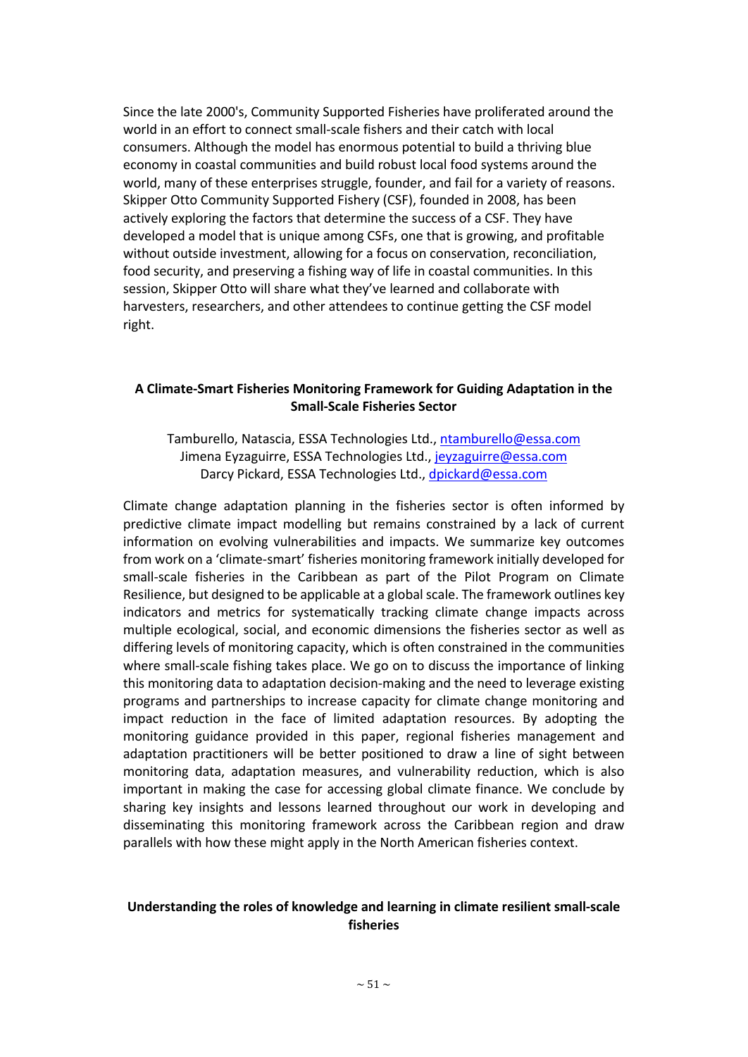Since the late 2000's, Community Supported Fisheries have proliferated around the world in an effort to connect small-scale fishers and their catch with local consumers. Although the model has enormous potential to build a thriving blue economy in coastal communities and build robust local food systems around the world, many of these enterprises struggle, founder, and fail for a variety of reasons. Skipper Otto Community Supported Fishery (CSF), founded in 2008, has been actively exploring the factors that determine the success of a CSF. They have developed a model that is unique among CSFs, one that is growing, and profitable without outside investment, allowing for a focus on conservation, reconciliation, food security, and preserving a fishing way of life in coastal communities. In this session, Skipper Otto will share what they've learned and collaborate with harvesters, researchers, and other attendees to continue getting the CSF model right.

### A Climate-Smart Fisheries Monitoring Framework for Guiding Adaptation in the Small-Scale Fisheries Sector

Tamburello, Natascia, ESSA Technologies Ltd., ntamburello@essa.com
Jimena Eyzaguirre, ESSA Technologies Ltd., jeyzaguirre@essa.com
Darcy Pickard, ESSA Technologies Ltd., dpickard@essa.com

Climate change adaptation planning in the fisheries sector is often informed by predictive climate impact modelling but remains constrained by a lack of current information on evolving vulnerabilities and impacts. We summarize key outcomes from work on a 'climate-smart' fisheries monitoring framework initially developed for small-scale fisheries in the Caribbean as part of the Pilot Program on Climate Resilience, but designed to be applicable at a global scale. The framework outlines key indicators and metrics for systematically tracking climate change impacts across multiple ecological, social, and economic dimensions the fisheries sector as well as differing levels of monitoring capacity, which is often constrained in the communities where small-scale fishing takes place. We go on to discuss the importance of linking this monitoring data to adaptation decision-making and the need to leverage existing programs and partnerships to increase capacity for climate change monitoring and impact reduction in the face of limited adaptation resources. By adopting the monitoring guidance provided in this paper, regional fisheries management and adaptation practitioners will be better positioned to draw a line of sight between monitoring data, adaptation measures, and vulnerability reduction, which is also important in making the case for accessing global climate finance. We conclude by sharing key insights and lessons learned throughout our work in developing and disseminating this monitoring framework across the Caribbean region and draw parallels with how these might apply in the North American fisheries context.

### Understanding the roles of knowledge and learning in climate resilient small-scale fisheries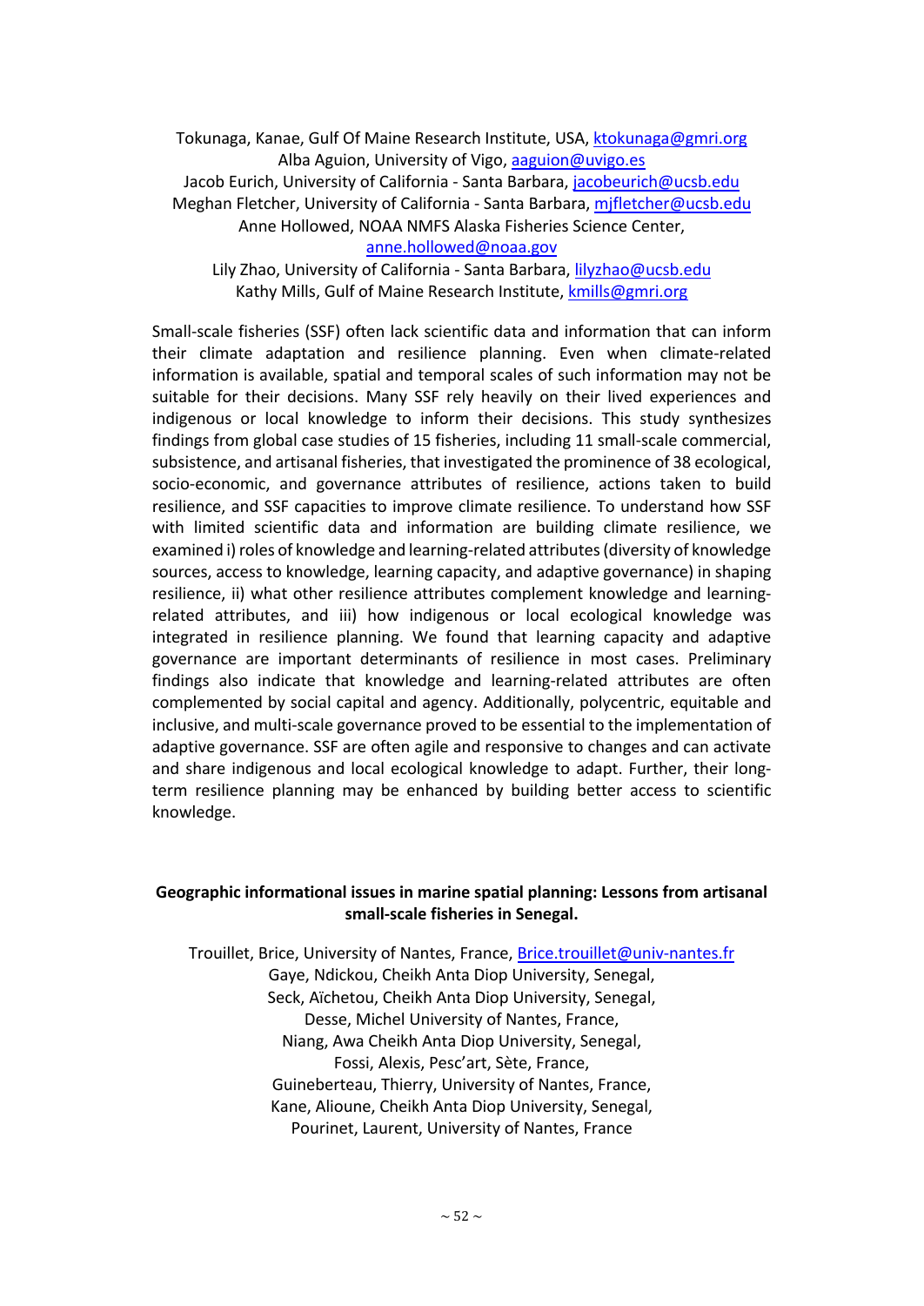Tokunaga, Kanae, Gulf Of Maine Research Institute, USA, ktokunaga@gmri.org
Alba Aguion, University of Vigo, aaguion@uvigo.es
Jacob Eurich, University of California - Santa Barbara, jacobeurich@ucsb.edu
Meghan Fletcher, University of California - Santa Barbara, mjfletcher@ucsb.edu
Anne Hollowed, NOAA NMFS Alaska Fisheries Science Center, anne.hollowed@noaa.gov
Lily Zhao, University of California - Santa Barbara, lilyzhao@ucsb.edu
Kathy Mills, Gulf of Maine Research Institute, kmills@gmri.org

Small-scale fisheries (SSF) often lack scientific data and information that can inform their climate adaptation and resilience planning. Even when climate-related information is available, spatial and temporal scales of such information may not be suitable for their decisions. Many SSF rely heavily on their lived experiences and indigenous or local knowledge to inform their decisions. This study synthesizes findings from global case studies of 15 fisheries, including 11 small-scale commercial, subsistence, and artisanal fisheries, that investigated the prominence of 38 ecological, socio-economic, and governance attributes of resilience, actions taken to build resilience, and SSF capacities to improve climate resilience. To understand how SSF with limited scientific data and information are building climate resilience, we examined i) roles of knowledge and learning-related attributes (diversity of knowledge sources, access to knowledge, learning capacity, and adaptive governance) in shaping resilience, ii) what other resilience attributes complement knowledge and learning-related attributes, and iii) how indigenous or local ecological knowledge was integrated in resilience planning. We found that learning capacity and adaptive governance are important determinants of resilience in most cases. Preliminary findings also indicate that knowledge and learning-related attributes are often complemented by social capital and agency. Additionally, polycentric, equitable and inclusive, and multi-scale governance proved to be essential to the implementation of adaptive governance. SSF are often agile and responsive to changes and can activate and share indigenous and local ecological knowledge to adapt. Further, their long-term resilience planning may be enhanced by building better access to scientific knowledge.

## Geographic informational issues in marine spatial planning: Lessons from artisanal small-scale fisheries in Senegal.

Trouillet, Brice, University of Nantes, France, Brice.trouillet@univ-nantes.fr
Gaye, Ndickou, Cheikh Anta Diop University, Senegal,
Seck, Aïchetou, Cheikh Anta Diop University, Senegal,
Desse, Michel University of Nantes, France,
Niang, Awa Cheikh Anta Diop University, Senegal,
Fossi, Alexis, Pesc'art, Sète, France,
Guineberteau, Thierry, University of Nantes, France,
Kane, Alioune, Cheikh Anta Diop University, Senegal,
Pourinet, Laurent, University of Nantes, France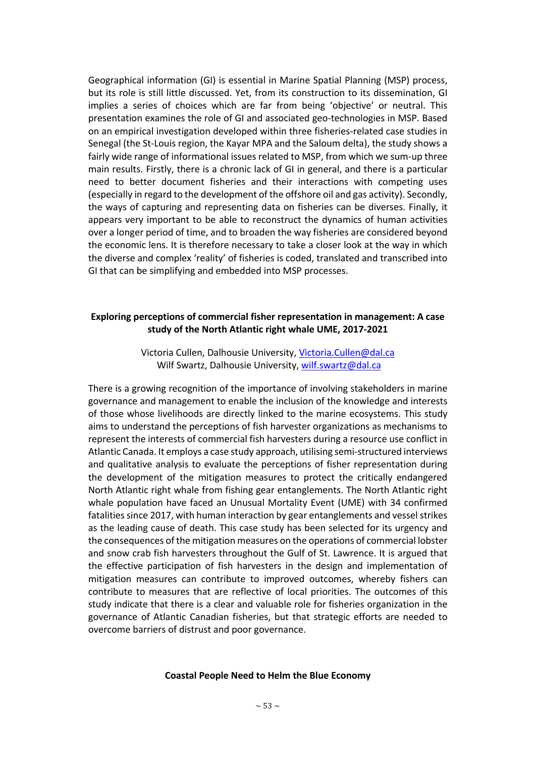Geographical information (GI) is essential in Marine Spatial Planning (MSP) process, but its role is still little discussed. Yet, from its construction to its dissemination, GI implies a series of choices which are far from being 'objective' or neutral. This presentation examines the role of GI and associated geo-technologies in MSP. Based on an empirical investigation developed within three fisheries-related case studies in Senegal (the St-Louis region, the Kayar MPA and the Saloum delta), the study shows a fairly wide range of informational issues related to MSP, from which we sum-up three main results. Firstly, there is a chronic lack of GI in general, and there is a particular need to better document fisheries and their interactions with competing uses (especially in regard to the development of the offshore oil and gas activity). Secondly, the ways of capturing and representing data on fisheries can be diverses. Finally, it appears very important to be able to reconstruct the dynamics of human activities over a longer period of time, and to broaden the way fisheries are considered beyond the economic lens. It is therefore necessary to take a closer look at the way in which the diverse and complex 'reality' of fisheries is coded, translated and transcribed into GI that can be simplifying and embedded into MSP processes.

**Exploring perceptions of commercial fisher representation in management: A case study of the North Atlantic right whale UME, 2017-2021**

Victoria Cullen, Dalhousie University, Victoria.Cullen@dal.ca
Wilf Swartz, Dalhousie University, wilf.swartz@dal.ca

There is a growing recognition of the importance of involving stakeholders in marine governance and management to enable the inclusion of the knowledge and interests of those whose livelihoods are directly linked to the marine ecosystems. This study aims to understand the perceptions of fish harvester organizations as mechanisms to represent the interests of commercial fish harvesters during a resource use conflict in Atlantic Canada. It employs a case study approach, utilising semi-structured interviews and qualitative analysis to evaluate the perceptions of fisher representation during the development of the mitigation measures to protect the critically endangered North Atlantic right whale from fishing gear entanglements. The North Atlantic right whale population have faced an Unusual Mortality Event (UME) with 34 confirmed fatalities since 2017, with human interaction by gear entanglements and vessel strikes as the leading cause of death. This case study has been selected for its urgency and the consequences of the mitigation measures on the operations of commercial lobster and snow crab fish harvesters throughout the Gulf of St. Lawrence. It is argued that the effective participation of fish harvesters in the design and implementation of mitigation measures can contribute to improved outcomes, whereby fishers can contribute to measures that are reflective of local priorities. The outcomes of this study indicate that there is a clear and valuable role for fisheries organization in the governance of Atlantic Canadian fisheries, but that strategic efforts are needed to overcome barriers of distrust and poor governance.

**Coastal People Need to Helm the Blue Economy**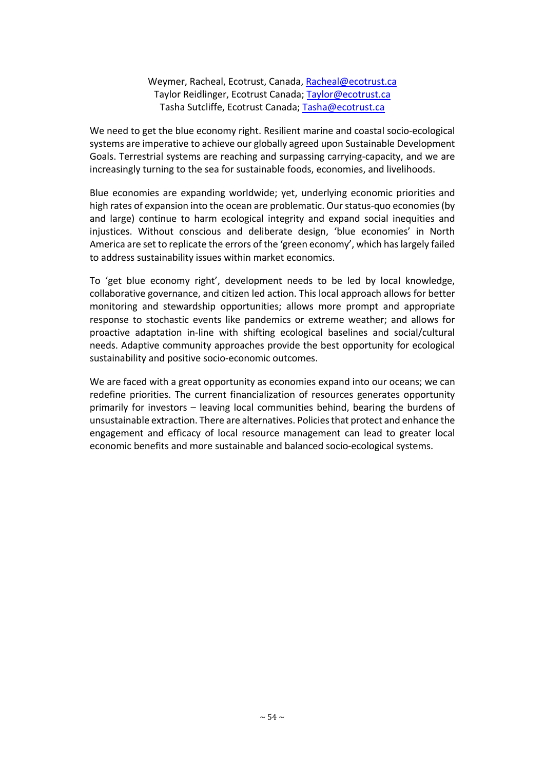Weymer, Racheal, Ecotrust, Canada, Racheal@ecotrust.ca
Taylor Reidlinger, Ecotrust Canada; Taylor@ecotrust.ca
Tasha Sutcliffe, Ecotrust Canada; Tasha@ecotrust.ca

We need to get the blue economy right. Resilient marine and coastal socio-ecological systems are imperative to achieve our globally agreed upon Sustainable Development Goals. Terrestrial systems are reaching and surpassing carrying-capacity, and we are increasingly turning to the sea for sustainable foods, economies, and livelihoods.

Blue economies are expanding worldwide; yet, underlying economic priorities and high rates of expansion into the ocean are problematic. Our status-quo economies (by and large) continue to harm ecological integrity and expand social inequities and injustices. Without conscious and deliberate design, 'blue economies' in North America are set to replicate the errors of the 'green economy', which has largely failed to address sustainability issues within market economics.

To 'get blue economy right', development needs to be led by local knowledge, collaborative governance, and citizen led action. This local approach allows for better monitoring and stewardship opportunities; allows more prompt and appropriate response to stochastic events like pandemics or extreme weather; and allows for proactive adaptation in-line with shifting ecological baselines and social/cultural needs. Adaptive community approaches provide the best opportunity for ecological sustainability and positive socio-economic outcomes.

We are faced with a great opportunity as economies expand into our oceans; we can redefine priorities. The current financialization of resources generates opportunity primarily for investors – leaving local communities behind, bearing the burdens of unsustainable extraction. There are alternatives. Policies that protect and enhance the engagement and efficacy of local resource management can lead to greater local economic benefits and more sustainable and balanced socio-ecological systems.